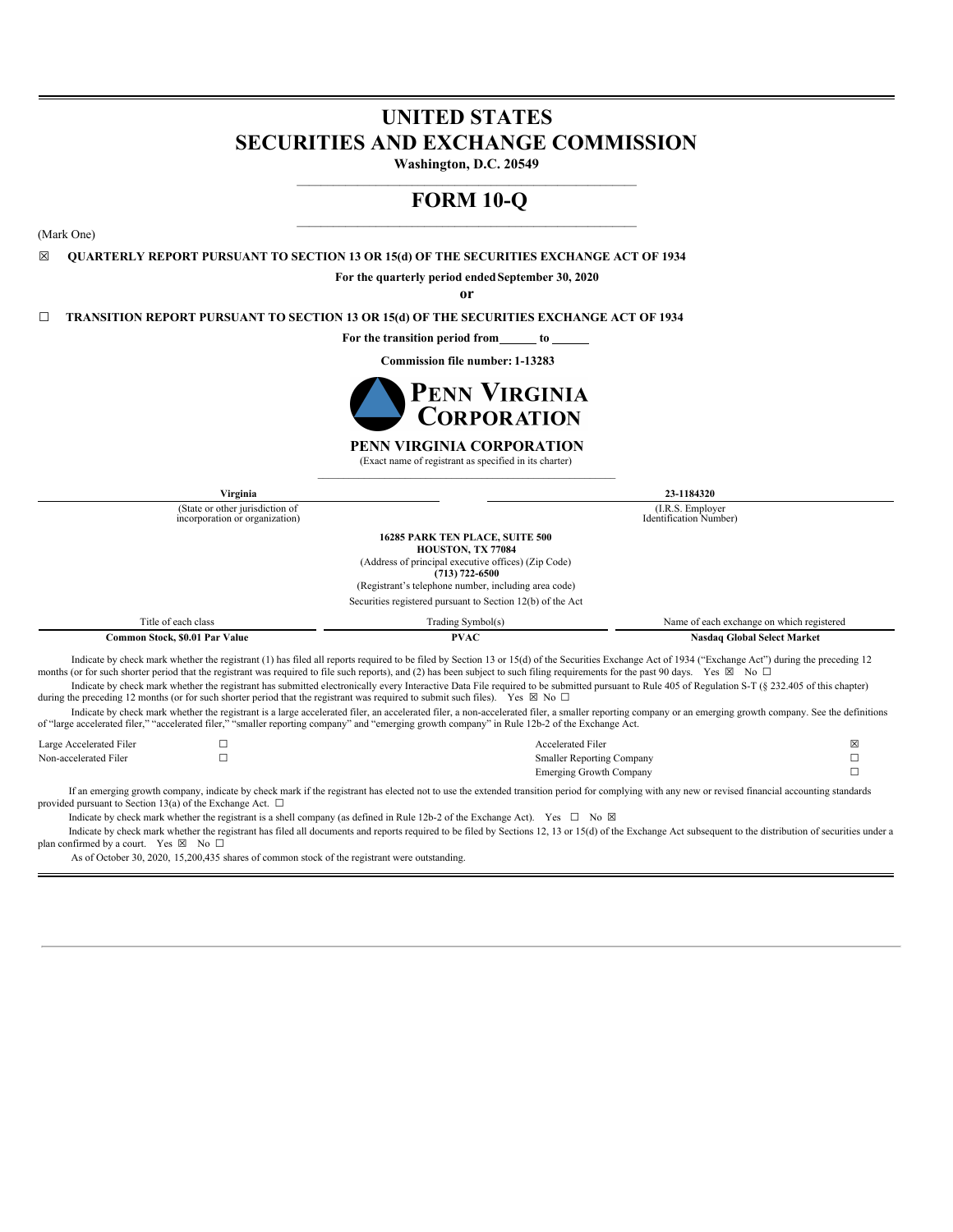# UNITED STATES
# SECURITIES AND EXCHANGE COMMISSION

**Washington, D.C. 20549**

# FORM 10-Q

(Mark One)

☒ **QUARTERLY REPORT PURSUANT TO SECTION 13 OR 15(d) OF THE SECURITIES EXCHANGE ACT OF 1934**

**For the quarterly period ended September 30, 2020**

**or**

☐ **TRANSITION REPORT PURSUANT TO SECTION 13 OR 15(d) OF THE SECURITIES EXCHANGE ACT OF 1934**

**For the transition period from\_\_\_\_\_\_ to \_\_\_\_\_\_**

**Commission file number: 1-13283**

**PENN VIRGINIA CORPORATION**

(Exact name of registrant as specified in its charter)

| **Virginia** | **23-1184320** |
|---|---|
| (State or other jurisdiction of incorporation or organization) | (I.R.S. Employer Identification Number) |

**16285 PARK TEN PLACE, SUITE 500**
**HOUSTON, TX 77084**
(Address of principal executive offices) (Zip Code)
**(713) 722-6500**
(Registrant's telephone number, including area code)

Securities registered pursuant to Section 12(b) of the Act

| Title of each class | Trading Symbol(s) | Name of each exchange on which registered |
|---|---|---|
| **Common Stock, $0.01 Par Value** | **PVAC** | **Nasdaq Global Select Market** |

Indicate by check mark whether the registrant (1) has filed all reports required to be filed by Section 13 or 15(d) of the Securities Exchange Act of 1934 ("Exchange Act") during the preceding 12 months (or for such shorter period that the registrant was required to file such reports), and (2) has been subject to such filing requirements for the past 90 days. Yes ☒ No ☐

Indicate by check mark whether the registrant has submitted electronically every Interactive Data File required to be submitted pursuant to Rule 405 of Regulation S-T (§ 232.405 of this chapter) during the preceding 12 months (or for such shorter period that the registrant was required to submit such files). Yes ☒ No ☐

Indicate by check mark whether the registrant is a large accelerated filer, an accelerated filer, a non-accelerated filer, a smaller reporting company or an emerging growth company. See the definitions of "large accelerated filer," "accelerated filer," "smaller reporting company" and "emerging growth company" in Rule 12b-2 of the Exchange Act.

| | | | |
|---|---|---|---|
| Large Accelerated Filer | ☐ | Accelerated Filer | ☒ |
| Non-accelerated Filer | ☐ | Smaller Reporting Company | ☐ |
| | | Emerging Growth Company | ☐ |

If an emerging growth company, indicate by check mark if the registrant has elected not to use the extended transition period for complying with any new or revised financial accounting standards provided pursuant to Section 13(a) of the Exchange Act. ☐

Indicate by check mark whether the registrant is a shell company (as defined in Rule 12b-2 of the Exchange Act). Yes ☐ No ☒

Indicate by check mark whether the registrant has filed all documents and reports required to be filed by Sections 12, 13 or 15(d) of the Exchange Act subsequent to the distribution of securities under a plan confirmed by a court. Yes ☒ No ☐

As of October 30, 2020, 15,200,435 shares of common stock of the registrant were outstanding.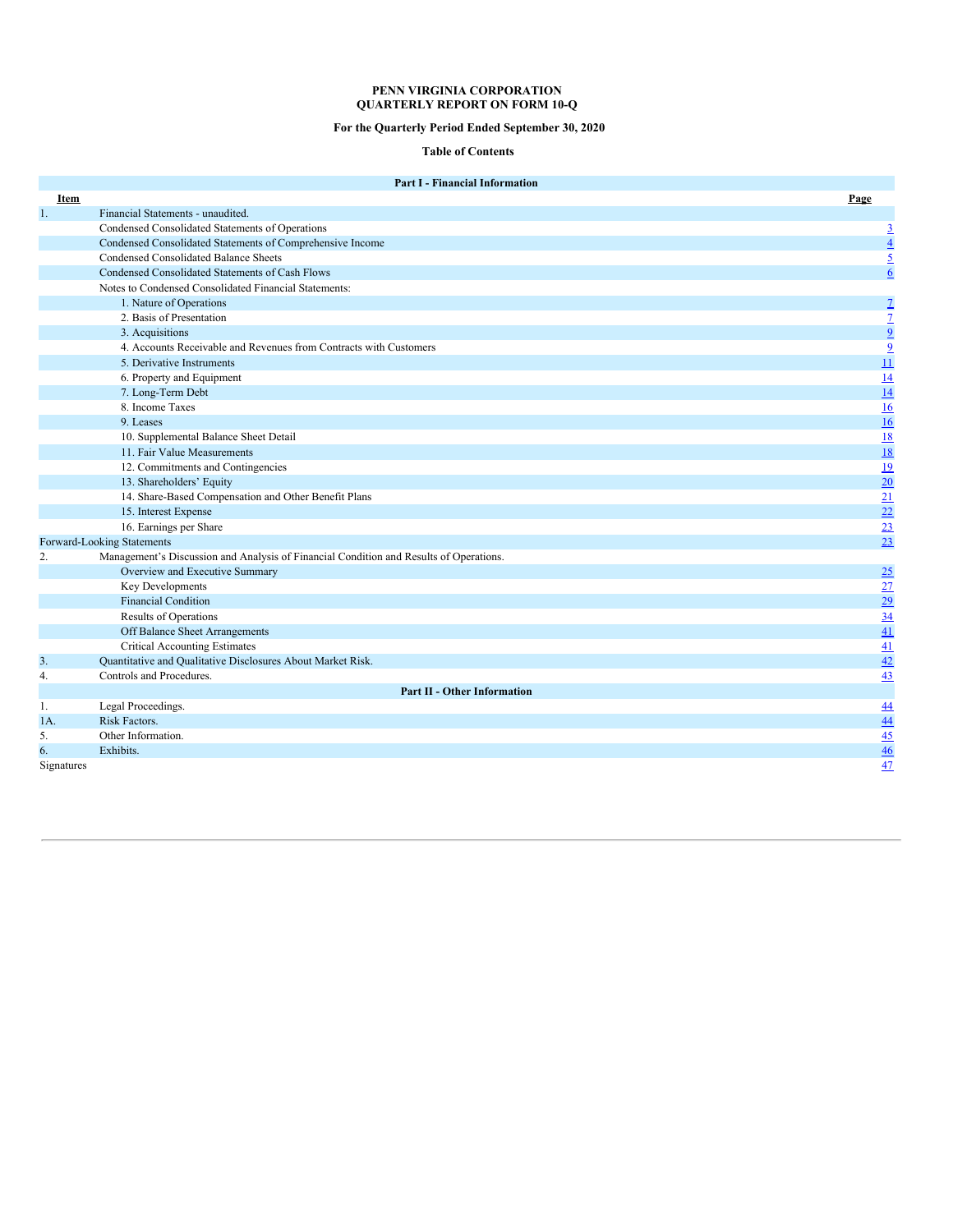**PENN VIRGINIA CORPORATION**
**QUARTERLY REPORT ON FORM 10-Q**

**For the Quarterly Period Ended September 30, 2020**

**Table of Contents**

| Item | | Page |
|---|---|---|
| | **Part I - Financial Information** | |
| 1. | Financial Statements - unaudited. | |
| | Condensed Consolidated Statements of Operations | 3 |
| | Condensed Consolidated Statements of Comprehensive Income | 4 |
| | Condensed Consolidated Balance Sheets | 5 |
| | Condensed Consolidated Statements of Cash Flows | 6 |
| | Notes to Condensed Consolidated Financial Statements: | |
| | 1. Nature of Operations | 7 |
| | 2. Basis of Presentation | 7 |
| | 3. Acquisitions | 9 |
| | 4. Accounts Receivable and Revenues from Contracts with Customers | 9 |
| | 5. Derivative Instruments | 11 |
| | 6. Property and Equipment | 14 |
| | 7. Long-Term Debt | 14 |
| | 8. Income Taxes | 16 |
| | 9. Leases | 16 |
| | 10. Supplemental Balance Sheet Detail | 18 |
| | 11. Fair Value Measurements | 18 |
| | 12. Commitments and Contingencies | 19 |
| | 13. Shareholders' Equity | 20 |
| | 14. Share-Based Compensation and Other Benefit Plans | 21 |
| | 15. Interest Expense | 22 |
| | 16. Earnings per Share | 23 |
| Forward-Looking Statements | | 23 |
| 2. | Management's Discussion and Analysis of Financial Condition and Results of Operations. | |
| | Overview and Executive Summary | 25 |
| | Key Developments | 27 |
| | Financial Condition | 29 |
| | Results of Operations | 34 |
| | Off Balance Sheet Arrangements | 41 |
| | Critical Accounting Estimates | 41 |
| 3. | Quantitative and Qualitative Disclosures About Market Risk. | 42 |
| 4. | Controls and Procedures. | 43 |
| | **Part II - Other Information** | |
| 1. | Legal Proceedings. | 44 |
| 1A. | Risk Factors. | 44 |
| 5. | Other Information. | 45 |
| 6. | Exhibits. | 46 |
| Signatures | | 47 |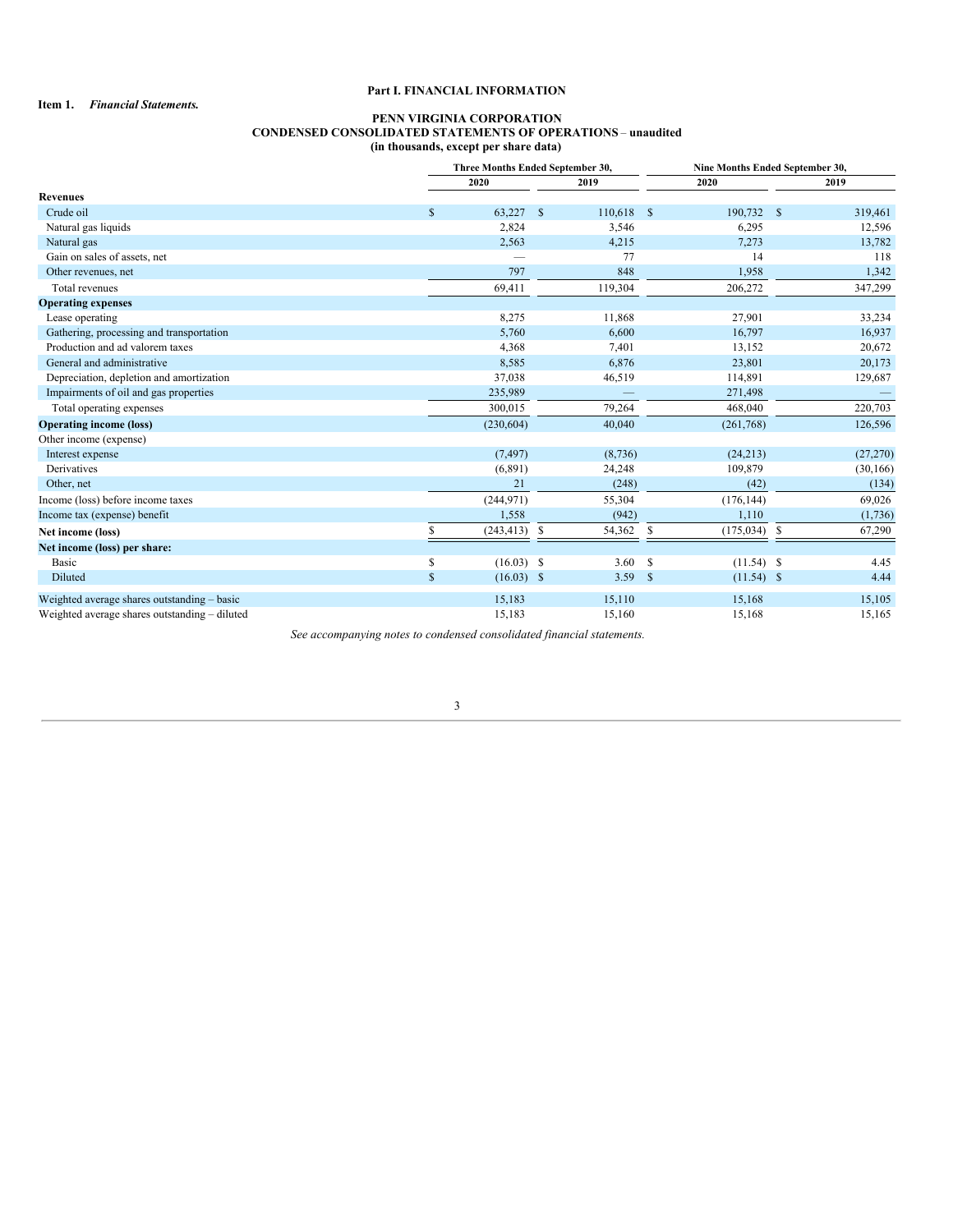## Part I. FINANCIAL INFORMATION

**Item 1.** ***Financial Statements.***

**PENN VIRGINIA CORPORATION**
**CONDENSED CONSOLIDATED STATEMENTS OF OPERATIONS** – **unaudited**
**(in thousands, except per share data)**

| | Three Months Ended September 30, | | Nine Months Ended September 30, | |
|---|---|---|---|---|
| | 2020 | 2019 | 2020 | 2019 |
| **Revenues** | | | | |
| Crude oil | $ 63,227 | $ 110,618 | $ 190,732 | $ 319,461 |
| Natural gas liquids | 2,824 | 3,546 | 6,295 | 12,596 |
| Natural gas | 2,563 | 4,215 | 7,273 | 13,782 |
| Gain on sales of assets, net | — | 77 | 14 | 118 |
| Other revenues, net | 797 | 848 | 1,958 | 1,342 |
| Total revenues | 69,411 | 119,304 | 206,272 | 347,299 |
| **Operating expenses** | | | | |
| Lease operating | 8,275 | 11,868 | 27,901 | 33,234 |
| Gathering, processing and transportation | 5,760 | 6,600 | 16,797 | 16,937 |
| Production and ad valorem taxes | 4,368 | 7,401 | 13,152 | 20,672 |
| General and administrative | 8,585 | 6,876 | 23,801 | 20,173 |
| Depreciation, depletion and amortization | 37,038 | 46,519 | 114,891 | 129,687 |
| Impairments of oil and gas properties | 235,989 | — | 271,498 | — |
| Total operating expenses | 300,015 | 79,264 | 468,040 | 220,703 |
| **Operating income (loss)** | (230,604) | 40,040 | (261,768) | 126,596 |
| Other income (expense) | | | | |
| Interest expense | (7,497) | (8,736) | (24,213) | (27,270) |
| Derivatives | (6,891) | 24,248 | 109,879 | (30,166) |
| Other, net | 21 | (248) | (42) | (134) |
| Income (loss) before income taxes | (244,971) | 55,304 | (176,144) | 69,026 |
| Income tax (expense) benefit | 1,558 | (942) | 1,110 | (1,736) |
| **Net income (loss)** | $ (243,413) | $ 54,362 | $ (175,034) | $ 67,290 |
| **Net income (loss) per share:** | | | | |
| Basic | $ (16.03) | $ 3.60 | $ (11.54) | $ 4.45 |
| Diluted | $ (16.03) | $ 3.59 | $ (11.54) | $ 4.44 |
| Weighted average shares outstanding – basic | 15,183 | 15,110 | 15,168 | 15,105 |
| Weighted average shares outstanding – diluted | 15,183 | 15,160 | 15,168 | 15,165 |

*See accompanying notes to condensed consolidated financial statements.*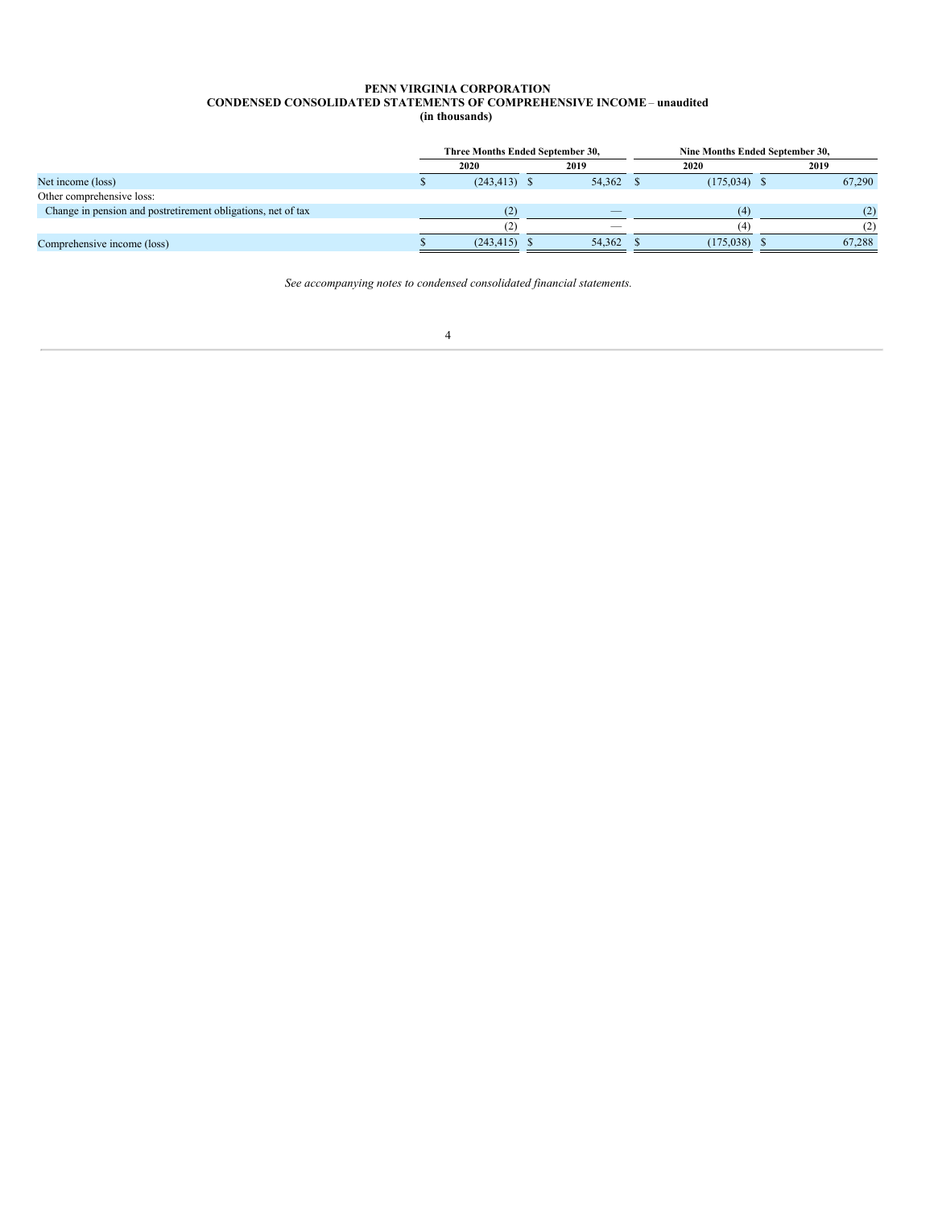**PENN VIRGINIA CORPORATION**
**CONDENSED CONSOLIDATED STATEMENTS OF COMPREHENSIVE INCOME** – **unaudited**
**(in thousands)**

| | Three Months Ended September 30, | | Nine Months Ended September 30, | |
|---|---|---|---|---|
| | 2020 | 2019 | 2020 | 2019 |
| Net income (loss) | $ (243,413) | $ 54,362 | $ (175,034) | $ 67,290 |
| Other comprehensive loss: | | | | |
| Change in pension and postretirement obligations, net of tax | (2) | — | (4) | (2) |
| | (2) | — | (4) | (2) |
| Comprehensive income (loss) | $ (243,415) | $ 54,362 | $ (175,038) | $ 67,288 |

*See accompanying notes to condensed consolidated financial statements.*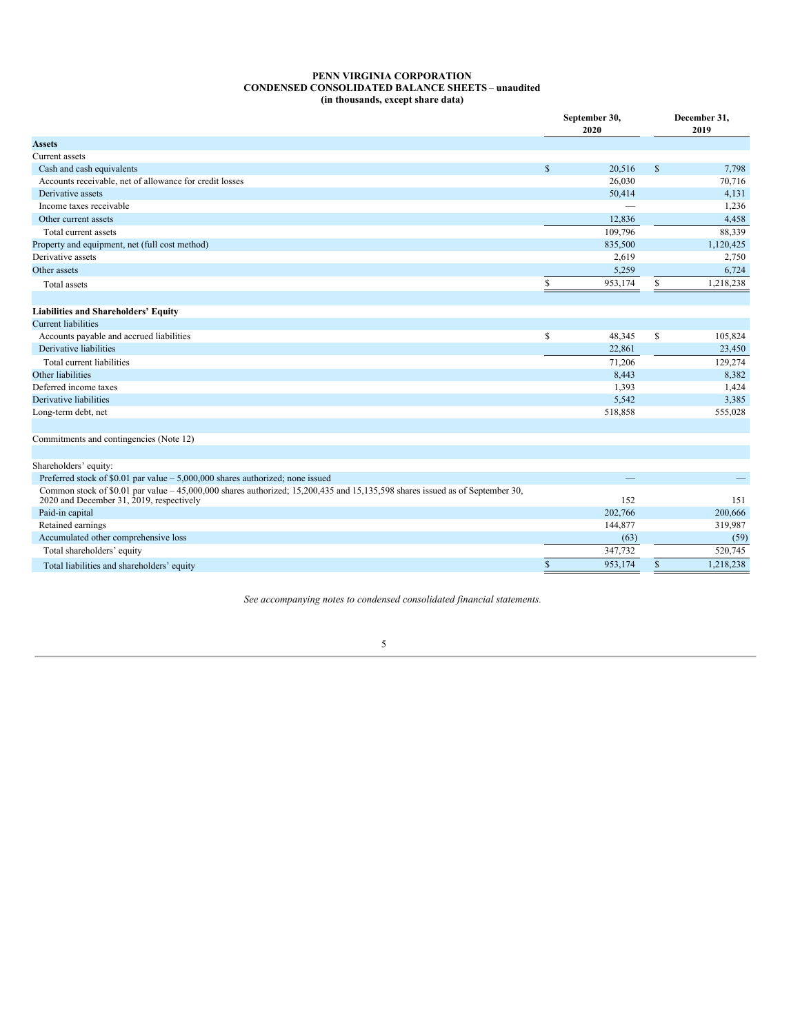**PENN VIRGINIA CORPORATION**
**CONDENSED CONSOLIDATED BALANCE SHEETS** – **unaudited**
**(in thousands, except share data)**

| | September 30, 2020 | December 31, 2019 |
|---|---|---|
| **Assets** | | |
| Current assets | | |
| Cash and cash equivalents | $ 20,516 | $ 7,798 |
| Accounts receivable, net of allowance for credit losses | 26,030 | 70,716 |
| Derivative assets | 50,414 | 4,131 |
| Income taxes receivable | — | 1,236 |
| Other current assets | 12,836 | 4,458 |
| Total current assets | 109,796 | 88,339 |
| Property and equipment, net (full cost method) | 835,500 | 1,120,425 |
| Derivative assets | 2,619 | 2,750 |
| Other assets | 5,259 | 6,724 |
| Total assets | $ 953,174 | $ 1,218,238 |
| | | |
| **Liabilities and Shareholders' Equity** | | |
| Current liabilities | | |
| Accounts payable and accrued liabilities | $ 48,345 | $ 105,824 |
| Derivative liabilities | 22,861 | 23,450 |
| Total current liabilities | 71,206 | 129,274 |
| Other liabilities | 8,443 | 8,382 |
| Deferred income taxes | 1,393 | 1,424 |
| Derivative liabilities | 5,542 | 3,385 |
| Long-term debt, net | 518,858 | 555,028 |
| | | |
| Commitments and contingencies (Note 12) | | |
| | | |
| Shareholders' equity: | | |
| Preferred stock of $0.01 par value – 5,000,000 shares authorized; none issued | — | — |
| Common stock of $0.01 par value – 45,000,000 shares authorized; 15,200,435 and 15,135,598 shares issued as of September 30, 2020 and December 31, 2019, respectively | 152 | 151 |
| Paid-in capital | 202,766 | 200,666 |
| Retained earnings | 144,877 | 319,987 |
| Accumulated other comprehensive loss | (63) | (59) |
| Total shareholders' equity | 347,732 | 520,745 |
| Total liabilities and shareholders' equity | $ 953,174 | $ 1,218,238 |

*See accompanying notes to condensed consolidated financial statements.*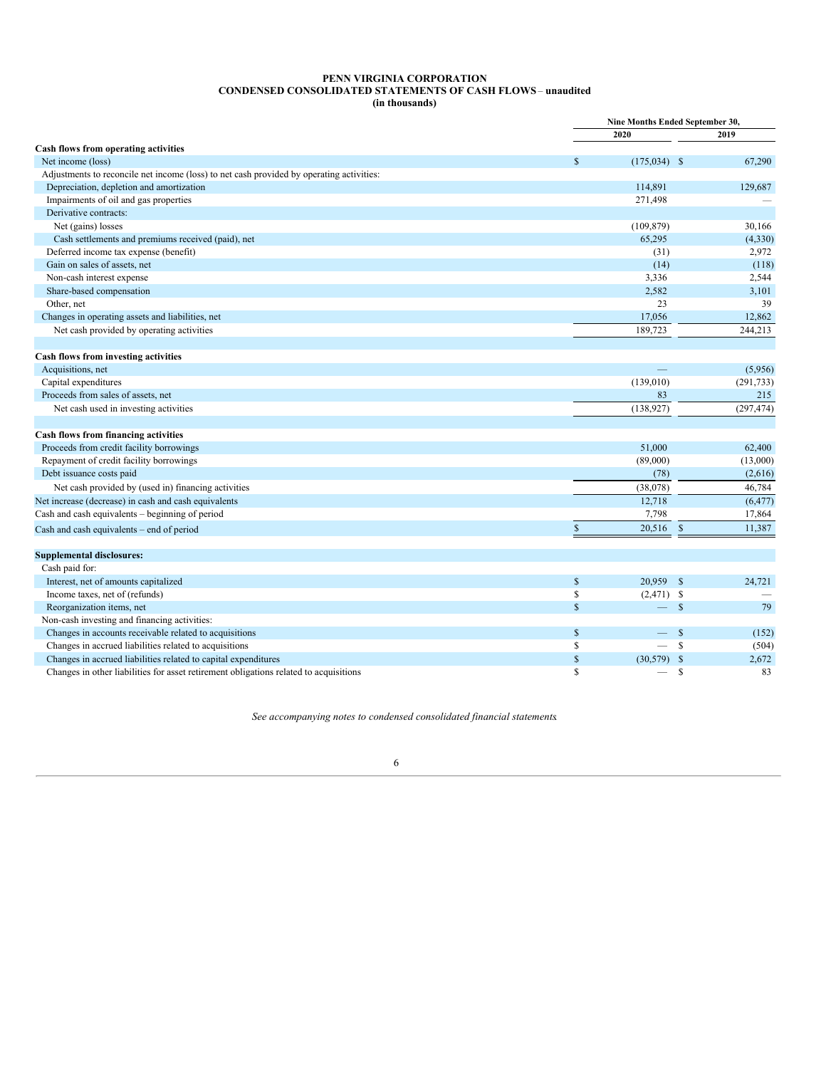# PENN VIRGINIA CORPORATION
## CONDENSED CONSOLIDATED STATEMENTS OF CASH FLOWS – unaudited
### (in thousands)

| | Nine Months Ended September 30, | |
|---|---|---|
| | 2020 | 2019 |
| **Cash flows from operating activities** | | |
| Net income (loss) | $ (175,034) | $ 67,290 |
| Adjustments to reconcile net income (loss) to net cash provided by operating activities: | | |
| Depreciation, depletion and amortization | 114,891 | 129,687 |
| Impairments of oil and gas properties | 271,498 | — |
| Derivative contracts: | | |
| Net (gains) losses | (109,879) | 30,166 |
| Cash settlements and premiums received (paid), net | 65,295 | (4,330) |
| Deferred income tax expense (benefit) | (31) | 2,972 |
| Gain on sales of assets, net | (14) | (118) |
| Non-cash interest expense | 3,336 | 2,544 |
| Share-based compensation | 2,582 | 3,101 |
| Other, net | 23 | 39 |
| Changes in operating assets and liabilities, net | 17,056 | 12,862 |
| Net cash provided by operating activities | 189,723 | 244,213 |
| **Cash flows from investing activities** | | |
| Acquisitions, net | — | (5,956) |
| Capital expenditures | (139,010) | (291,733) |
| Proceeds from sales of assets, net | 83 | 215 |
| Net cash used in investing activities | (138,927) | (297,474) |
| **Cash flows from financing activities** | | |
| Proceeds from credit facility borrowings | 51,000 | 62,400 |
| Repayment of credit facility borrowings | (89,000) | (13,000) |
| Debt issuance costs paid | (78) | (2,616) |
| Net cash provided by (used in) financing activities | (38,078) | 46,784 |
| Net increase (decrease) in cash and cash equivalents | 12,718 | (6,477) |
| Cash and cash equivalents – beginning of period | 7,798 | 17,864 |
| Cash and cash equivalents – end of period | $ 20,516 | $ 11,387 |
| **Supplemental disclosures:** | | |
| Cash paid for: | | |
| Interest, net of amounts capitalized | $ 20,959 | $ 24,721 |
| Income taxes, net of (refunds) | $ (2,471) | $ — |
| Reorganization items, net | $ — | $ 79 |
| Non-cash investing and financing activities: | | |
| Changes in accounts receivable related to acquisitions | $ — | $ (152) |
| Changes in accrued liabilities related to acquisitions | $ — | $ (504) |
| Changes in accrued liabilities related to capital expenditures | $ (30,579) | $ 2,672 |
| Changes in other liabilities for asset retirement obligations related to acquisitions | $ — | $ 83 |

*See accompanying notes to condensed consolidated financial statements.*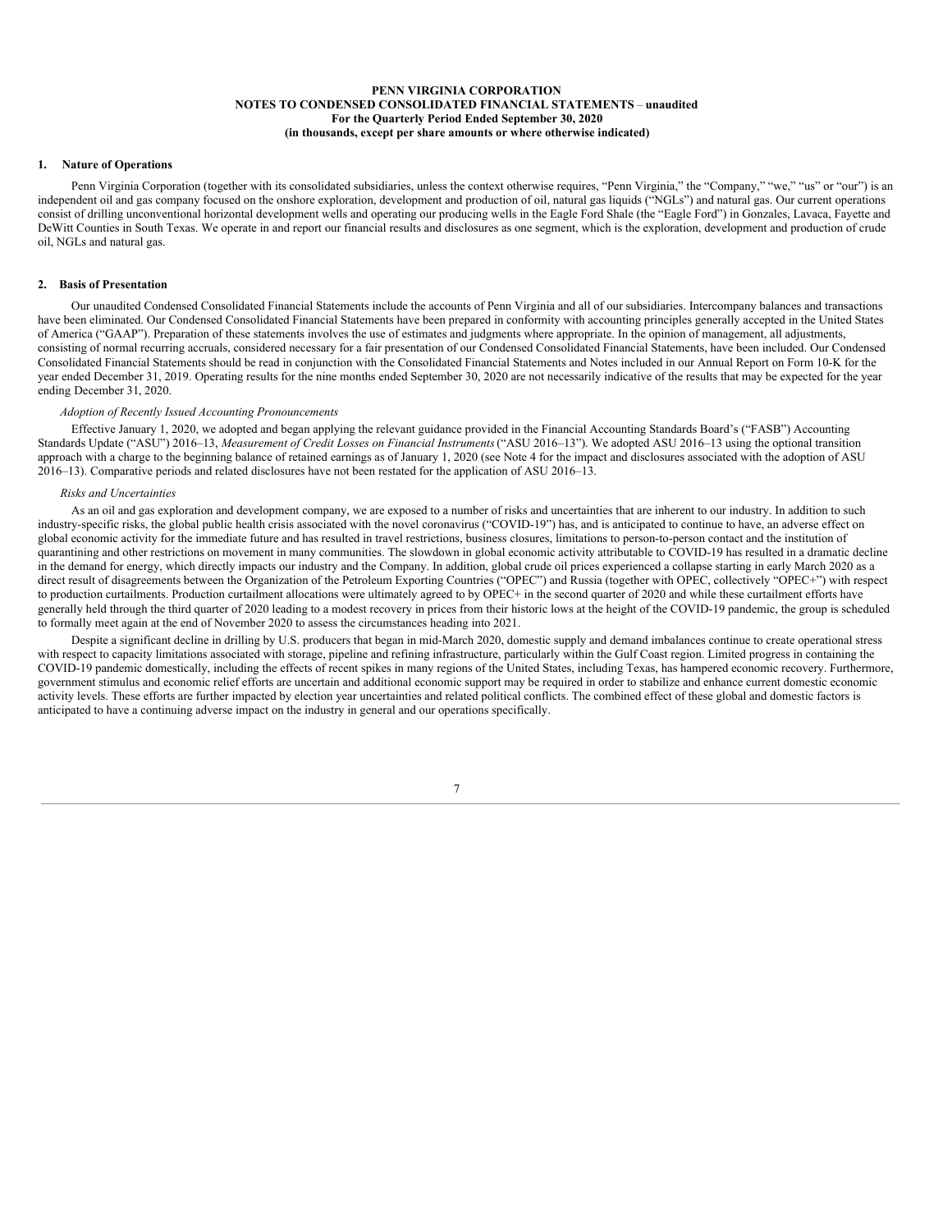**PENN VIRGINIA CORPORATION**
**NOTES TO CONDENSED CONSOLIDATED FINANCIAL STATEMENTS** – **unaudited**
**For the Quarterly Period Ended September 30, 2020**
**(in thousands, except per share amounts or where otherwise indicated)**

## 1. Nature of Operations

Penn Virginia Corporation (together with its consolidated subsidiaries, unless the context otherwise requires, "Penn Virginia," the "Company," "we," "us" or "our") is an independent oil and gas company focused on the onshore exploration, development and production of oil, natural gas liquids ("NGLs") and natural gas. Our current operations consist of drilling unconventional horizontal development wells and operating our producing wells in the Eagle Ford Shale (the "Eagle Ford") in Gonzales, Lavaca, Fayette and DeWitt Counties in South Texas. We operate in and report our financial results and disclosures as one segment, which is the exploration, development and production of crude oil, NGLs and natural gas.

## 2. Basis of Presentation

Our unaudited Condensed Consolidated Financial Statements include the accounts of Penn Virginia and all of our subsidiaries. Intercompany balances and transactions have been eliminated. Our Condensed Consolidated Financial Statements have been prepared in conformity with accounting principles generally accepted in the United States of America ("GAAP"). Preparation of these statements involves the use of estimates and judgments where appropriate. In the opinion of management, all adjustments, consisting of normal recurring accruals, considered necessary for a fair presentation of our Condensed Consolidated Financial Statements, have been included. Our Condensed Consolidated Financial Statements should be read in conjunction with the Consolidated Financial Statements and Notes included in our Annual Report on Form 10-K for the year ended December 31, 2019. Operating results for the nine months ended September 30, 2020 are not necessarily indicative of the results that may be expected for the year ending December 31, 2020.

*Adoption of Recently Issued Accounting Pronouncements*

Effective January 1, 2020, we adopted and began applying the relevant guidance provided in the Financial Accounting Standards Board's ("FASB") Accounting Standards Update ("ASU") 2016–13, *Measurement of Credit Losses on Financial Instruments* ("ASU 2016–13"). We adopted ASU 2016–13 using the optional transition approach with a charge to the beginning balance of retained earnings as of January 1, 2020 (see Note 4 for the impact and disclosures associated with the adoption of ASU 2016–13). Comparative periods and related disclosures have not been restated for the application of ASU 2016–13.

*Risks and Uncertainties*

As an oil and gas exploration and development company, we are exposed to a number of risks and uncertainties that are inherent to our industry. In addition to such industry-specific risks, the global public health crisis associated with the novel coronavirus ("COVID-19") has, and is anticipated to continue to have, an adverse effect on global economic activity for the immediate future and has resulted in travel restrictions, business closures, limitations to person-to-person contact and the institution of quarantining and other restrictions on movement in many communities. The slowdown in global economic activity attributable to COVID-19 has resulted in a dramatic decline in the demand for energy, which directly impacts our industry and the Company. In addition, global crude oil prices experienced a collapse starting in early March 2020 as a direct result of disagreements between the Organization of the Petroleum Exporting Countries ("OPEC") and Russia (together with OPEC, collectively "OPEC+") with respect to production curtailments. Production curtailment allocations were ultimately agreed to by OPEC+ in the second quarter of 2020 and while these curtailment efforts have generally held through the third quarter of 2020 leading to a modest recovery in prices from their historic lows at the height of the COVID-19 pandemic, the group is scheduled to formally meet again at the end of November 2020 to assess the circumstances heading into 2021.

Despite a significant decline in drilling by U.S. producers that began in mid-March 2020, domestic supply and demand imbalances continue to create operational stress with respect to capacity limitations associated with storage, pipeline and refining infrastructure, particularly within the Gulf Coast region. Limited progress in containing the COVID-19 pandemic domestically, including the effects of recent spikes in many regions of the United States, including Texas, has hampered economic recovery. Furthermore, government stimulus and economic relief efforts are uncertain and additional economic support may be required in order to stabilize and enhance current domestic economic activity levels. These efforts are further impacted by election year uncertainties and related political conflicts. The combined effect of these global and domestic factors is anticipated to have a continuing adverse impact on the industry in general and our operations specifically.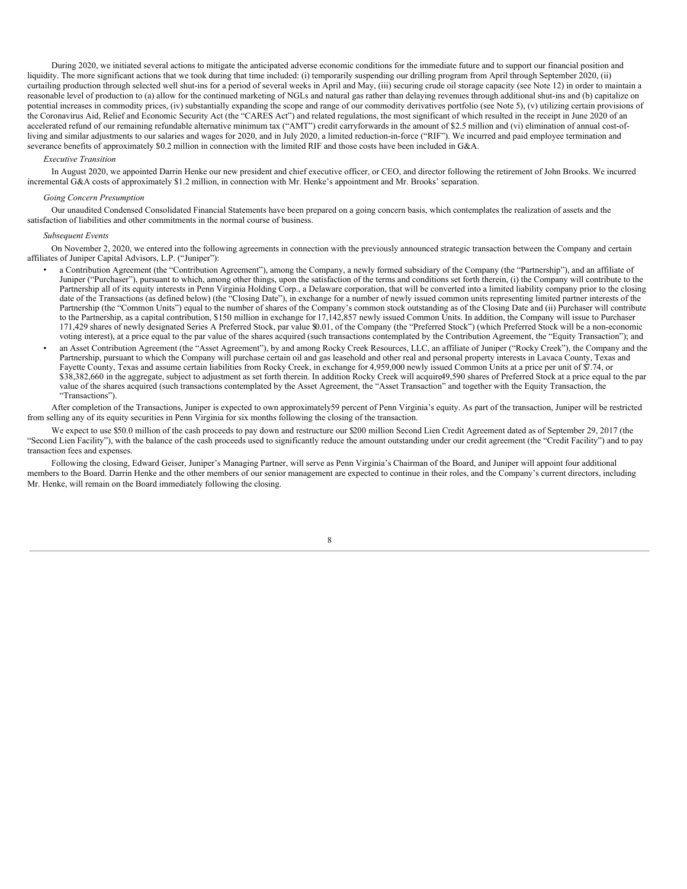During 2020, we initiated several actions to mitigate the anticipated adverse economic conditions for the immediate future and to support our financial position and liquidity. The more significant actions that we took during that time included: (i) temporarily suspending our drilling program from April through September 2020, (ii) curtailing production through selected well shut-ins for a period of several weeks in April and May, (iii) securing crude oil storage capacity (see Note 12) in order to maintain a reasonable level of production to (a) allow for the continued marketing of NGLs and natural gas rather than delaying revenues through additional shut-ins and (b) capitalize on potential increases in commodity prices, (iv) substantially expanding the scope and range of our commodity derivatives portfolio (see Note 5), (v) utilizing certain provisions of the Coronavirus Aid, Relief and Economic Security Act (the "CARES Act") and related regulations, the most significant of which resulted in the receipt in June 2020 of an accelerated refund of our remaining refundable alternative minimum tax ("AMT") credit carryforwards in the amount of $2.5 million and (vi) elimination of annual cost-of-living and similar adjustments to our salaries and wages for 2020, and in July 2020, a limited reduction-in-force ("RIF"). We incurred and paid employee termination and severance benefits of approximately $0.2 million in connection with the limited RIF and those costs have been included in G&A.

*Executive Transition*

In August 2020, we appointed Darrin Henke our new president and chief executive officer, or CEO, and director following the retirement of John Brooks. We incurred incremental G&A costs of approximately $1.2 million, in connection with Mr. Henke's appointment and Mr. Brooks' separation.

*Going Concern Presumption*

Our unaudited Condensed Consolidated Financial Statements have been prepared on a going concern basis, which contemplates the realization of assets and the satisfaction of liabilities and other commitments in the normal course of business.

*Subsequent Events*

On November 2, 2020, we entered into the following agreements in connection with the previously announced strategic transaction between the Company and certain affiliates of Juniper Capital Advisors, L.P. ("Juniper"):

- a Contribution Agreement (the "Contribution Agreement"), among the Company, a newly formed subsidiary of the Company (the "Partnership"), and an affiliate of Juniper ("Purchaser"), pursuant to which, among other things, upon the satisfaction of the terms and conditions set forth therein, (i) the Company will contribute to the Partnership all of its equity interests in Penn Virginia Holding Corp., a Delaware corporation, that will be converted into a limited liability company prior to the closing date of the Transactions (as defined below) (the "Closing Date"), in exchange for a number of newly issued common units representing limited partner interests of the Partnership (the "Common Units") equal to the number of shares of the Company's common stock outstanding as of the Closing Date and (ii) Purchaser will contribute to the Partnership, as a capital contribution, $150 million in exchange for 17,142,857 newly issued Common Units. In addition, the Company will issue to Purchaser 171,429 shares of newly designated Series A Preferred Stock, par value $0.01, of the Company (the "Preferred Stock") (which Preferred Stock will be a non-economic voting interest), at a price equal to the par value of the shares acquired (such transactions contemplated by the Contribution Agreement, the "Equity Transaction"); and
- an Asset Contribution Agreement (the "Asset Agreement"), by and among Rocky Creek Resources, LLC, an affiliate of Juniper ("Rocky Creek"), the Company and the Partnership, pursuant to which the Company will purchase certain oil and gas leasehold and other real and personal property interests in Lavaca County, Texas and Fayette County, Texas and assume certain liabilities from Rocky Creek, in exchange for 4,959,000 newly issued Common Units at a price per unit of $7.74, or $38,382,660 in the aggregate, subject to adjustment as set forth therein. In addition Rocky Creek will acquire 49,590 shares of Preferred Stock at a price equal to the par value of the shares acquired (such transactions contemplated by the Asset Agreement, the "Asset Transaction" and together with the Equity Transaction, the "Transactions").

After completion of the Transactions, Juniper is expected to own approximately 59 percent of Penn Virginia's equity. As part of the transaction, Juniper will be restricted from selling any of its equity securities in Penn Virginia for six months following the closing of the transaction.

We expect to use $50.0 million of the cash proceeds to pay down and restructure our $200 million Second Lien Credit Agreement dated as of September 29, 2017 (the "Second Lien Facility"), with the balance of the cash proceeds used to significantly reduce the amount outstanding under our credit agreement (the "Credit Facility") and to pay transaction fees and expenses.

Following the closing, Edward Geiser, Juniper's Managing Partner, will serve as Penn Virginia's Chairman of the Board, and Juniper will appoint four additional members to the Board. Darrin Henke and the other members of our senior management are expected to continue in their roles, and the Company's current directors, including Mr. Henke, will remain on the Board immediately following the closing.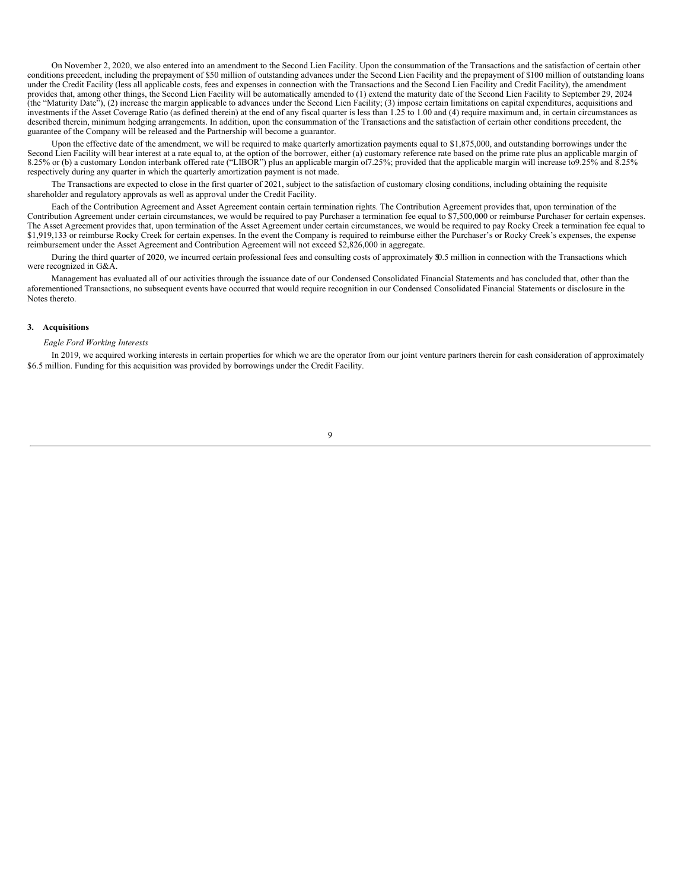On November 2, 2020, we also entered into an amendment to the Second Lien Facility. Upon the consummation of the Transactions and the satisfaction of certain other conditions precedent, including the prepayment of $50 million of outstanding advances under the Second Lien Facility and the prepayment of $100 million of outstanding loans under the Credit Facility (less all applicable costs, fees and expenses in connection with the Transactions and the Second Lien Facility and Credit Facility), the amendment provides that, among other things, the Second Lien Facility will be automatically amended to (1) extend the maturity date of the Second Lien Facility to September 29, 2024 (the "Maturity Date"), (2) increase the margin applicable to advances under the Second Lien Facility; (3) impose certain limitations on capital expenditures, acquisitions and investments if the Asset Coverage Ratio (as defined therein) at the end of any fiscal quarter is less than 1.25 to 1.00 and (4) require maximum and, in certain circumstances as described therein, minimum hedging arrangements. In addition, upon the consummation of the Transactions and the satisfaction of certain other conditions precedent, the guarantee of the Company will be released and the Partnership will become a guarantor.

Upon the effective date of the amendment, we will be required to make quarterly amortization payments equal to $1,875,000, and outstanding borrowings under the Second Lien Facility will bear interest at a rate equal to, at the option of the borrower, either (a) customary reference rate based on the prime rate plus an applicable margin of 8.25% or (b) a customary London interbank offered rate ("LIBOR") plus an applicable margin of 7.25%; provided that the applicable margin will increase to 9.25% and 8.25% respectively during any quarter in which the quarterly amortization payment is not made.

The Transactions are expected to close in the first quarter of 2021, subject to the satisfaction of customary closing conditions, including obtaining the requisite shareholder and regulatory approvals as well as approval under the Credit Facility.

Each of the Contribution Agreement and Asset Agreement contain certain termination rights. The Contribution Agreement provides that, upon termination of the Contribution Agreement under certain circumstances, we would be required to pay Purchaser a termination fee equal to $7,500,000 or reimburse Purchaser for certain expenses. The Asset Agreement provides that, upon termination of the Asset Agreement under certain circumstances, we would be required to pay Rocky Creek a termination fee equal to $1,919,133 or reimburse Rocky Creek for certain expenses. In the event the Company is required to reimburse either the Purchaser's or Rocky Creek's expenses, the expense reimbursement under the Asset Agreement and Contribution Agreement will not exceed $2,826,000 in aggregate.

During the third quarter of 2020, we incurred certain professional fees and consulting costs of approximately $0.5 million in connection with the Transactions which were recognized in G&A.

Management has evaluated all of our activities through the issuance date of our Condensed Consolidated Financial Statements and has concluded that, other than the aforementioned Transactions, no subsequent events have occurred that would require recognition in our Condensed Consolidated Financial Statements or disclosure in the Notes thereto.

### 3. Acquisitions

*Eagle Ford Working Interests*

In 2019, we acquired working interests in certain properties for which we are the operator from our joint venture partners therein for cash consideration of approximately $6.5 million. Funding for this acquisition was provided by borrowings under the Credit Facility.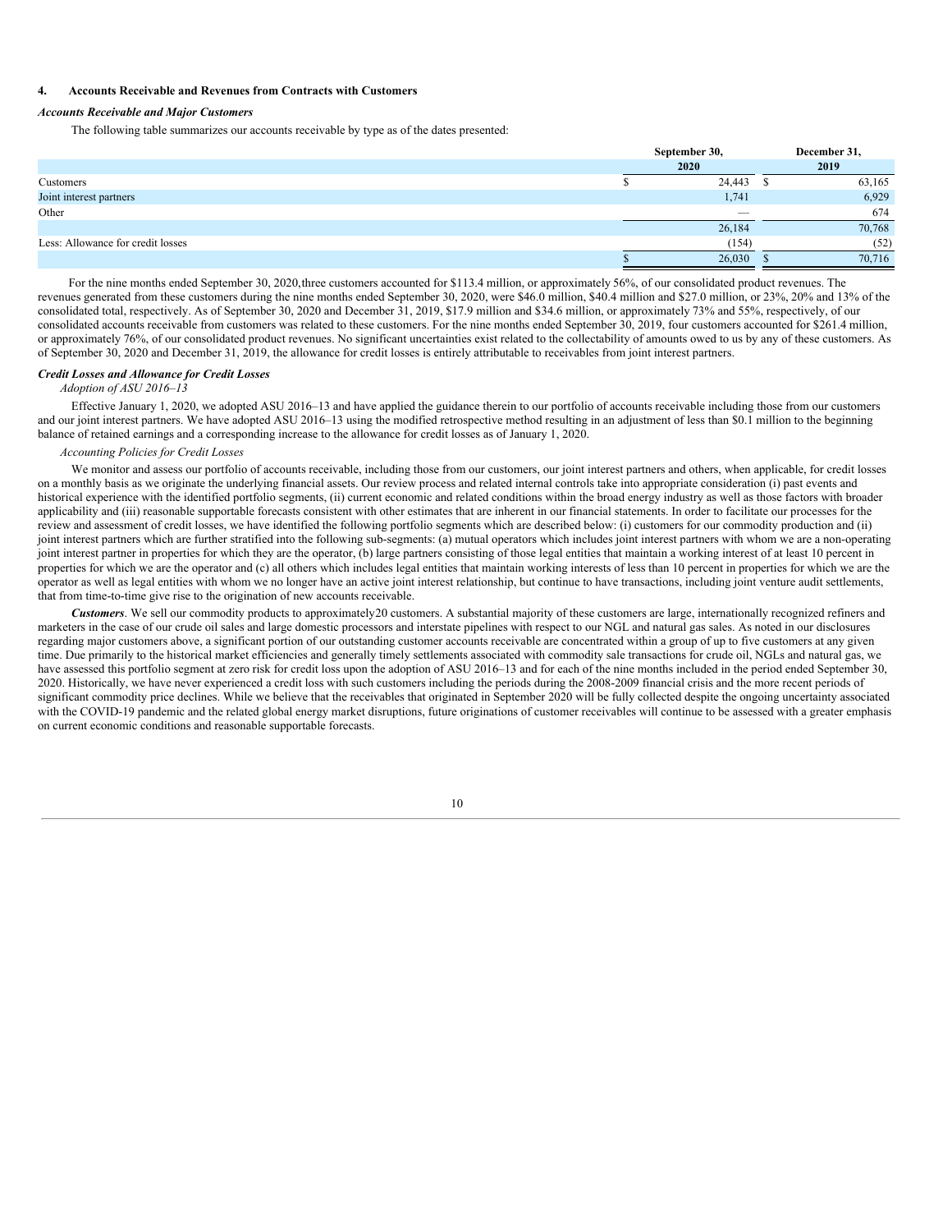## 4. Accounts Receivable and Revenues from Contracts with Customers

***Accounts Receivable and Major Customers***

The following table summarizes our accounts receivable by type as of the dates presented:

| | September 30, 2020 | December 31, 2019 |
|---|---|---|
| Customers | $ 24,443 | $ 63,165 |
| Joint interest partners | 1,741 | 6,929 |
| Other | — | 674 |
| | 26,184 | 70,768 |
| Less: Allowance for credit losses | (154) | (52) |
| | $ 26,030 | $ 70,716 |

For the nine months ended September 30, 2020,three customers accounted for $113.4 million, or approximately 56%, of our consolidated product revenues. The revenues generated from these customers during the nine months ended September 30, 2020, were $46.0 million, $40.4 million and $27.0 million, or 23%, 20% and 13% of the consolidated total, respectively. As of September 30, 2020 and December 31, 2019, $17.9 million and $34.6 million, or approximately 73% and 55%, respectively, of our consolidated accounts receivable from customers was related to these customers. For the nine months ended September 30, 2019, four customers accounted for $261.4 million, or approximately 76%, of our consolidated product revenues. No significant uncertainties exist related to the collectability of amounts owed to us by any of these customers. As of September 30, 2020 and December 31, 2019, the allowance for credit losses is entirely attributable to receivables from joint interest partners.

***Credit Losses and Allowance for Credit Losses***

*Adoption of ASU 2016–13*

Effective January 1, 2020, we adopted ASU 2016–13 and have applied the guidance therein to our portfolio of accounts receivable including those from our customers and our joint interest partners. We have adopted ASU 2016–13 using the modified retrospective method resulting in an adjustment of less than $0.1 million to the beginning balance of retained earnings and a corresponding increase to the allowance for credit losses as of January 1, 2020.

*Accounting Policies for Credit Losses*

We monitor and assess our portfolio of accounts receivable, including those from our customers, our joint interest partners and others, when applicable, for credit losses on a monthly basis as we originate the underlying financial assets. Our review process and related internal controls take into appropriate consideration (i) past events and historical experience with the identified portfolio segments, (ii) current economic and related conditions within the broad energy industry as well as those factors with broader applicability and (iii) reasonable supportable forecasts consistent with other estimates that are inherent in our financial statements. In order to facilitate our processes for the review and assessment of credit losses, we have identified the following portfolio segments which are described below: (i) customers for our commodity production and (ii) joint interest partners which are further stratified into the following sub-segments: (a) mutual operators which includes joint interest partners with whom we are a non-operating joint interest partner in properties for which they are the operator, (b) large partners consisting of those legal entities that maintain a working interest of at least 10 percent in properties for which we are the operator and (c) all others which includes legal entities that maintain working interests of less than 10 percent in properties for which we are the operator as well as legal entities with whom we no longer have an active joint interest relationship, but continue to have transactions, including joint venture audit settlements, that from time-to-time give rise to the origination of new accounts receivable.

***Customers***. We sell our commodity products to approximately20 customers. A substantial majority of these customers are large, internationally recognized refiners and marketers in the case of our crude oil sales and large domestic processors and interstate pipelines with respect to our NGL and natural gas sales. As noted in our disclosures regarding major customers above, a significant portion of our outstanding customer accounts receivable are concentrated within a group of up to five customers at any given time. Due primarily to the historical market efficiencies and generally timely settlements associated with commodity sale transactions for crude oil, NGLs and natural gas, we have assessed this portfolio segment at zero risk for credit loss upon the adoption of ASU 2016–13 and for each of the nine months included in the period ended September 30, 2020. Historically, we have never experienced a credit loss with such customers including the periods during the 2008-2009 financial crisis and the more recent periods of significant commodity price declines. While we believe that the receivables that originated in September 2020 will be fully collected despite the ongoing uncertainty associated with the COVID-19 pandemic and the related global energy market disruptions, future originations of customer receivables will continue to be assessed with a greater emphasis on current economic conditions and reasonable supportable forecasts.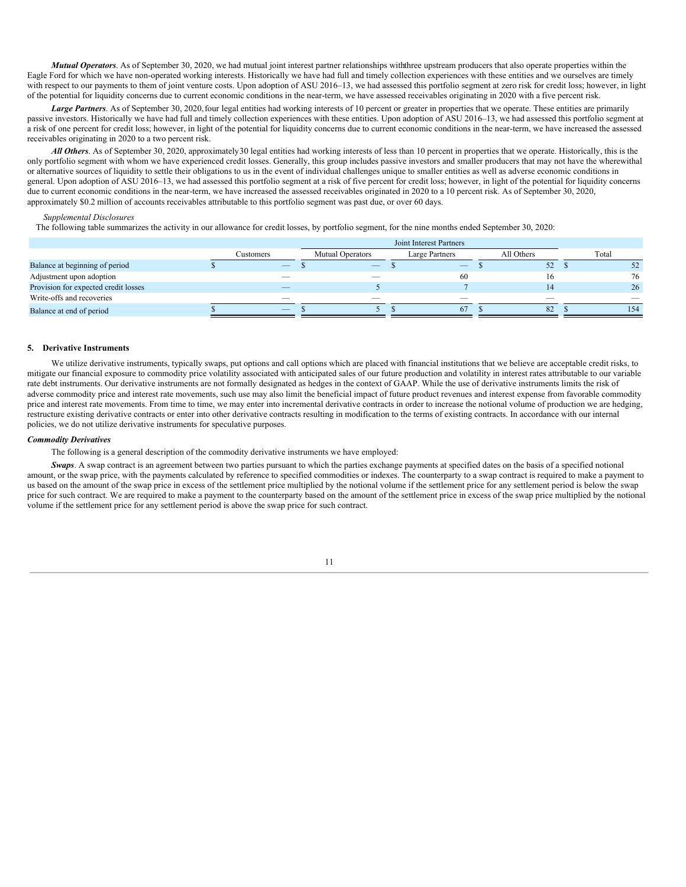***Mutual Operators***. As of September 30, 2020, we had mutual joint interest partner relationships withthree upstream producers that also operate properties within the Eagle Ford for which we have non-operated working interests. Historically we have had full and timely collection experiences with these entities and we ourselves are timely with respect to our payments to them of joint venture costs. Upon adoption of ASU 2016–13, we had assessed this portfolio segment at zero risk for credit loss; however, in light of the potential for liquidity concerns due to current economic conditions in the near-term, we have assessed receivables originating in 2020 with a five percent risk.

***Large Partners***. As of September 30, 2020, four legal entities had working interests of 10 percent or greater in properties that we operate. These entities are primarily passive investors. Historically we have had full and timely collection experiences with these entities. Upon adoption of ASU 2016–13, we had assessed this portfolio segment at a risk of one percent for credit loss; however, in light of the potential for liquidity concerns due to current economic conditions in the near-term, we have increased the assessed receivables originating in 2020 to a two percent risk.

***All Others***. As of September 30, 2020, approximately 30 legal entities had working interests of less than 10 percent in properties that we operate. Historically, this is the only portfolio segment with whom we have experienced credit losses. Generally, this group includes passive investors and smaller producers that may not have the wherewithal or alternative sources of liquidity to settle their obligations to us in the event of individual challenges unique to smaller entities as well as adverse economic conditions in general. Upon adoption of ASU 2016–13, we had assessed this portfolio segment at a risk of five percent for credit loss; however, in light of the potential for liquidity concerns due to current economic conditions in the near-term, we have increased the assessed receivables originated in 2020 to a 10 percent risk. As of September 30, 2020, approximately $0.2 million of accounts receivables attributable to this portfolio segment was past due, or over 60 days.

*Supplemental Disclosures*

The following table summarizes the activity in our allowance for credit losses, by portfolio segment, for the nine months ended September 30, 2020:

| | | Joint Interest Partners | | | |
|---|---|---|---|---|---|
| | Customers | Mutual Operators | Large Partners | All Others | Total |
| Balance at beginning of period | $ — | $ — | $ — | $ 52 | $ 52 |
| Adjustment upon adoption | — | — | 60 | 16 | 76 |
| Provision for expected credit losses | — | 5 | 7 | 14 | 26 |
| Write-offs and recoveries | — | — | — | — | — |
| Balance at end of period | $ — | $ 5 | $ 67 | $ 82 | $ 154 |

## 5. Derivative Instruments

We utilize derivative instruments, typically swaps, put options and call options which are placed with financial institutions that we believe are acceptable credit risks, to mitigate our financial exposure to commodity price volatility associated with anticipated sales of our future production and volatility in interest rates attributable to our variable rate debt instruments. Our derivative instruments are not formally designated as hedges in the context of GAAP. While the use of derivative instruments limits the risk of adverse commodity price and interest rate movements, such use may also limit the beneficial impact of future product revenues and interest expense from favorable commodity price and interest rate movements. From time to time, we may enter into incremental derivative contracts in order to increase the notional volume of production we are hedging, restructure existing derivative contracts or enter into other derivative contracts resulting in modification to the terms of existing contracts. In accordance with our internal policies, we do not utilize derivative instruments for speculative purposes.

***Commodity Derivatives***

The following is a general description of the commodity derivative instruments we have employed:

***Swaps***. A swap contract is an agreement between two parties pursuant to which the parties exchange payments at specified dates on the basis of a specified notional amount, or the swap price, with the payments calculated by reference to specified commodities or indexes. The counterparty to a swap contract is required to make a payment to us based on the amount of the swap price in excess of the settlement price multiplied by the notional volume if the settlement price for any settlement period is below the swap price for such contract. We are required to make a payment to the counterparty based on the amount of the settlement price in excess of the swap price multiplied by the notional volume if the settlement price for any settlement period is above the swap price for such contract.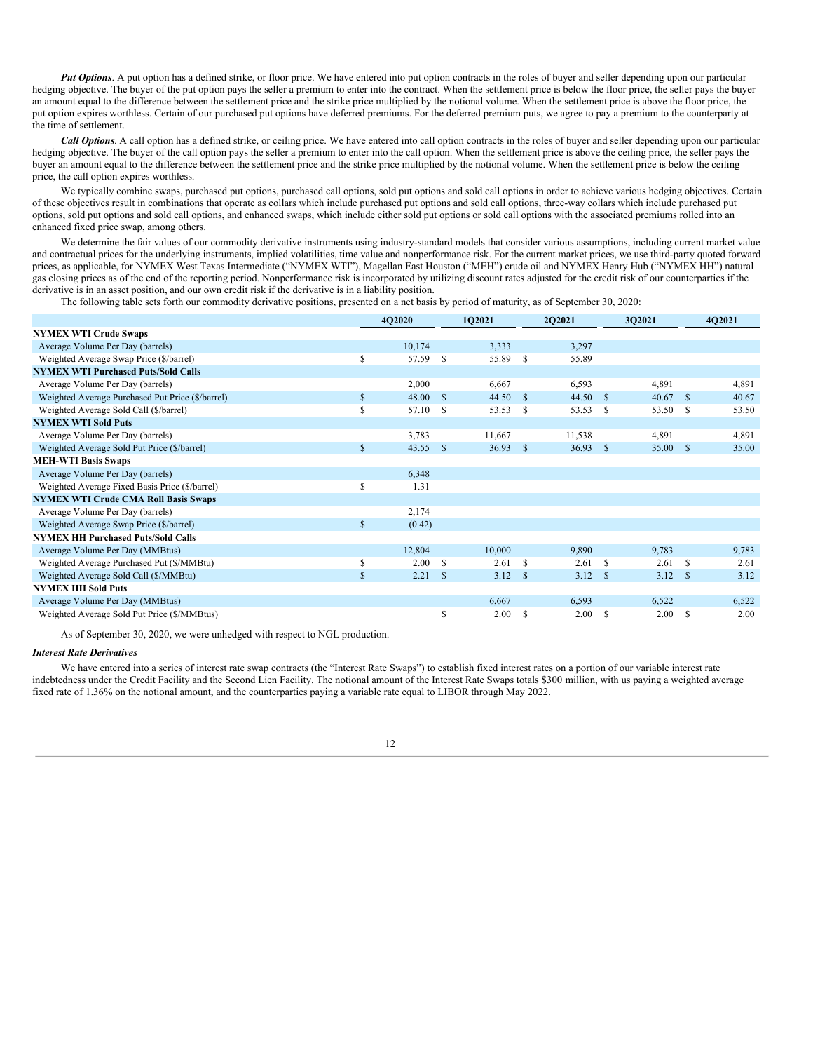***Put Options***. A put option has a defined strike, or floor price. We have entered into put option contracts in the roles of buyer and seller depending upon our particular hedging objective. The buyer of the put option pays the seller a premium to enter into the contract. When the settlement price is below the floor price, the seller pays the buyer an amount equal to the difference between the settlement price and the strike price multiplied by the notional volume. When the settlement price is above the floor price, the put option expires worthless. Certain of our purchased put options have deferred premiums. For the deferred premium puts, we agree to pay a premium to the counterparty at the time of settlement.

***Call Options***. A call option has a defined strike, or ceiling price. We have entered into call option contracts in the roles of buyer and seller depending upon our particular hedging objective. The buyer of the call option pays the seller a premium to enter into the call option. When the settlement price is above the ceiling price, the seller pays the buyer an amount equal to the difference between the settlement price and the strike price multiplied by the notional volume. When the settlement price is below the ceiling price, the call option expires worthless.

We typically combine swaps, purchased put options, purchased call options, sold put options and sold call options in order to achieve various hedging objectives. Certain of these objectives result in combinations that operate as collars which include purchased put options and sold call options, three-way collars which include purchased put options, sold put options and sold call options, and enhanced swaps, which include either sold put options or sold call options with the associated premiums rolled into an enhanced fixed price swap, among others.

We determine the fair values of our commodity derivative instruments using industry-standard models that consider various assumptions, including current market value and contractual prices for the underlying instruments, implied volatilities, time value and nonperformance risk. For the current market prices, we use third-party quoted forward prices, as applicable, for NYMEX West Texas Intermediate ("NYMEX WTI"), Magellan East Houston ("MEH") crude oil and NYMEX Henry Hub ("NYMEX HH") natural gas closing prices as of the end of the reporting period. Nonperformance risk is incorporated by utilizing discount rates adjusted for the credit risk of our counterparties if the derivative is in an asset position, and our own credit risk if the derivative is in a liability position.

The following table sets forth our commodity derivative positions, presented on a net basis by period of maturity, as of September 30, 2020:

| | 4Q2020 | 1Q2021 | 2Q2021 | 3Q2021 | 4Q2021 |
|---|---|---|---|---|---|
| **NYMEX WTI Crude Swaps** | | | | | |
| Average Volume Per Day (barrels) | 10,174 | 3,333 | 3,297 | | |
| Weighted Average Swap Price ($/barrel) | $ 57.59 | $ 55.89 | $ 55.89 | | |
| **NYMEX WTI Purchased Puts/Sold Calls** | | | | | |
| Average Volume Per Day (barrels) | 2,000 | 6,667 | 6,593 | 4,891 | 4,891 |
| Weighted Average Purchased Put Price ($/barrel) | $ 48.00 | $ 44.50 | $ 44.50 | $ 40.67 | $ 40.67 |
| Weighted Average Sold Call ($/barrel) | $ 57.10 | $ 53.53 | $ 53.53 | $ 53.50 | $ 53.50 |
| **NYMEX WTI Sold Puts** | | | | | |
| Average Volume Per Day (barrels) | 3,783 | 11,667 | 11,538 | 4,891 | 4,891 |
| Weighted Average Sold Put Price ($/barrel) | $ 43.55 | $ 36.93 | $ 36.93 | $ 35.00 | $ 35.00 |
| **MEH-WTI Basis Swaps** | | | | | |
| Average Volume Per Day (barrels) | 6,348 | | | | |
| Weighted Average Fixed Basis Price ($/barrel) | $ 1.31 | | | | |
| **NYMEX WTI Crude CMA Roll Basis Swaps** | | | | | |
| Average Volume Per Day (barrels) | 2,174 | | | | |
| Weighted Average Swap Price ($/barrel) | $ (0.42) | | | | |
| **NYMEX HH Purchased Puts/Sold Calls** | | | | | |
| Average Volume Per Day (MMBtus) | 12,804 | 10,000 | 9,890 | 9,783 | 9,783 |
| Weighted Average Purchased Put ($/MMBtu) | $ 2.00 | $ 2.61 | $ 2.61 | $ 2.61 | $ 2.61 |
| Weighted Average Sold Call ($/MMBtu) | $ 2.21 | $ 3.12 | $ 3.12 | $ 3.12 | $ 3.12 |
| **NYMEX HH Sold Puts** | | | | | |
| Average Volume Per Day (MMBtus) | | 6,667 | 6,593 | 6,522 | 6,522 |
| Weighted Average Sold Put Price ($/MMBtus) | | $ 2.00 | $ 2.00 | $ 2.00 | $ 2.00 |

As of September 30, 2020, we were unhedged with respect to NGL production.

***Interest Rate Derivatives***

We have entered into a series of interest rate swap contracts (the "Interest Rate Swaps") to establish fixed interest rates on a portion of our variable interest rate indebtedness under the Credit Facility and the Second Lien Facility. The notional amount of the Interest Rate Swaps totals $300 million, with us paying a weighted average fixed rate of 1.36% on the notional amount, and the counterparties paying a variable rate equal to LIBOR through May 2022.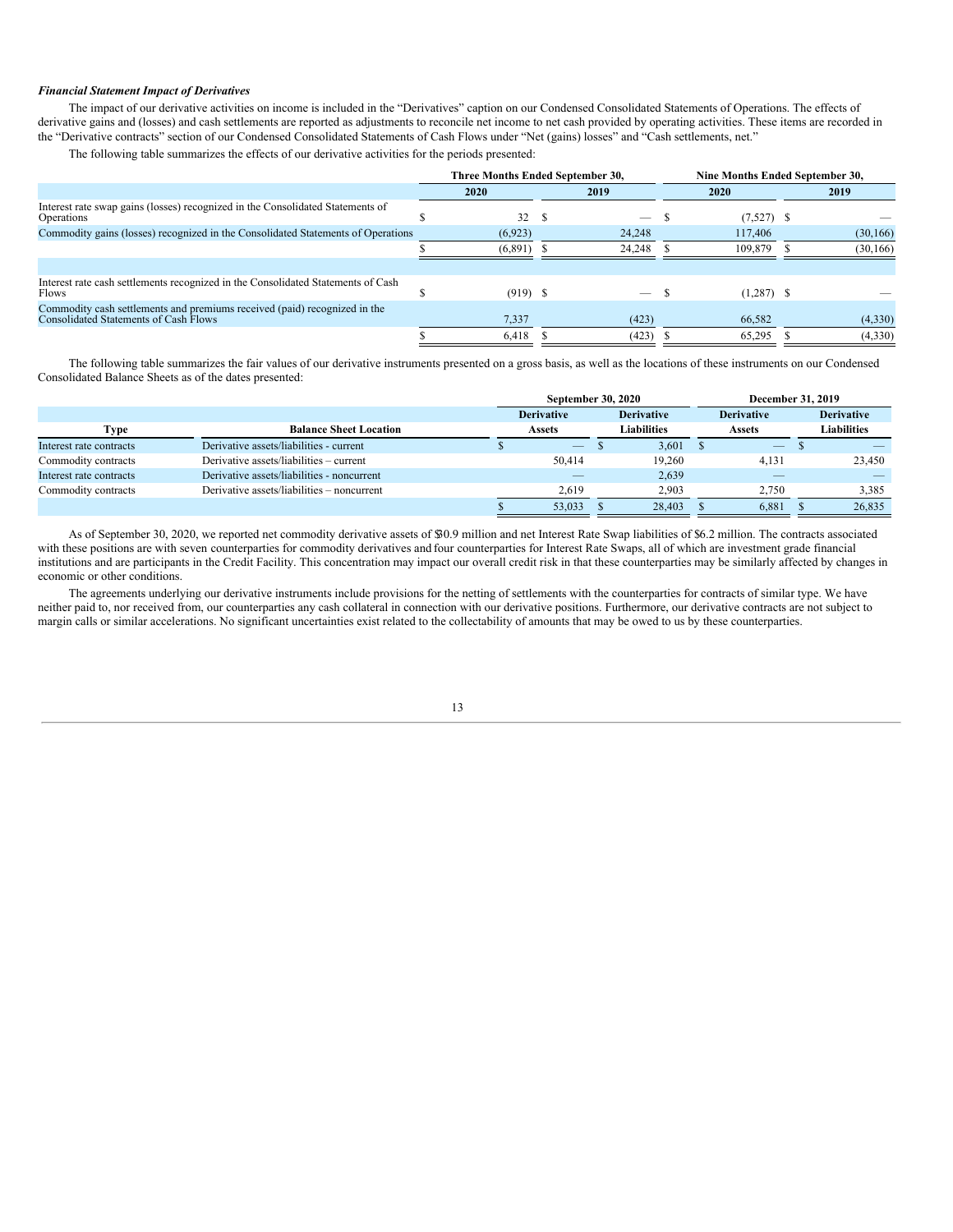***Financial Statement Impact of Derivatives***

The impact of our derivative activities on income is included in the "Derivatives" caption on our Condensed Consolidated Statements of Operations. The effects of derivative gains and (losses) and cash settlements are reported as adjustments to reconcile net income to net cash provided by operating activities. These items are recorded in the "Derivative contracts" section of our Condensed Consolidated Statements of Cash Flows under "Net (gains) losses" and "Cash settlements, net."

The following table summarizes the effects of our derivative activities for the periods presented:

| | Three Months Ended September 30, | | Nine Months Ended September 30, | |
|---|---|---|---|---|
| | 2020 | 2019 | 2020 | 2019 |
| Interest rate swap gains (losses) recognized in the Consolidated Statements of Operations | $ 32 | $ — | $ (7,527) | $ — |
| Commodity gains (losses) recognized in the Consolidated Statements of Operations | (6,923) | 24,248 | 117,406 | (30,166) |
| | $ (6,891) | $ 24,248 | $ 109,879 | $ (30,166) |
| | | | | |
| Interest rate cash settlements recognized in the Consolidated Statements of Cash Flows | $ (919) | $ — | $ (1,287) | $ — |
| Commodity cash settlements and premiums received (paid) recognized in the Consolidated Statements of Cash Flows | 7,337 | (423) | 66,582 | (4,330) |
| | $ 6,418 | $ (423) | $ 65,295 | $ (4,330) |

The following table summarizes the fair values of our derivative instruments presented on a gross basis, as well as the locations of these instruments on our Condensed Consolidated Balance Sheets as of the dates presented:

| | | September 30, 2020 | | December 31, 2019 | |
|---|---|---|---|---|---|
| Type | Balance Sheet Location | Derivative Assets | Derivative Liabilities | Derivative Assets | Derivative Liabilities |
| Interest rate contracts | Derivative assets/liabilities - current | $ — | $ 3,601 | $ — | $ — |
| Commodity contracts | Derivative assets/liabilities – current | 50,414 | 19,260 | 4,131 | 23,450 |
| Interest rate contracts | Derivative assets/liabilities - noncurrent | — | 2,639 | — | — |
| Commodity contracts | Derivative assets/liabilities – noncurrent | 2,619 | 2,903 | 2,750 | 3,385 |
| | | $ 53,033 | $ 28,403 | $ 6,881 | $ 26,835 |

As of September 30, 2020, we reported net commodity derivative assets of $30.9 million and net Interest Rate Swap liabilities of $6.2 million. The contracts associated with these positions are with seven counterparties for commodity derivatives and four counterparties for Interest Rate Swaps, all of which are investment grade financial institutions and are participants in the Credit Facility. This concentration may impact our overall credit risk in that these counterparties may be similarly affected by changes in economic or other conditions.

The agreements underlying our derivative instruments include provisions for the netting of settlements with the counterparties for contracts of similar type. We have neither paid to, nor received from, our counterparties any cash collateral in connection with our derivative positions. Furthermore, our derivative contracts are not subject to margin calls or similar accelerations. No significant uncertainties exist related to the collectability of amounts that may be owed to us by these counterparties.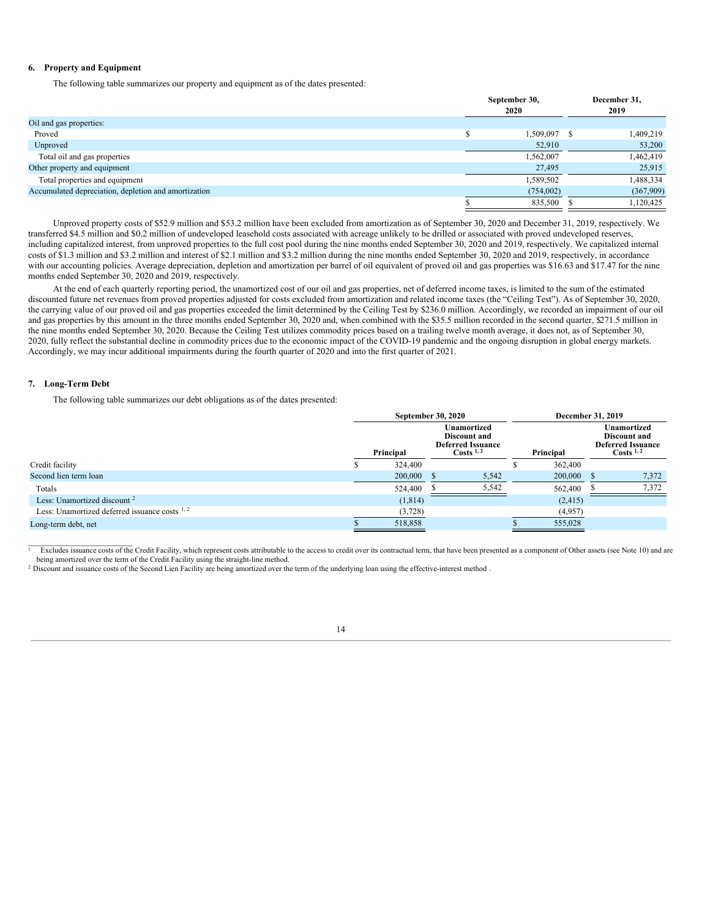### 6. Property and Equipment

The following table summarizes our property and equipment as of the dates presented:

| | September 30, 2020 | December 31, 2019 |
|---|---|---|
| Oil and gas properties: | | |
| Proved | $ 1,509,097 | $ 1,409,219 |
| Unproved | 52,910 | 53,200 |
| Total oil and gas properties | 1,562,007 | 1,462,419 |
| Other property and equipment | 27,495 | 25,915 |
| Total properties and equipment | 1,589,502 | 1,488,334 |
| Accumulated depreciation, depletion and amortization | (754,002) | (367,909) |
| | $ 835,500 | $ 1,120,425 |

Unproved property costs of $52.9 million and $53.2 million have been excluded from amortization as of September 30, 2020 and December 31, 2019, respectively. We transferred $4.5 million and $0.2 million of undeveloped leasehold costs associated with acreage unlikely to be drilled or associated with proved undeveloped reserves, including capitalized interest, from unproved properties to the full cost pool during the nine months ended September 30, 2020 and 2019, respectively. We capitalized internal costs of $1.3 million and $3.2 million and interest of $2.1 million and $3.2 million during the nine months ended September 30, 2020 and 2019, respectively, in accordance with our accounting policies. Average depreciation, depletion and amortization per barrel of oil equivalent of proved oil and gas properties was $16.63 and $17.47 for the nine months ended September 30, 2020 and 2019, respectively.

At the end of each quarterly reporting period, the unamortized cost of our oil and gas properties, net of deferred income taxes, is limited to the sum of the estimated discounted future net revenues from proved properties adjusted for costs excluded from amortization and related income taxes (the "Ceiling Test"). As of September 30, 2020, the carrying value of our proved oil and gas properties exceeded the limit determined by the Ceiling Test by $236.0 million. Accordingly, we recorded an impairment of our oil and gas properties by this amount in the three months ended September 30, 2020 and, when combined with the $35.5 million recorded in the second quarter, $271.5 million in the nine months ended September 30, 2020. Because the Ceiling Test utilizes commodity prices based on a trailing twelve month average, it does not, as of September 30, 2020, fully reflect the substantial decline in commodity prices due to the economic impact of the COVID-19 pandemic and the ongoing disruption in global energy markets. Accordingly, we may incur additional impairments during the fourth quarter of 2020 and into the first quarter of 2021.

### 7. Long-Term Debt

The following table summarizes our debt obligations as of the dates presented:

| | September 30, 2020 | | December 31, 2019 | |
|---|---|---|---|---|
| | Principal | Unamortized Discount and Deferred Issuance Costs [1, 2] | Principal | Unamortized Discount and Deferred Issuance Costs [1, 2] |
| Credit facility | $ 324,400 | | $ 362,400 | |
| Second lien term loan | 200,000 | $ 5,542 | 200,000 | $ 7,372 |
| Totals | 524,400 | $ 5,542 | 562,400 | $ 7,372 |
| Less: Unamortized discount [2] | (1,814) | | (2,415) | |
| Less: Unamortized deferred issuance costs [1, 2] | (3,728) | | (4,957) | |
| Long-term debt, net | $ 518,858 | | $ 555,028 | |

[1] Excludes issuance costs of the Credit Facility, which represent costs attributable to the access to credit over its contractual term, that have been presented as a component of Other assets (see Note 10) and are being amortized over the term of the Credit Facility using the straight-line method.

[2] Discount and issuance costs of the Second Lien Facility are being amortized over the term of the underlying loan using the effective-interest method .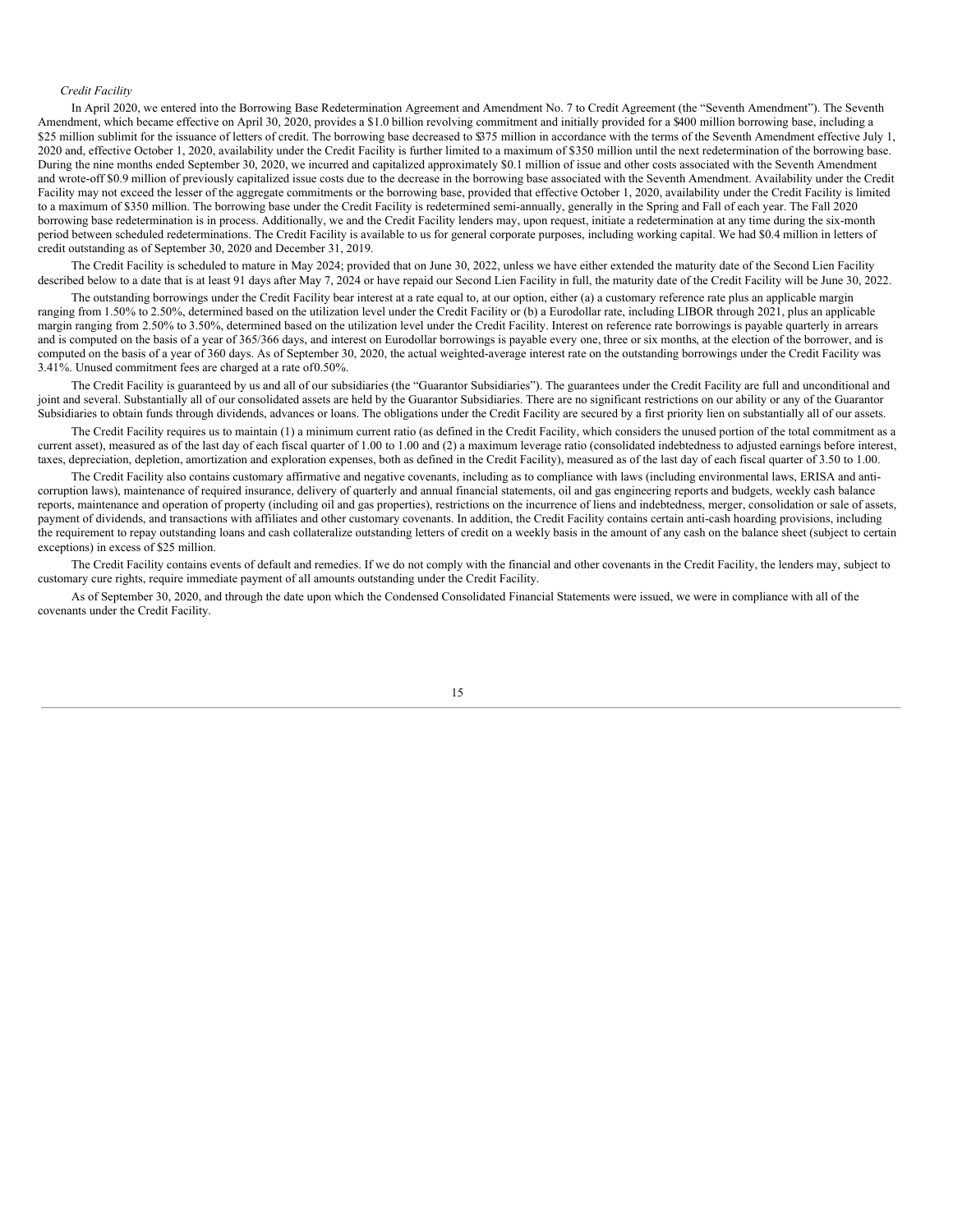*Credit Facility*

In April 2020, we entered into the Borrowing Base Redetermination Agreement and Amendment No. 7 to Credit Agreement (the "Seventh Amendment"). The Seventh Amendment, which became effective on April 30, 2020, provides a $1.0 billion revolving commitment and initially provided for a $400 million borrowing base, including a $25 million sublimit for the issuance of letters of credit. The borrowing base decreased to $375 million in accordance with the terms of the Seventh Amendment effective July 1, 2020 and, effective October 1, 2020, availability under the Credit Facility is further limited to a maximum of $350 million until the next redetermination of the borrowing base. During the nine months ended September 30, 2020, we incurred and capitalized approximately $0.1 million of issue and other costs associated with the Seventh Amendment and wrote-off $0.9 million of previously capitalized issue costs due to the decrease in the borrowing base associated with the Seventh Amendment. Availability under the Credit Facility may not exceed the lesser of the aggregate commitments or the borrowing base, provided that effective October 1, 2020, availability under the Credit Facility is limited to a maximum of $350 million. The borrowing base under the Credit Facility is redetermined semi-annually, generally in the Spring and Fall of each year. The Fall 2020 borrowing base redetermination is in process. Additionally, we and the Credit Facility lenders may, upon request, initiate a redetermination at any time during the six-month period between scheduled redeterminations. The Credit Facility is available to us for general corporate purposes, including working capital. We had $0.4 million in letters of credit outstanding as of September 30, 2020 and December 31, 2019.

The Credit Facility is scheduled to mature in May 2024; provided that on June 30, 2022, unless we have either extended the maturity date of the Second Lien Facility described below to a date that is at least 91 days after May 7, 2024 or have repaid our Second Lien Facility in full, the maturity date of the Credit Facility will be June 30, 2022.

The outstanding borrowings under the Credit Facility bear interest at a rate equal to, at our option, either (a) a customary reference rate plus an applicable margin ranging from 1.50% to 2.50%, determined based on the utilization level under the Credit Facility or (b) a Eurodollar rate, including LIBOR through 2021, plus an applicable margin ranging from 2.50% to 3.50%, determined based on the utilization level under the Credit Facility. Interest on reference rate borrowings is payable quarterly in arrears and is computed on the basis of a year of 365/366 days, and interest on Eurodollar borrowings is payable every one, three or six months, at the election of the borrower, and is computed on the basis of a year of 360 days. As of September 30, 2020, the actual weighted-average interest rate on the outstanding borrowings under the Credit Facility was 3.41%. Unused commitment fees are charged at a rate of 0.50%.

The Credit Facility is guaranteed by us and all of our subsidiaries (the "Guarantor Subsidiaries"). The guarantees under the Credit Facility are full and unconditional and joint and several. Substantially all of our consolidated assets are held by the Guarantor Subsidiaries. There are no significant restrictions on our ability or any of the Guarantor Subsidiaries to obtain funds through dividends, advances or loans. The obligations under the Credit Facility are secured by a first priority lien on substantially all of our assets.

The Credit Facility requires us to maintain (1) a minimum current ratio (as defined in the Credit Facility, which considers the unused portion of the total commitment as a current asset), measured as of the last day of each fiscal quarter of 1.00 to 1.00 and (2) a maximum leverage ratio (consolidated indebtedness to adjusted earnings before interest, taxes, depreciation, depletion, amortization and exploration expenses, both as defined in the Credit Facility), measured as of the last day of each fiscal quarter of 3.50 to 1.00.

The Credit Facility also contains customary affirmative and negative covenants, including as to compliance with laws (including environmental laws, ERISA and anti-corruption laws), maintenance of required insurance, delivery of quarterly and annual financial statements, oil and gas engineering reports and budgets, weekly cash balance reports, maintenance and operation of property (including oil and gas properties), restrictions on the incurrence of liens and indebtedness, merger, consolidation or sale of assets, payment of dividends, and transactions with affiliates and other customary covenants. In addition, the Credit Facility contains certain anti-cash hoarding provisions, including the requirement to repay outstanding loans and cash collateralize outstanding letters of credit on a weekly basis in the amount of any cash on the balance sheet (subject to certain exceptions) in excess of $25 million.

The Credit Facility contains events of default and remedies. If we do not comply with the financial and other covenants in the Credit Facility, the lenders may, subject to customary cure rights, require immediate payment of all amounts outstanding under the Credit Facility.

As of September 30, 2020, and through the date upon which the Condensed Consolidated Financial Statements were issued, we were in compliance with all of the covenants under the Credit Facility.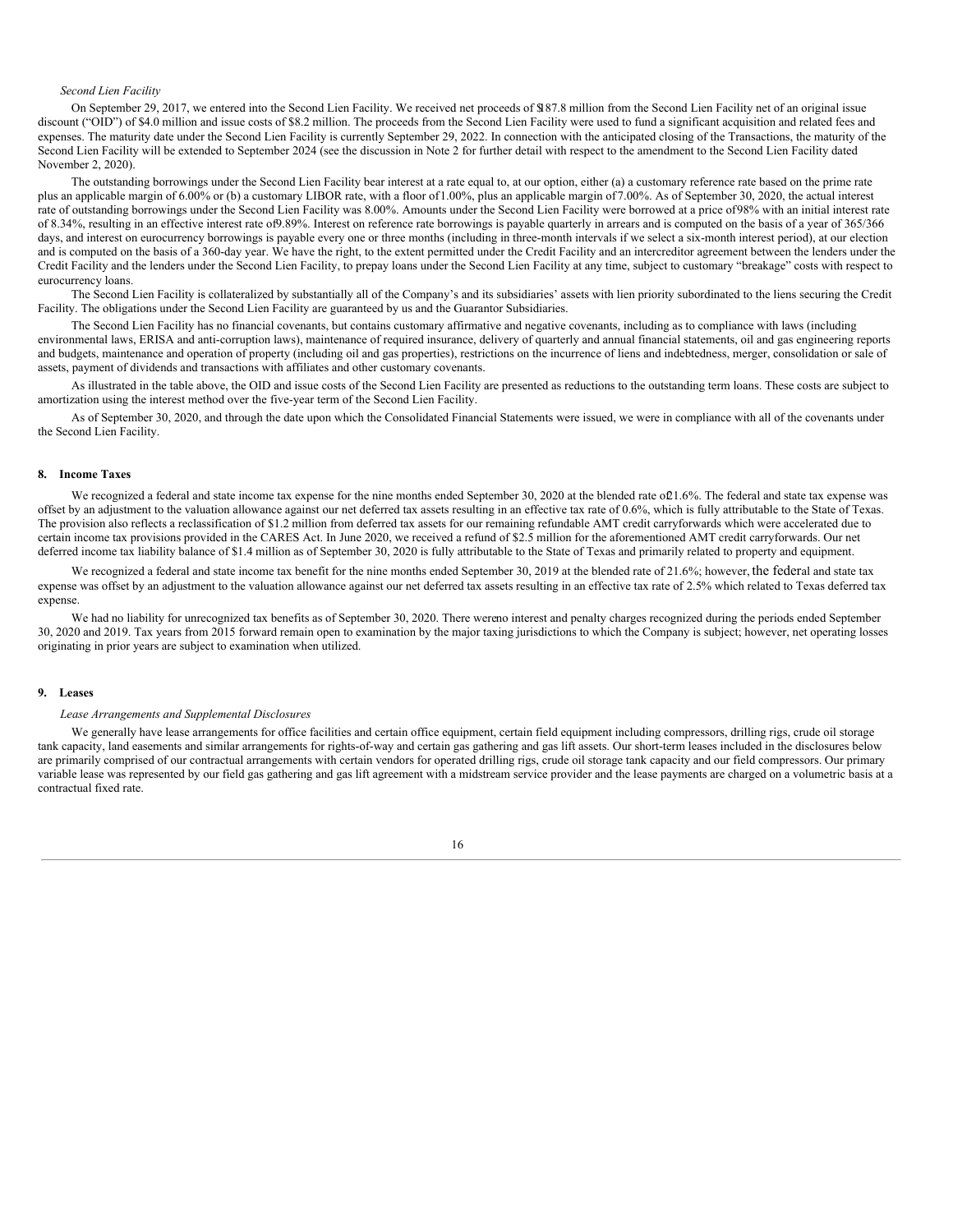*Second Lien Facility*

On September 29, 2017, we entered into the Second Lien Facility. We received net proceeds of $187.8 million from the Second Lien Facility net of an original issue discount ("OID") of $4.0 million and issue costs of $8.2 million. The proceeds from the Second Lien Facility were used to fund a significant acquisition and related fees and expenses. The maturity date under the Second Lien Facility is currently September 29, 2022. In connection with the anticipated closing of the Transactions, the maturity of the Second Lien Facility will be extended to September 2024 (see the discussion in Note 2 for further detail with respect to the amendment to the Second Lien Facility dated November 2, 2020).

The outstanding borrowings under the Second Lien Facility bear interest at a rate equal to, at our option, either (a) a customary reference rate based on the prime rate plus an applicable margin of 6.00% or (b) a customary LIBOR rate, with a floor of 1.00%, plus an applicable margin of 7.00%. As of September 30, 2020, the actual interest rate of outstanding borrowings under the Second Lien Facility was 8.00%. Amounts under the Second Lien Facility were borrowed at a price of 98% with an initial interest rate of 8.34%, resulting in an effective interest rate of 9.89%. Interest on reference rate borrowings is payable quarterly in arrears and is computed on the basis of a year of 365/366 days, and interest on eurocurrency borrowings is payable every one or three months (including in three-month intervals if we select a six-month interest period), at our election and is computed on the basis of a 360-day year. We have the right, to the extent permitted under the Credit Facility and an intercreditor agreement between the lenders under the Credit Facility and the lenders under the Second Lien Facility, to prepay loans under the Second Lien Facility at any time, subject to customary "breakage" costs with respect to eurocurrency loans.

The Second Lien Facility is collateralized by substantially all of the Company's and its subsidiaries' assets with lien priority subordinated to the liens securing the Credit Facility. The obligations under the Second Lien Facility are guaranteed by us and the Guarantor Subsidiaries.

The Second Lien Facility has no financial covenants, but contains customary affirmative and negative covenants, including as to compliance with laws (including environmental laws, ERISA and anti-corruption laws), maintenance of required insurance, delivery of quarterly and annual financial statements, oil and gas engineering reports and budgets, maintenance and operation of property (including oil and gas properties), restrictions on the incurrence of liens and indebtedness, merger, consolidation or sale of assets, payment of dividends and transactions with affiliates and other customary covenants.

As illustrated in the table above, the OID and issue costs of the Second Lien Facility are presented as reductions to the outstanding term loans. These costs are subject to amortization using the interest method over the five-year term of the Second Lien Facility.

As of September 30, 2020, and through the date upon which the Consolidated Financial Statements were issued, we were in compliance with all of the covenants under the Second Lien Facility.

## 8. Income Taxes

We recognized a federal and state income tax expense for the nine months ended September 30, 2020 at the blended rate of 21.6%. The federal and state tax expense was offset by an adjustment to the valuation allowance against our net deferred tax assets resulting in an effective tax rate of 0.6%, which is fully attributable to the State of Texas. The provision also reflects a reclassification of $1.2 million from deferred tax assets for our remaining refundable AMT credit carryforwards which were accelerated due to certain income tax provisions provided in the CARES Act. In June 2020, we received a refund of $2.5 million for the aforementioned AMT credit carryforwards. Our net deferred income tax liability balance of $1.4 million as of September 30, 2020 is fully attributable to the State of Texas and primarily related to property and equipment.

We recognized a federal and state income tax benefit for the nine months ended September 30, 2019 at the blended rate of 21.6%; however, the federal and state tax expense was offset by an adjustment to the valuation allowance against our net deferred tax assets resulting in an effective tax rate of 2.5% which related to Texas deferred tax expense.

We had no liability for unrecognized tax benefits as of September 30, 2020. There were no interest and penalty charges recognized during the periods ended September 30, 2020 and 2019. Tax years from 2015 forward remain open to examination by the major taxing jurisdictions to which the Company is subject; however, net operating losses originating in prior years are subject to examination when utilized.

## 9. Leases

*Lease Arrangements and Supplemental Disclosures*

We generally have lease arrangements for office facilities and certain office equipment, certain field equipment including compressors, drilling rigs, crude oil storage tank capacity, land easements and similar arrangements for rights-of-way and certain gas gathering and gas lift assets. Our short-term leases included in the disclosures below are primarily comprised of our contractual arrangements with certain vendors for operated drilling rigs, crude oil storage tank capacity and our field compressors. Our primary variable lease was represented by our field gas gathering and gas lift agreement with a midstream service provider and the lease payments are charged on a volumetric basis at a contractual fixed rate.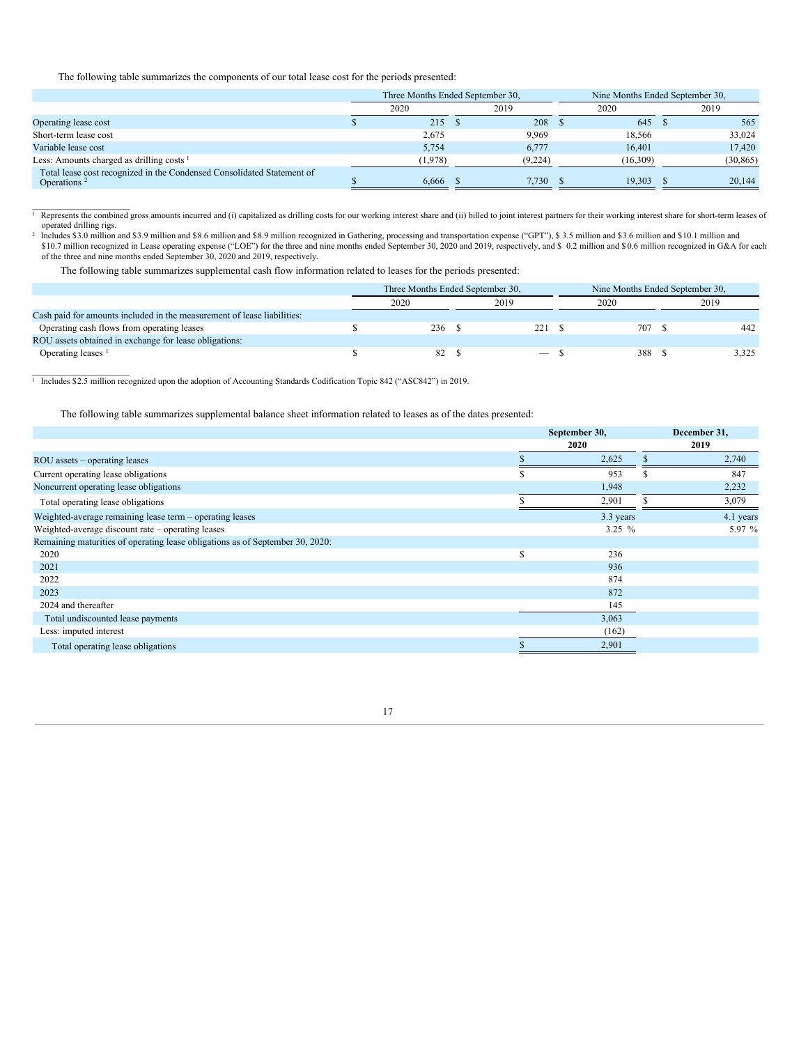The following table summarizes the components of our total lease cost for the periods presented:

| | Three Months Ended September 30, | | Nine Months Ended September 30, | |
|---|---|---|---|---|
| | 2020 | 2019 | 2020 | 2019 |
| Operating lease cost | $ 215 | $ 208 | $ 645 | $ 565 |
| Short-term lease cost | 2,675 | 9,969 | 18,566 | 33,024 |
| Variable lease cost | 5,754 | 6,777 | 16,401 | 17,420 |
| Less: Amounts charged as drilling costs [1] | (1,978) | (9,224) | (16,309) | (30,865) |
| Total lease cost recognized in the Condensed Consolidated Statement of Operations [2] | $ 6,666 | $ 7,730 | $ 19,303 | $ 20,144 |

[1] Represents the combined gross amounts incurred and (i) capitalized as drilling costs for our working interest share and (ii) billed to joint interest partners for their working interest share for short-term leases of operated drilling rigs.

[2] Includes $3.0 million and $3.9 million and $8.6 million and $8.9 million recognized in Gathering, processing and transportation expense ("GPT"), $ 3.5 million and $3.6 million and $10.1 million and $10.7 million recognized in Lease operating expense ("LOE") for the three and nine months ended September 30, 2020 and 2019, respectively, and $ 0.2 million and $ 0.6 million recognized in G&A for each of the three and nine months ended September 30, 2020 and 2019, respectively.

The following table summarizes supplemental cash flow information related to leases for the periods presented:

| | Three Months Ended September 30, | | Nine Months Ended September 30, | |
|---|---|---|---|---|
| | 2020 | 2019 | 2020 | 2019 |
| Cash paid for amounts included in the measurement of lease liabilities: | | | | |
| Operating cash flows from operating leases | $ 236 | $ 221 | $ 707 | $ 442 |
| ROU assets obtained in exchange for lease obligations: | | | | |
| Operating leases [1] | $ 82 | $ — | $ 388 | $ 3,325 |

[1] Includes $2.5 million recognized upon the adoption of Accounting Standards Codification Topic 842 ("ASC842") in 2019.

The following table summarizes supplemental balance sheet information related to leases as of the dates presented:

| | **September 30, 2020** | **December 31, 2019** |
|---|---|---|
| ROU assets – operating leases | $ 2,625 | $ 2,740 |
| Current operating lease obligations | $ 953 | $ 847 |
| Noncurrent operating lease obligations | 1,948 | 2,232 |
| Total operating lease obligations | $ 2,901 | $ 3,079 |
| Weighted-average remaining lease term – operating leases | 3.3 years | 4.1 years |
| Weighted-average discount rate – operating leases | 3.25 % | 5.97 % |
| Remaining maturities of operating lease obligations as of September 30, 2020: | | |
| 2020 | $ 236 | |
| 2021 | 936 | |
| 2022 | 874 | |
| 2023 | 872 | |
| 2024 and thereafter | 145 | |
| Total undiscounted lease payments | 3,063 | |
| Less: imputed interest | (162) | |
| Total operating lease obligations | $ 2,901 | |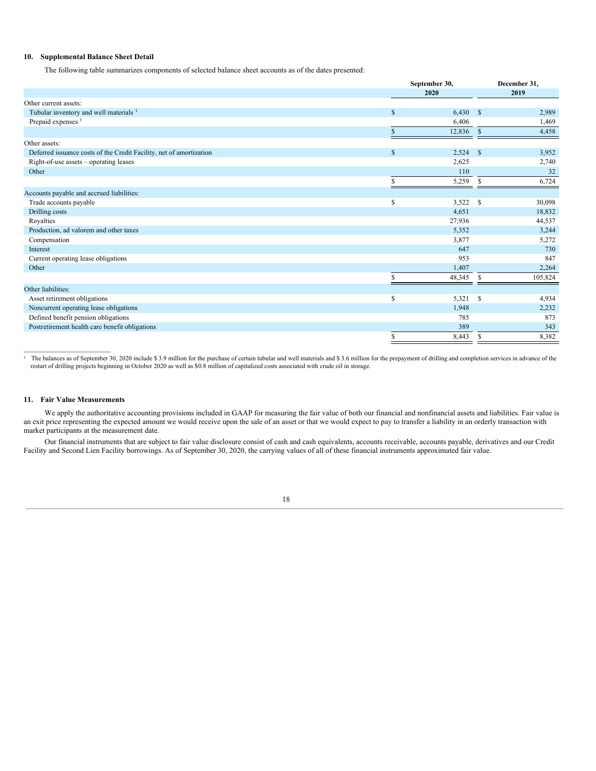## 10. Supplemental Balance Sheet Detail

The following table summarizes components of selected balance sheet accounts as of the dates presented:

| | September 30, 2020 | December 31, 2019 |
|---|---|---|
| Other current assets: | | |
| Tubular inventory and well materials [1] | $ 6,430 | $ 2,989 |
| Prepaid expenses [1] | 6,406 | 1,469 |
| | $ 12,836 | $ 4,458 |
| Other assets: | | |
| Deferred issuance costs of the Credit Facility, net of amortization | $ 2,524 | $ 3,952 |
| Right-of-use assets – operating leases | 2,625 | 2,740 |
| Other | 110 | 32 |
| | $ 5,259 | $ 6,724 |
| Accounts payable and accrued liabilities: | | |
| Trade accounts payable | $ 3,522 | $ 30,098 |
| Drilling costs | 4,651 | 18,832 |
| Royalties | 27,936 | 44,537 |
| Production, ad valorem and other taxes | 5,352 | 3,244 |
| Compensation | 3,877 | 5,272 |
| Interest | 647 | 730 |
| Current operating lease obligations | 953 | 847 |
| Other | 1,407 | 2,264 |
| | $ 48,345 | $ 105,824 |
| Other liabilities: | | |
| Asset retirement obligations | $ 5,321 | $ 4,934 |
| Noncurrent operating lease obligations | 1,948 | 2,232 |
| Defined benefit pension obligations | 785 | 873 |
| Postretirement health care benefit obligations | 389 | 343 |
| | $ 8,443 | $ 8,382 |

[1] The balances as of September 30, 2020 include $ 3.9 million for the purchase of certain tubular and well materials and $ 3.6 million for the prepayment of drilling and completion services in advance of the restart of drilling projects beginning in October 2020 as well as $0.8 million of capitalized costs associated with crude oil in storage.

## 11. Fair Value Measurements

We apply the authoritative accounting provisions included in GAAP for measuring the fair value of both our financial and nonfinancial assets and liabilities. Fair value is an exit price representing the expected amount we would receive upon the sale of an asset or that we would expect to pay to transfer a liability in an orderly transaction with market participants at the measurement date.

Our financial instruments that are subject to fair value disclosure consist of cash and cash equivalents, accounts receivable, accounts payable, derivatives and our Credit Facility and Second Lien Facility borrowings. As of September 30, 2020, the carrying values of all of these financial instruments approximated fair value.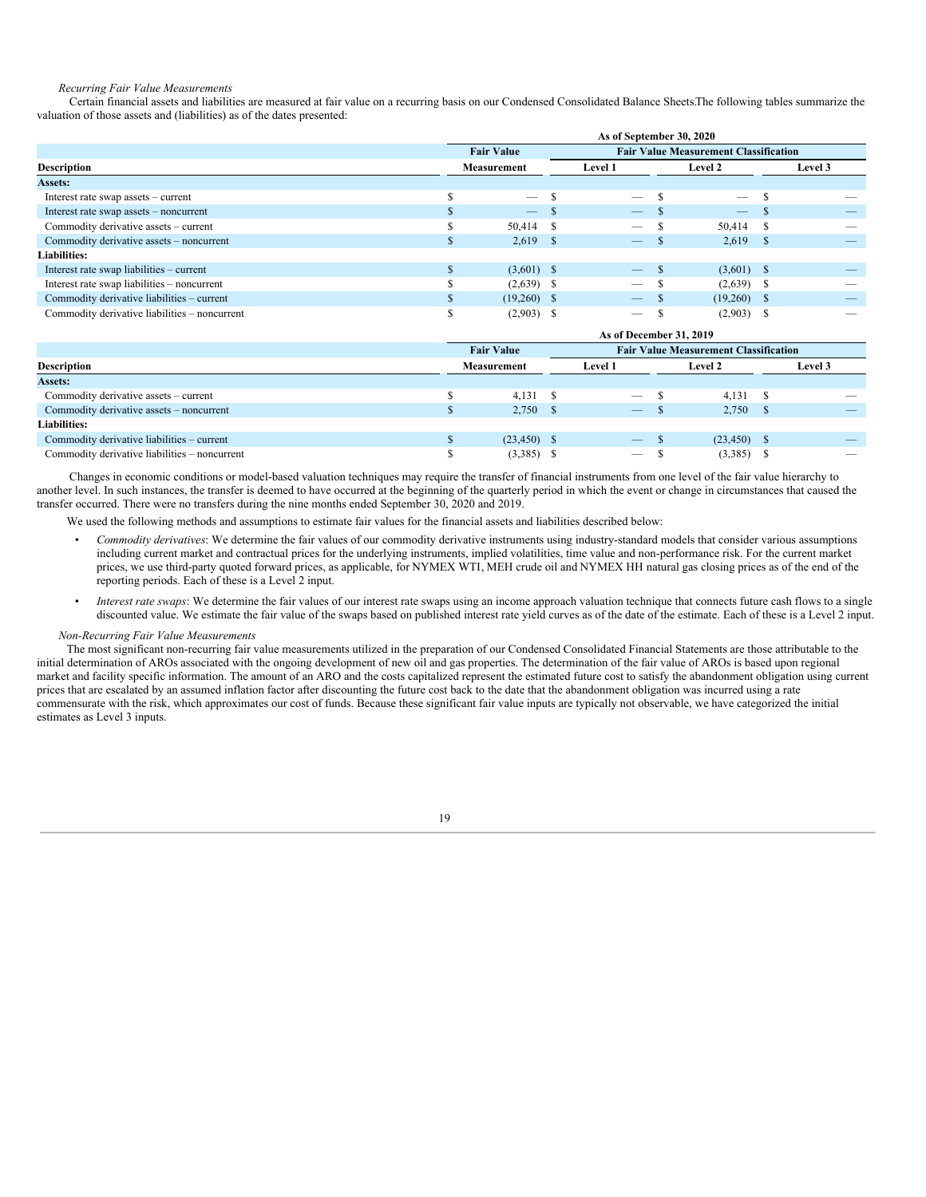*Recurring Fair Value Measurements*

Certain financial assets and liabilities are measured at fair value on a recurring basis on our Condensed Consolidated Balance Sheets.The following tables summarize the valuation of those assets and (liabilities) as of the dates presented:

| | As of September 30, 2020 | | | |
|---|---|---|---|---|
| | Fair Value | Fair Value Measurement Classification | | |
| Description | Measurement | Level 1 | Level 2 | Level 3 |
| **Assets:** | | | | |
| Interest rate swap assets – current | $ — | $ — | $ — | $ — |
| Interest rate swap assets – noncurrent | $ — | $ — | $ — | $ — |
| Commodity derivative assets – current | $ 50,414 | $ — | $ 50,414 | $ — |
| Commodity derivative assets – noncurrent | $ 2,619 | $ — | $ 2,619 | $ — |
| **Liabilities:** | | | | |
| Interest rate swap liabilities – current | $ (3,601) | $ — | $ (3,601) | $ — |
| Interest rate swap liabilities – noncurrent | $ (2,639) | $ — | $ (2,639) | $ — |
| Commodity derivative liabilities – current | $ (19,260) | $ — | $ (19,260) | $ — |
| Commodity derivative liabilities – noncurrent | $ (2,903) | $ — | $ (2,903) | $ — |

| | As of December 31, 2019 | | | |
|---|---|---|---|---|
| | Fair Value | Fair Value Measurement Classification | | |
| Description | Measurement | Level 1 | Level 2 | Level 3 |
| **Assets:** | | | | |
| Commodity derivative assets – current | $ 4,131 | $ — | $ 4,131 | $ — |
| Commodity derivative assets – noncurrent | $ 2,750 | $ — | $ 2,750 | $ — |
| **Liabilities:** | | | | |
| Commodity derivative liabilities – current | $ (23,450) | $ — | $ (23,450) | $ — |
| Commodity derivative liabilities – noncurrent | $ (3,385) | $ — | $ (3,385) | $ — |

Changes in economic conditions or model-based valuation techniques may require the transfer of financial instruments from one level of the fair value hierarchy to another level. In such instances, the transfer is deemed to have occurred at the beginning of the quarterly period in which the event or change in circumstances that caused the transfer occurred. There were no transfers during the nine months ended September 30, 2020 and 2019.

We used the following methods and assumptions to estimate fair values for the financial assets and liabilities described below:

- *Commodity derivatives*: We determine the fair values of our commodity derivative instruments using industry-standard models that consider various assumptions including current market and contractual prices for the underlying instruments, implied volatilities, time value and non-performance risk. For the current market prices, we use third-party quoted forward prices, as applicable, for NYMEX WTI, MEH crude oil and NYMEX HH natural gas closing prices as of the end of the reporting periods. Each of these is a Level 2 input.
- *Interest rate swaps*: We determine the fair values of our interest rate swaps using an income approach valuation technique that connects future cash flows to a single discounted value. We estimate the fair value of the swaps based on published interest rate yield curves as of the date of the estimate. Each of these is a Level 2 input.

*Non-Recurring Fair Value Measurements*

The most significant non-recurring fair value measurements utilized in the preparation of our Condensed Consolidated Financial Statements are those attributable to the initial determination of AROs associated with the ongoing development of new oil and gas properties. The determination of the fair value of AROs is based upon regional market and facility specific information. The amount of an ARO and the costs capitalized represent the estimated future cost to satisfy the abandonment obligation using current prices that are escalated by an assumed inflation factor after discounting the future cost back to the date that the abandonment obligation was incurred using a rate commensurate with the risk, which approximates our cost of funds. Because these significant fair value inputs are typically not observable, we have categorized the initial estimates as Level 3 inputs.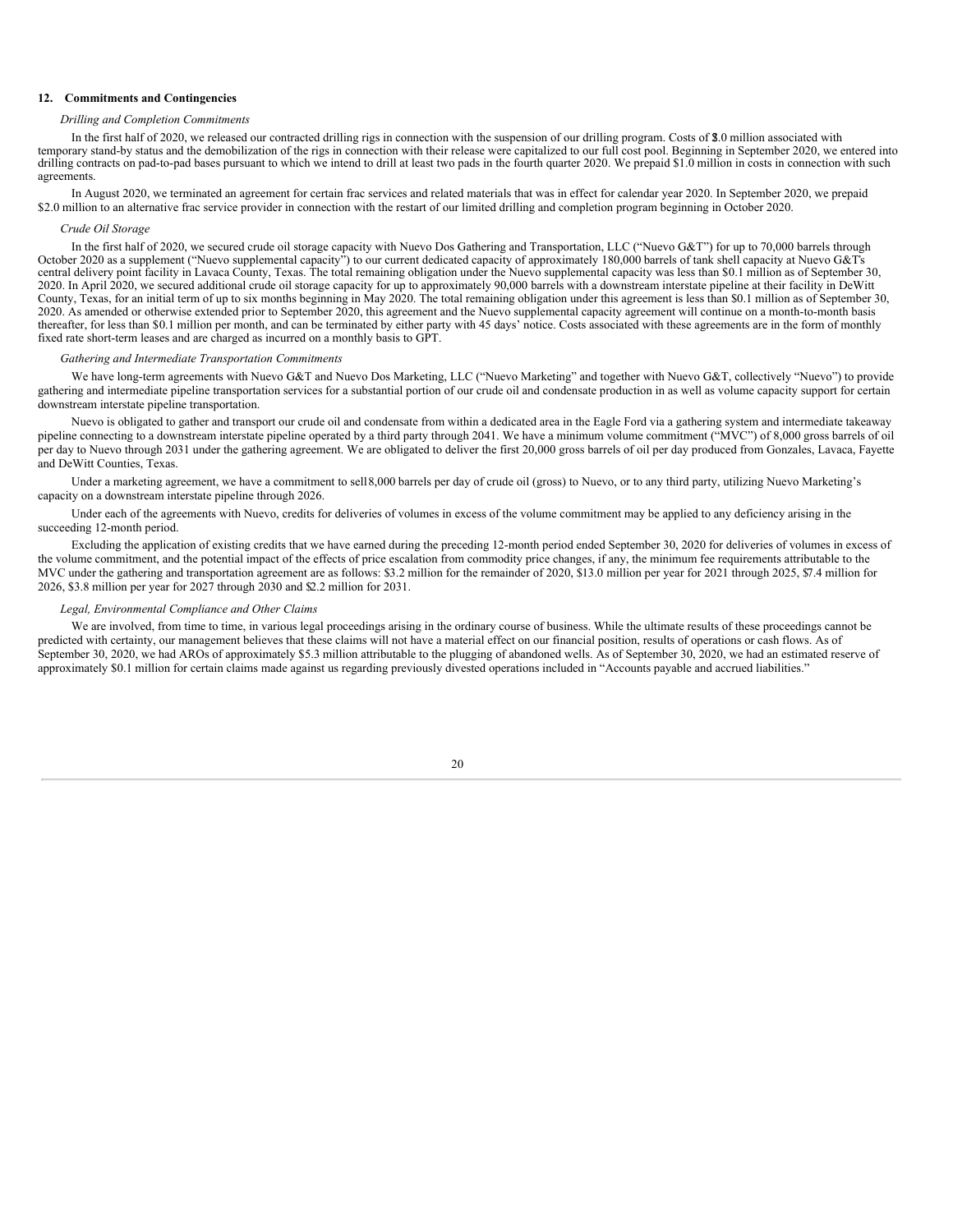## 12. Commitments and Contingencies

*Drilling and Completion Commitments*

In the first half of 2020, we released our contracted drilling rigs in connection with the suspension of our drilling program. Costs of $3.0 million associated with temporary stand-by status and the demobilization of the rigs in connection with their release were capitalized to our full cost pool. Beginning in September 2020, we entered into drilling contracts on pad-to-pad bases pursuant to which we intend to drill at least two pads in the fourth quarter 2020. We prepaid $1.0 million in costs in connection with such agreements.

In August 2020, we terminated an agreement for certain frac services and related materials that was in effect for calendar year 2020. In September 2020, we prepaid $2.0 million to an alternative frac service provider in connection with the restart of our limited drilling and completion program beginning in October 2020.

*Crude Oil Storage*

In the first half of 2020, we secured crude oil storage capacity with Nuevo Dos Gathering and Transportation, LLC ("Nuevo G&T") for up to 70,000 barrels through October 2020 as a supplement ("Nuevo supplemental capacity") to our current dedicated capacity of approximately 180,000 barrels of tank shell capacity at Nuevo G&T's central delivery point facility in Lavaca County, Texas. The total remaining obligation under the Nuevo supplemental capacity was less than $0.1 million as of September 30, 2020. In April 2020, we secured additional crude oil storage capacity for up to approximately 90,000 barrels with a downstream interstate pipeline at their facility in DeWitt County, Texas, for an initial term of up to six months beginning in May 2020. The total remaining obligation under this agreement is less than $0.1 million as of September 30, 2020. As amended or otherwise extended prior to September 2020, this agreement and the Nuevo supplemental capacity agreement will continue on a month-to-month basis thereafter, for less than $0.1 million per month, and can be terminated by either party with 45 days' notice. Costs associated with these agreements are in the form of monthly fixed rate short-term leases and are charged as incurred on a monthly basis to GPT.

*Gathering and Intermediate Transportation Commitments*

We have long-term agreements with Nuevo G&T and Nuevo Dos Marketing, LLC ("Nuevo Marketing" and together with Nuevo G&T, collectively "Nuevo") to provide gathering and intermediate pipeline transportation services for a substantial portion of our crude oil and condensate production in as well as volume capacity support for certain downstream interstate pipeline transportation.

Nuevo is obligated to gather and transport our crude oil and condensate from within a dedicated area in the Eagle Ford via a gathering system and intermediate takeaway pipeline connecting to a downstream interstate pipeline operated by a third party through 2041. We have a minimum volume commitment ("MVC") of 8,000 gross barrels of oil per day to Nuevo through 2031 under the gathering agreement. We are obligated to deliver the first 20,000 gross barrels of oil per day produced from Gonzales, Lavaca, Fayette and DeWitt Counties, Texas.

Under a marketing agreement, we have a commitment to sell 8,000 barrels per day of crude oil (gross) to Nuevo, or to any third party, utilizing Nuevo Marketing's capacity on a downstream interstate pipeline through 2026.

Under each of the agreements with Nuevo, credits for deliveries of volumes in excess of the volume commitment may be applied to any deficiency arising in the succeeding 12-month period.

Excluding the application of existing credits that we have earned during the preceding 12-month period ended September 30, 2020 for deliveries of volumes in excess of the volume commitment, and the potential impact of the effects of price escalation from commodity price changes, if any, the minimum fee requirements attributable to the MVC under the gathering and transportation agreement are as follows: $3.2 million for the remainder of 2020, $13.0 million per year for 2021 through 2025, $7.4 million for 2026, $3.8 million per year for 2027 through 2030 and $2.2 million for 2031.

*Legal, Environmental Compliance and Other Claims*

We are involved, from time to time, in various legal proceedings arising in the ordinary course of business. While the ultimate results of these proceedings cannot be predicted with certainty, our management believes that these claims will not have a material effect on our financial position, results of operations or cash flows. As of September 30, 2020, we had AROs of approximately $5.3 million attributable to the plugging of abandoned wells. As of September 30, 2020, we had an estimated reserve of approximately $0.1 million for certain claims made against us regarding previously divested operations included in "Accounts payable and accrued liabilities."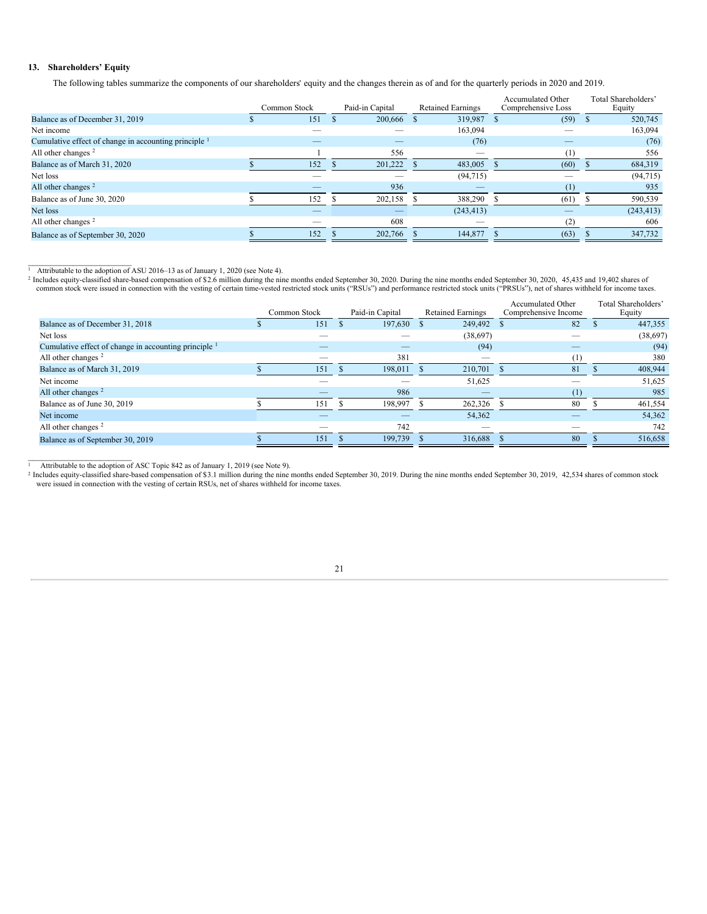## 13. Shareholders' Equity

The following tables summarize the components of our shareholders' equity and the changes therein as of and for the quarterly periods in 2020 and 2019.

| | Common Stock | Paid-in Capital | Retained Earnings | Accumulated Other Comprehensive Loss | Total Shareholders' Equity |
|---|---|---|---|---|---|
| Balance as of December 31, 2019 | $ 151 | $ 200,666 | $ 319,987 | $ (59) | $ 520,745 |
| Net income | — | — | 163,094 | — | 163,094 |
| Cumulative effect of change in accounting principle [1] | — | — | (76) | — | (76) |
| All other changes [2] | 1 | 556 | — | (1) | 556 |
| Balance as of March 31, 2020 | $ 152 | $ 201,222 | $ 483,005 | $ (60) | $ 684,319 |
| Net loss | — | — | (94,715) | — | (94,715) |
| All other changes [2] | — | 936 | — | (1) | 935 |
| Balance as of June 30, 2020 | $ 152 | $ 202,158 | $ 388,290 | $ (61) | $ 590,539 |
| Net loss | — | — | (243,413) | — | (243,413) |
| All other changes [2] | — | 608 | — | (2) | 606 |
| Balance as of September 30, 2020 | $ 152 | $ 202,766 | $ 144,877 | $ (63) | $ 347,732 |

[1] Attributable to the adoption of ASU 2016–13 as of January 1, 2020 (see Note 4).

[2] Includes equity-classified share-based compensation of $2.6 million during the nine months ended September 30, 2020. During the nine months ended September 30, 2020, 45,435 and 19,402 shares of common stock were issued in connection with the vesting of certain time-vested restricted stock units ("RSUs") and performance restricted stock units ("PRSUs"), net of shares withheld for income taxes.

| | Common Stock | Paid-in Capital | Retained Earnings | Accumulated Other Comprehensive Income | Total Shareholders' Equity |
|---|---|---|---|---|---|
| Balance as of December 31, 2018 | $ 151 | $ 197,630 | $ 249,492 | $ 82 | $ 447,355 |
| Net loss | — | — | (38,697) | — | (38,697) |
| Cumulative effect of change in accounting principle [1] | — | — | (94) | — | (94) |
| All other changes [2] | — | 381 | — | (1) | 380 |
| Balance as of March 31, 2019 | $ 151 | $ 198,011 | $ 210,701 | $ 81 | $ 408,944 |
| Net income | — | — | 51,625 | — | 51,625 |
| All other changes [2] | — | 986 | — | (1) | 985 |
| Balance as of June 30, 2019 | $ 151 | $ 198,997 | $ 262,326 | $ 80 | $ 461,554 |
| Net income | — | — | 54,362 | — | 54,362 |
| All other changes [2] | — | 742 | — | — | 742 |
| Balance as of September 30, 2019 | $ 151 | $ 199,739 | $ 316,688 | $ 80 | $ 516,658 |

[1] Attributable to the adoption of ASC Topic 842 as of January 1, 2019 (see Note 9).

[2] Includes equity-classified share-based compensation of $3.1 million during the nine months ended September 30, 2019. During the nine months ended September 30, 2019, 42,534 shares of common stock were issued in connection with the vesting of certain RSUs, net of shares withheld for income taxes.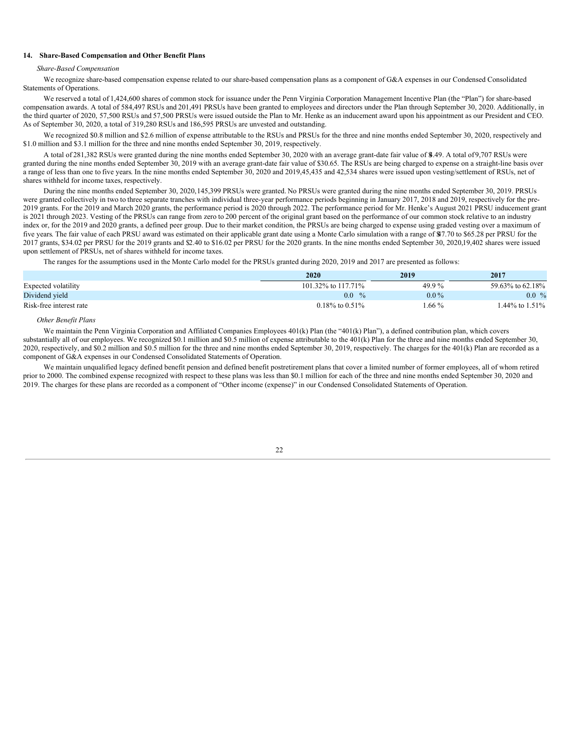### 14. Share-Based Compensation and Other Benefit Plans

*Share-Based Compensation*

We recognize share-based compensation expense related to our share-based compensation plans as a component of G&A expenses in our Condensed Consolidated Statements of Operations.

We reserved a total of 1,424,600 shares of common stock for issuance under the Penn Virginia Corporation Management Incentive Plan (the "Plan") for share-based compensation awards. A total of 584,497 RSUs and 201,491 PRSUs have been granted to employees and directors under the Plan through September 30, 2020. Additionally, in the third quarter of 2020, 57,500 RSUs and 57,500 PRSUs were issued outside the Plan to Mr. Henke as an inducement award upon his appointment as our President and CEO. As of September 30, 2020, a total of 319,280 RSUs and 186,595 PRSUs are unvested and outstanding.

We recognized \$0.8 million and \$2.6 million of expense attributable to the RSUs and PRSUs for the three and nine months ended September 30, 2020, respectively and \$1.0 million and \$3.1 million for the three and nine months ended September 30, 2019, respectively.

A total of 281,382 RSUs were granted during the nine months ended September 30, 2020 with an average grant-date fair value of \$8.49. A total of 9,707 RSUs were granted during the nine months ended September 30, 2019 with an average grant-date fair value of \$30.65. The RSUs are being charged to expense on a straight-line basis over a range of less than one to five years. In the nine months ended September 30, 2020 and 2019, 45,435 and 42,534 shares were issued upon vesting/settlement of RSUs, net of shares withheld for income taxes, respectively.

During the nine months ended September 30, 2020, 145,399 PRSUs were granted. No PRSUs were granted during the nine months ended September 30, 2019. PRSUs were granted collectively in two to three separate tranches with individual three-year performance periods beginning in January 2017, 2018 and 2019, respectively for the pre-2019 grants. For the 2019 and March 2020 grants, the performance period is 2020 through 2022. The performance period for Mr. Henke's August 2021 PRSU inducement grant is 2021 through 2023. Vesting of the PRSUs can range from zero to 200 percent of the original grant based on the performance of our common stock relative to an industry index or, for the 2019 and 2020 grants, a defined peer group. Due to their market condition, the PRSUs are being charged to expense using graded vesting over a maximum of five years. The fair value of each PRSU award was estimated on their applicable grant date using a Monte Carlo simulation with a range of \$47.70 to \$65.28 per PRSU for the 2017 grants, \$34.02 per PRSU for the 2019 grants and \$2.40 to \$16.02 per PRSU for the 2020 grants. In the nine months ended September 30, 2020, 19,402 shares were issued upon settlement of PRSUs, net of shares withheld for income taxes.

The ranges for the assumptions used in the Monte Carlo model for the PRSUs granted during 2020, 2019 and 2017 are presented as follows:

| | 2020 | 2019 | 2017 |
|---|---|---|---|
| Expected volatility | 101.32% to 117.71% | 49.9 % | 59.63% to 62.18% |
| Dividend yield | 0.0 % | 0.0 % | 0.0 % |
| Risk-free interest rate | 0.18% to 0.51% | 1.66 % | 1.44% to 1.51% |

*Other Benefit Plans*

We maintain the Penn Virginia Corporation and Affiliated Companies Employees 401(k) Plan (the "401(k) Plan"), a defined contribution plan, which covers substantially all of our employees. We recognized \$0.1 million and \$0.5 million of expense attributable to the 401(k) Plan for the three and nine months ended September 30, 2020, respectively, and \$0.2 million and \$0.5 million for the three and nine months ended September 30, 2019, respectively. The charges for the 401(k) Plan are recorded as a component of G&A expenses in our Condensed Consolidated Statements of Operation.

We maintain unqualified legacy defined benefit pension and defined benefit postretirement plans that cover a limited number of former employees, all of whom retired prior to 2000. The combined expense recognized with respect to these plans was less than \$0.1 million for each of the three and nine months ended September 30, 2020 and 2019. The charges for these plans are recorded as a component of "Other income (expense)" in our Condensed Consolidated Statements of Operation.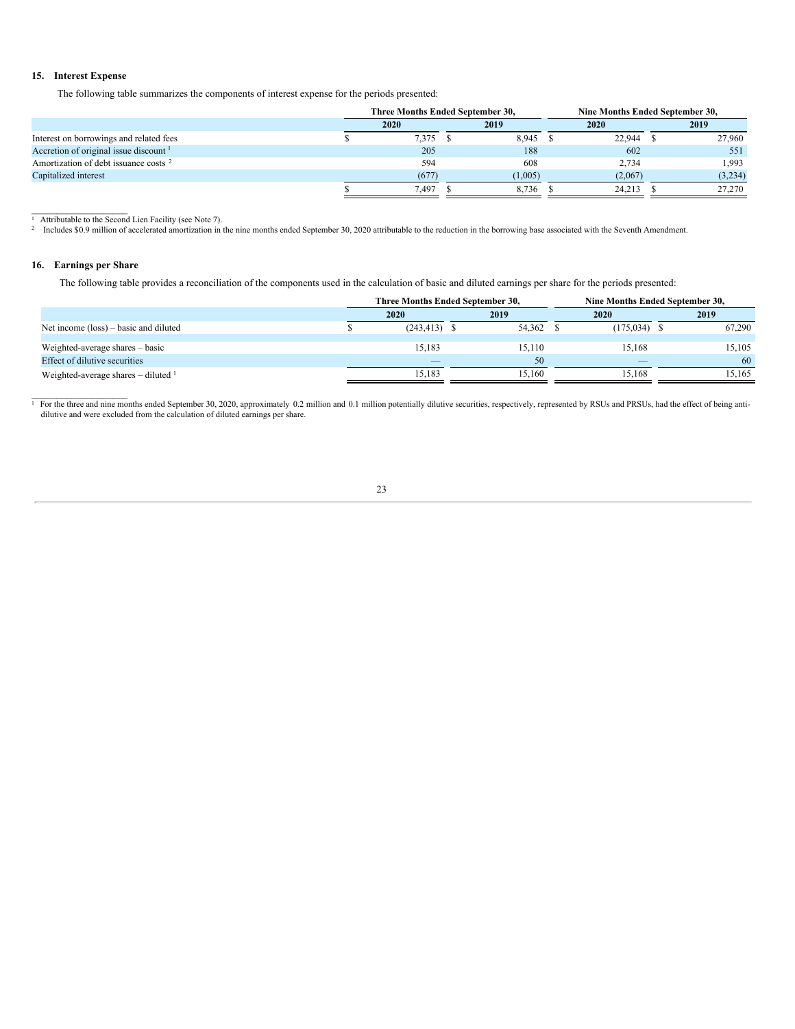## 15. Interest Expense

The following table summarizes the components of interest expense for the periods presented:

| | Three Months Ended September 30, | | Nine Months Ended September 30, | |
|---|---|---|---|---|
| | 2020 | 2019 | 2020 | 2019 |
| Interest on borrowings and related fees | $ 7,375 | $ 8,945 | $ 22,944 | $ 27,960 |
| Accretion of original issue discount [1] | 205 | 188 | 602 | 551 |
| Amortization of debt issuance costs [2] | 594 | 608 | 2,734 | 1,993 |
| Capitalized interest | (677) | (1,005) | (2,067) | (3,234) |
| | $ 7,497 | $ 8,736 | $ 24,213 | $ 27,270 |

[1] Attributable to the Second Lien Facility (see Note 7).

[2] Includes $0.9 million of accelerated amortization in the nine months ended September 30, 2020 attributable to the reduction in the borrowing base associated with the Seventh Amendment.

## 16. Earnings per Share

The following table provides a reconciliation of the components used in the calculation of basic and diluted earnings per share for the periods presented:

| | Three Months Ended September 30, | | Nine Months Ended September 30, | |
|---|---|---|---|---|
| | 2020 | 2019 | 2020 | 2019 |
| Net income (loss) – basic and diluted | $ (243,413) | $ 54,362 | $ (175,034) | $ 67,290 |
| Weighted-average shares – basic | 15,183 | 15,110 | 15,168 | 15,105 |
| Effect of dilutive securities | — | 50 | — | 60 |
| Weighted-average shares – diluted [1] | 15,183 | 15,160 | 15,168 | 15,165 |

[1] For the three and nine months ended September 30, 2020, approximately 0.2 million and 0.1 million potentially dilutive securities, respectively, represented by RSUs and PRSUs, had the effect of being anti-dilutive and were excluded from the calculation of diluted earnings per share.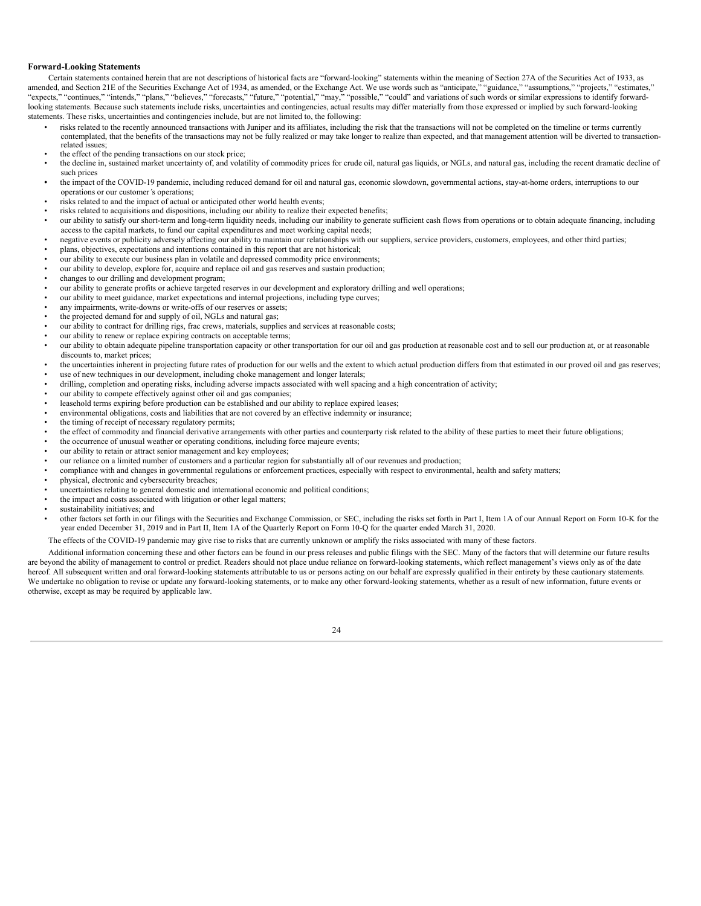**Forward-Looking Statements**

Certain statements contained herein that are not descriptions of historical facts are "forward-looking" statements within the meaning of Section 27A of the Securities Act of 1933, as amended, and Section 21E of the Securities Exchange Act of 1934, as amended, or the Exchange Act. We use words such as "anticipate," "guidance," "assumptions," "projects," "estimates," "expects," "continues," "intends," "plans," "believes," "forecasts," "future," "potential," "may," "possible," "could" and variations of such words or similar expressions to identify forward-looking statements. Because such statements include risks, uncertainties and contingencies, actual results may differ materially from those expressed or implied by such forward-looking statements. These risks, uncertainties and contingencies include, but are not limited to, the following:

- risks related to the recently announced transactions with Juniper and its affiliates, including the risk that the transactions will not be completed on the timeline or terms currently contemplated, that the benefits of the transactions may not be fully realized or may take longer to realize than expected, and that management attention will be diverted to transaction-related issues;
- the effect of the pending transactions on our stock price;
- the decline in, sustained market uncertainty of, and volatility of commodity prices for crude oil, natural gas liquids, or NGLs, and natural gas, including the recent dramatic decline of such prices
- the impact of the COVID-19 pandemic, including reduced demand for oil and natural gas, economic slowdown, governmental actions, stay-at-home orders, interruptions to our operations or our customer's operations;
- risks related to and the impact of actual or anticipated other world health events;
- risks related to acquisitions and dispositions, including our ability to realize their expected benefits;
- our ability to satisfy our short-term and long-term liquidity needs, including our inability to generate sufficient cash flows from operations or to obtain adequate financing, including access to the capital markets, to fund our capital expenditures and meet working capital needs;
- negative events or publicity adversely affecting our ability to maintain our relationships with our suppliers, service providers, customers, employees, and other third parties;
- plans, objectives, expectations and intentions contained in this report that are not historical;
- our ability to execute our business plan in volatile and depressed commodity price environments;
- our ability to develop, explore for, acquire and replace oil and gas reserves and sustain production;
- changes to our drilling and development program;
- our ability to generate profits or achieve targeted reserves in our development and exploratory drilling and well operations;
- our ability to meet guidance, market expectations and internal projections, including type curves;
- any impairments, write-downs or write-offs of our reserves or assets;
- the projected demand for and supply of oil, NGLs and natural gas;
- our ability to contract for drilling rigs, frac crews, materials, supplies and services at reasonable costs;
- our ability to renew or replace expiring contracts on acceptable terms;
- our ability to obtain adequate pipeline transportation capacity or other transportation for our oil and gas production at reasonable cost and to sell our production at, or at reasonable discounts to, market prices;
- the uncertainties inherent in projecting future rates of production for our wells and the extent to which actual production differs from that estimated in our proved oil and gas reserves;
- use of new techniques in our development, including choke management and longer laterals;
- drilling, completion and operating risks, including adverse impacts associated with well spacing and a high concentration of activity;
- our ability to compete effectively against other oil and gas companies;
- leasehold terms expiring before production can be established and our ability to replace expired leases;
- environmental obligations, costs and liabilities that are not covered by an effective indemnity or insurance;
- the timing of receipt of necessary regulatory permits;
- the effect of commodity and financial derivative arrangements with other parties and counterparty risk related to the ability of these parties to meet their future obligations;
- the occurrence of unusual weather or operating conditions, including force majeure events;
- our ability to retain or attract senior management and key employees;
- our reliance on a limited number of customers and a particular region for substantially all of our revenues and production;
- compliance with and changes in governmental regulations or enforcement practices, especially with respect to environmental, health and safety matters;
- physical, electronic and cybersecurity breaches;
- uncertainties relating to general domestic and international economic and political conditions;
- the impact and costs associated with litigation or other legal matters;
- sustainability initiatives; and
- other factors set forth in our filings with the Securities and Exchange Commission, or SEC, including the risks set forth in Part I, Item 1A of our Annual Report on Form 10-K for the year ended December 31, 2019 and in Part II, Item 1A of the Quarterly Report on Form 10-Q for the quarter ended March 31, 2020.

The effects of the COVID-19 pandemic may give rise to risks that are currently unknown or amplify the risks associated with many of these factors.

Additional information concerning these and other factors can be found in our press releases and public filings with the SEC. Many of the factors that will determine our future results are beyond the ability of management to control or predict. Readers should not place undue reliance on forward-looking statements, which reflect management's views only as of the date hereof. All subsequent written and oral forward-looking statements attributable to us or persons acting on our behalf are expressly qualified in their entirety by these cautionary statements. We undertake no obligation to revise or update any forward-looking statements, or to make any other forward-looking statements, whether as a result of new information, future events or otherwise, except as may be required by applicable law.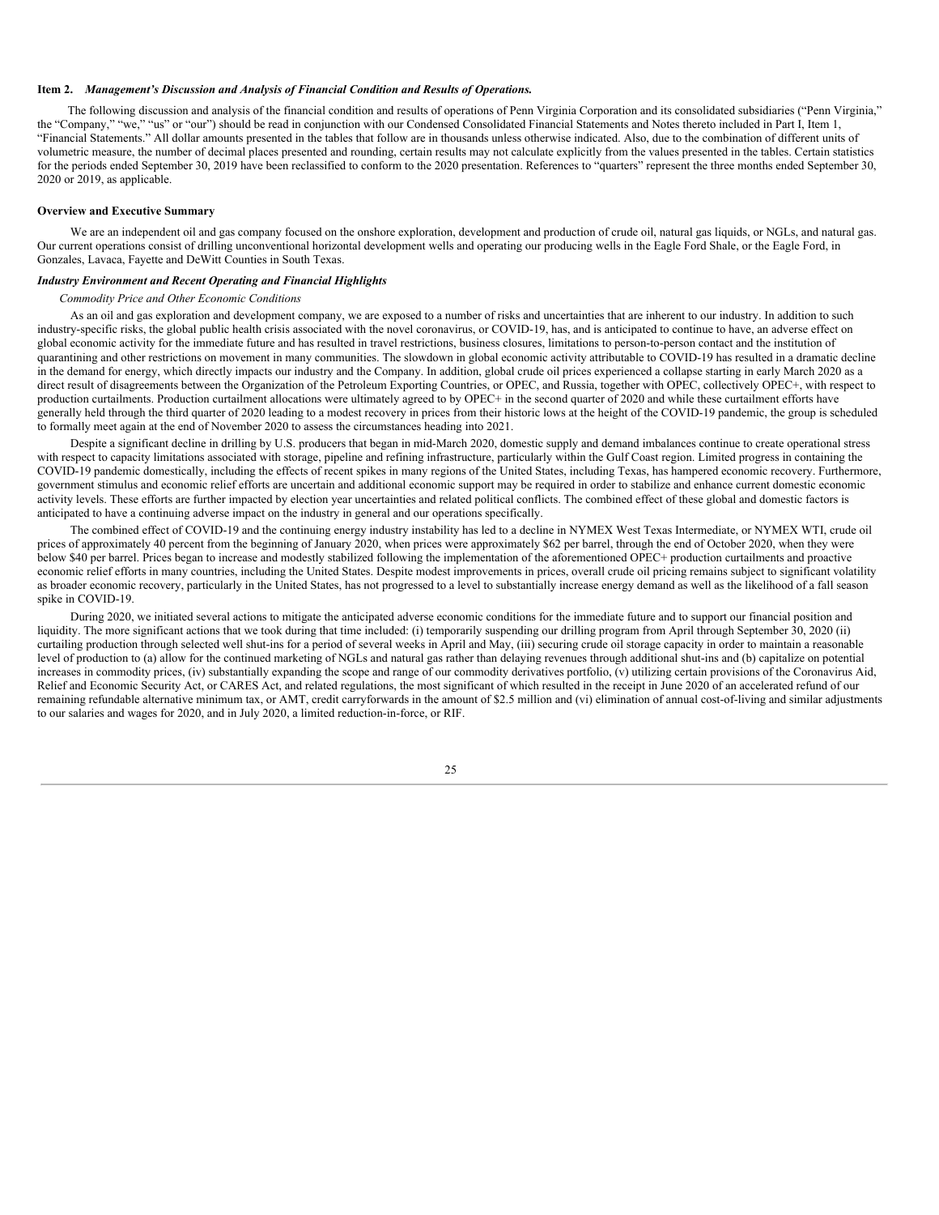**Item 2.** ***Management's Discussion and Analysis of Financial Condition and Results of Operations.***

The following discussion and analysis of the financial condition and results of operations of Penn Virginia Corporation and its consolidated subsidiaries ("Penn Virginia," the "Company," "we," "us" or "our") should be read in conjunction with our Condensed Consolidated Financial Statements and Notes thereto included in Part I, Item 1, "Financial Statements." All dollar amounts presented in the tables that follow are in thousands unless otherwise indicated. Also, due to the combination of different units of volumetric measure, the number of decimal places presented and rounding, certain results may not calculate explicitly from the values presented in the tables. Certain statistics for the periods ended September 30, 2019 have been reclassified to conform to the 2020 presentation. References to "quarters" represent the three months ended September 30, 2020 or 2019, as applicable.

**Overview and Executive Summary**

We are an independent oil and gas company focused on the onshore exploration, development and production of crude oil, natural gas liquids, or NGLs, and natural gas. Our current operations consist of drilling unconventional horizontal development wells and operating our producing wells in the Eagle Ford Shale, or the Eagle Ford, in Gonzales, Lavaca, Fayette and DeWitt Counties in South Texas.

***Industry Environment and Recent Operating and Financial Highlights***

*Commodity Price and Other Economic Conditions*

As an oil and gas exploration and development company, we are exposed to a number of risks and uncertainties that are inherent to our industry. In addition to such industry-specific risks, the global public health crisis associated with the novel coronavirus, or COVID-19, has, and is anticipated to continue to have, an adverse effect on global economic activity for the immediate future and has resulted in travel restrictions, business closures, limitations to person-to-person contact and the institution of quarantining and other restrictions on movement in many communities. The slowdown in global economic activity attributable to COVID-19 has resulted in a dramatic decline in the demand for energy, which directly impacts our industry and the Company. In addition, global crude oil prices experienced a collapse starting in early March 2020 as a direct result of disagreements between the Organization of the Petroleum Exporting Countries, or OPEC, and Russia, together with OPEC, collectively OPEC+, with respect to production curtailments. Production curtailment allocations were ultimately agreed to by OPEC+ in the second quarter of 2020 and while these curtailment efforts have generally held through the third quarter of 2020 leading to a modest recovery in prices from their historic lows at the height of the COVID-19 pandemic, the group is scheduled to formally meet again at the end of November 2020 to assess the circumstances heading into 2021.

Despite a significant decline in drilling by U.S. producers that began in mid-March 2020, domestic supply and demand imbalances continue to create operational stress with respect to capacity limitations associated with storage, pipeline and refining infrastructure, particularly within the Gulf Coast region. Limited progress in containing the COVID-19 pandemic domestically, including the effects of recent spikes in many regions of the United States, including Texas, has hampered economic recovery. Furthermore, government stimulus and economic relief efforts are uncertain and additional economic support may be required in order to stabilize and enhance current domestic economic activity levels. These efforts are further impacted by election year uncertainties and related political conflicts. The combined effect of these global and domestic factors is anticipated to have a continuing adverse impact on the industry in general and our operations specifically.

The combined effect of COVID-19 and the continuing energy industry instability has led to a decline in NYMEX West Texas Intermediate, or NYMEX WTI, crude oil prices of approximately 40 percent from the beginning of January 2020, when prices were approximately $62 per barrel, through the end of October 2020, when they were below $40 per barrel. Prices began to increase and modestly stabilized following the implementation of the aforementioned OPEC+ production curtailments and proactive economic relief efforts in many countries, including the United States. Despite modest improvements in prices, overall crude oil pricing remains subject to significant volatility as broader economic recovery, particularly in the United States, has not progressed to a level to substantially increase energy demand as well as the likelihood of a fall season spike in COVID-19.

During 2020, we initiated several actions to mitigate the anticipated adverse economic conditions for the immediate future and to support our financial position and liquidity. The more significant actions that we took during that time included: (i) temporarily suspending our drilling program from April through September 30, 2020 (ii) curtailing production through selected well shut-ins for a period of several weeks in April and May, (iii) securing crude oil storage capacity in order to maintain a reasonable level of production to (a) allow for the continued marketing of NGLs and natural gas rather than delaying revenues through additional shut-ins and (b) capitalize on potential increases in commodity prices, (iv) substantially expanding the scope and range of our commodity derivatives portfolio, (v) utilizing certain provisions of the Coronavirus Aid, Relief and Economic Security Act, or CARES Act, and related regulations, the most significant of which resulted in the receipt in June 2020 of an accelerated refund of our remaining refundable alternative minimum tax, or AMT, credit carryforwards in the amount of $2.5 million and (vi) elimination of annual cost-of-living and similar adjustments to our salaries and wages for 2020, and in July 2020, a limited reduction-in-force, or RIF.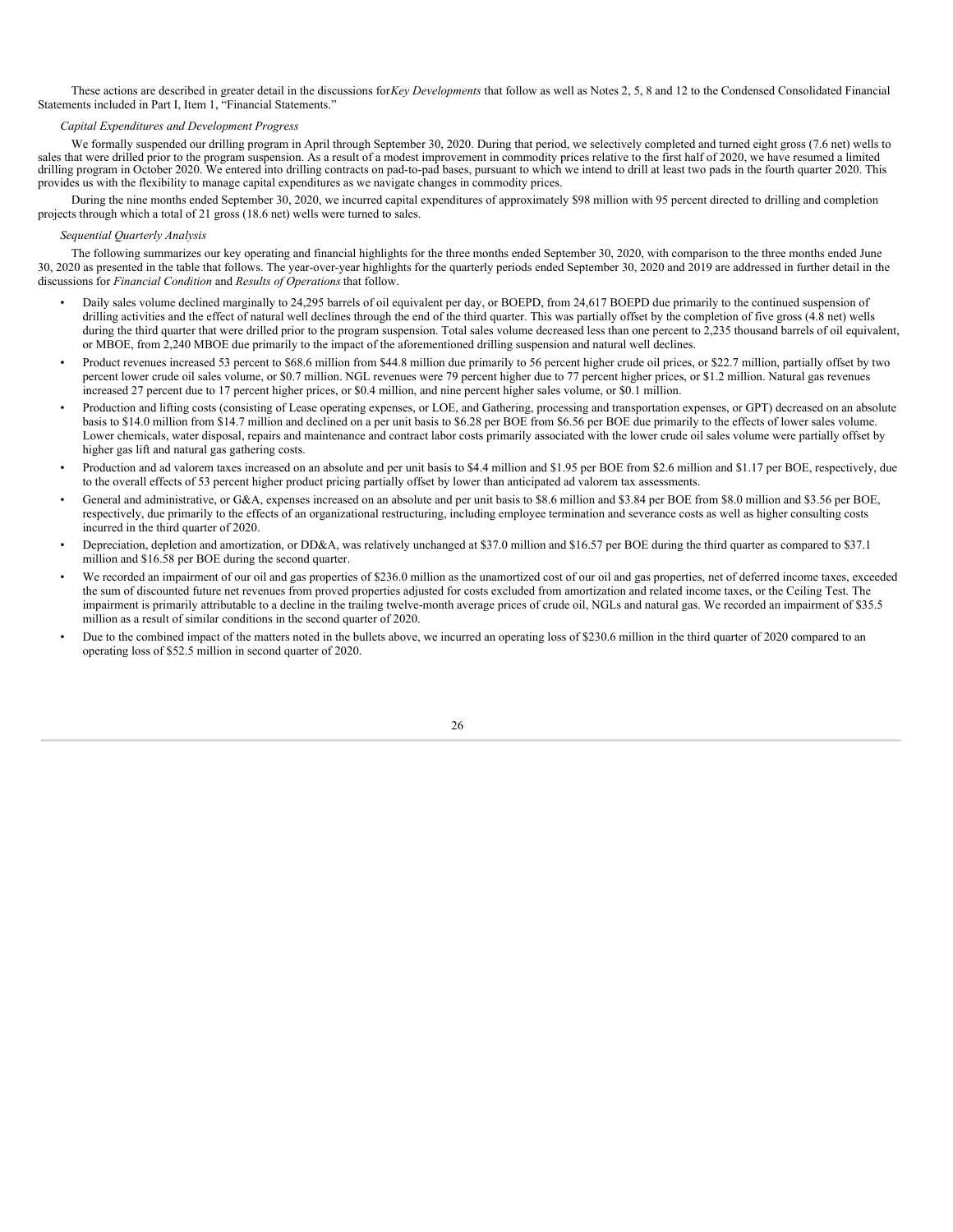These actions are described in greater detail in the discussions for *Key Developments* that follow as well as Notes 2, 5, 8 and 12 to the Condensed Consolidated Financial Statements included in Part I, Item 1, "Financial Statements."

*Capital Expenditures and Development Progress*

We formally suspended our drilling program in April through September 30, 2020. During that period, we selectively completed and turned eight gross (7.6 net) wells to sales that were drilled prior to the program suspension. As a result of a modest improvement in commodity prices relative to the first half of 2020, we have resumed a limited drilling program in October 2020. We entered into drilling contracts on pad-to-pad bases, pursuant to which we intend to drill at least two pads in the fourth quarter 2020. This provides us with the flexibility to manage capital expenditures as we navigate changes in commodity prices.

During the nine months ended September 30, 2020, we incurred capital expenditures of approximately $98 million with 95 percent directed to drilling and completion projects through which a total of 21 gross (18.6 net) wells were turned to sales.

*Sequential Quarterly Analysis*

The following summarizes our key operating and financial highlights for the three months ended September 30, 2020, with comparison to the three months ended June 30, 2020 as presented in the table that follows. The year-over-year highlights for the quarterly periods ended September 30, 2020 and 2019 are addressed in further detail in the discussions for *Financial Condition* and *Results of Operations* that follow.

- Daily sales volume declined marginally to 24,295 barrels of oil equivalent per day, or BOEPD, from 24,617 BOEPD due primarily to the continued suspension of drilling activities and the effect of natural well declines through the end of the third quarter. This was partially offset by the completion of five gross (4.8 net) wells during the third quarter that were drilled prior to the program suspension. Total sales volume decreased less than one percent to 2,235 thousand barrels of oil equivalent, or MBOE, from 2,240 MBOE due primarily to the impact of the aforementioned drilling suspension and natural well declines.
- Product revenues increased 53 percent to $68.6 million from $44.8 million due primarily to 56 percent higher crude oil prices, or $22.7 million, partially offset by two percent lower crude oil sales volume, or $0.7 million. NGL revenues were 79 percent higher due to 77 percent higher prices, or $1.2 million. Natural gas revenues increased 27 percent due to 17 percent higher prices, or $0.4 million, and nine percent higher sales volume, or $0.1 million.
- Production and lifting costs (consisting of Lease operating expenses, or LOE, and Gathering, processing and transportation expenses, or GPT) decreased on an absolute basis to $14.0 million from $14.7 million and declined on a per unit basis to $6.28 per BOE from $6.56 per BOE due primarily to the effects of lower sales volume. Lower chemicals, water disposal, repairs and maintenance and contract labor costs primarily associated with the lower crude oil sales volume were partially offset by higher gas lift and natural gas gathering costs.
- Production and ad valorem taxes increased on an absolute and per unit basis to $4.4 million and $1.95 per BOE from $2.6 million and $1.17 per BOE, respectively, due to the overall effects of 53 percent higher product pricing partially offset by lower than anticipated ad valorem tax assessments.
- General and administrative, or G&A, expenses increased on an absolute and per unit basis to $8.6 million and $3.84 per BOE from $8.0 million and $3.56 per BOE, respectively, due primarily to the effects of an organizational restructuring, including employee termination and severance costs as well as higher consulting costs incurred in the third quarter of 2020.
- Depreciation, depletion and amortization, or DD&A, was relatively unchanged at $37.0 million and $16.57 per BOE during the third quarter as compared to $37.1 million and $16.58 per BOE during the second quarter.
- We recorded an impairment of our oil and gas properties of $236.0 million as the unamortized cost of our oil and gas properties, net of deferred income taxes, exceeded the sum of discounted future net revenues from proved properties adjusted for costs excluded from amortization and related income taxes, or the Ceiling Test. The impairment is primarily attributable to a decline in the trailing twelve-month average prices of crude oil, NGLs and natural gas. We recorded an impairment of $35.5 million as a result of similar conditions in the second quarter of 2020.
- Due to the combined impact of the matters noted in the bullets above, we incurred an operating loss of $230.6 million in the third quarter of 2020 compared to an operating loss of $52.5 million in second quarter of 2020.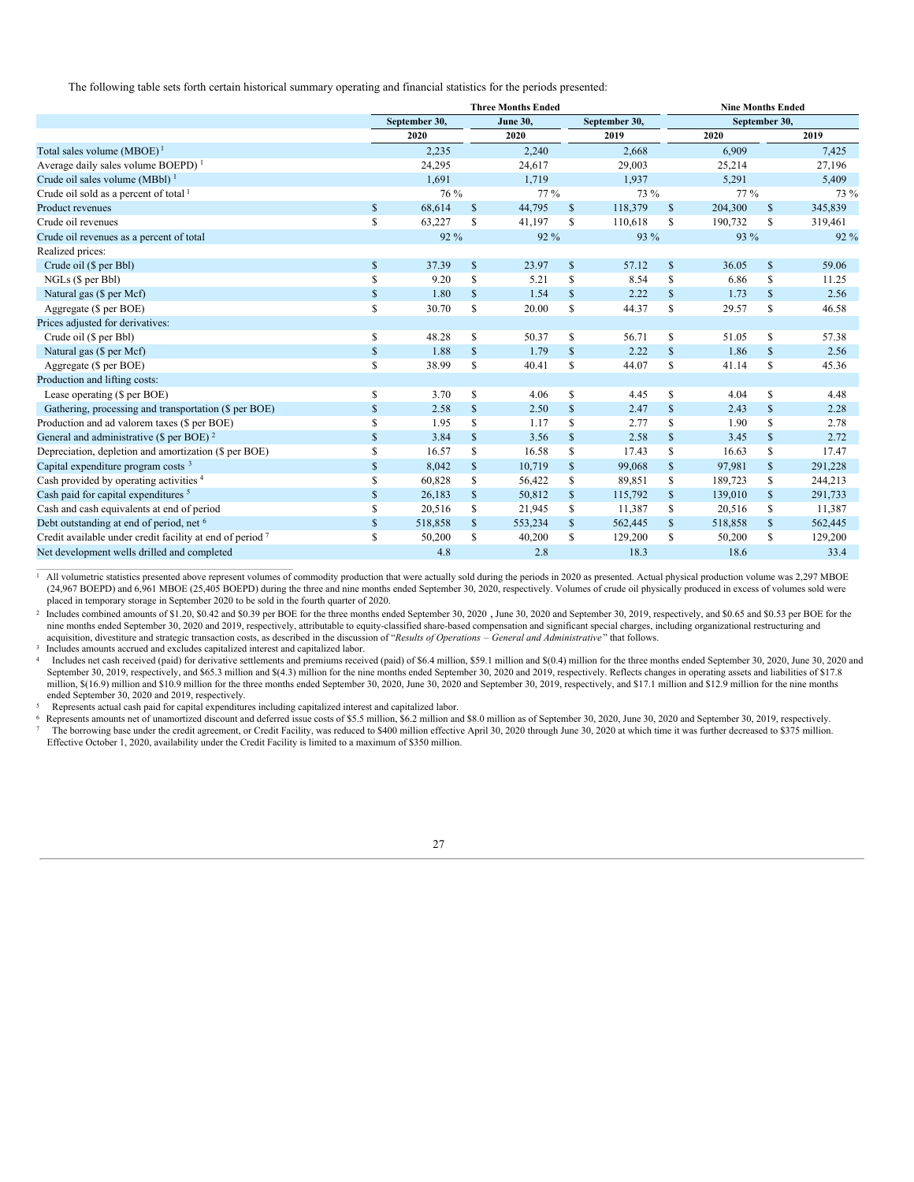The following table sets forth certain historical summary operating and financial statistics for the periods presented:

| | Three Months Ended | | | Nine Months Ended | |
|---|---|---|---|---|---|
| | September 30, | June 30, | September 30, | September 30, | |
| | 2020 | 2020 | 2019 | 2020 | 2019 |
| Total sales volume (MBOE) [1] | 2,235 | 2,240 | 2,668 | 6,909 | 7,425 |
| Average daily sales volume BOEPD) [1] | 24,295 | 24,617 | 29,003 | 25,214 | 27,196 |
| Crude oil sales volume (MBbl) [1] | 1,691 | 1,719 | 1,937 | 5,291 | 5,409 |
| Crude oil sold as a percent of total [1] | 76 % | 77 % | 73 % | 77 % | 73 % |
| Product revenues | $ 68,614 | $ 44,795 | $ 118,379 | $ 204,300 | $ 345,839 |
| Crude oil revenues | $ 63,227 | $ 41,197 | $ 110,618 | $ 190,732 | $ 319,461 |
| Crude oil revenues as a percent of total | 92 % | 92 % | 93 % | 93 % | 92 % |
| Realized prices: | | | | | |
| Crude oil ($ per Bbl) | $ 37.39 | $ 23.97 | $ 57.12 | $ 36.05 | $ 59.06 |
| NGLs ($ per Bbl) | $ 9.20 | $ 5.21 | $ 8.54 | $ 6.86 | $ 11.25 |
| Natural gas ($ per Mcf) | $ 1.80 | $ 1.54 | $ 2.22 | $ 1.73 | $ 2.56 |
| Aggregate ($ per BOE) | $ 30.70 | $ 20.00 | $ 44.37 | $ 29.57 | $ 46.58 |
| Prices adjusted for derivatives: | | | | | |
| Crude oil ($ per Bbl) | $ 48.28 | $ 50.37 | $ 56.71 | $ 51.05 | $ 57.38 |
| Natural gas ($ per Mcf) | $ 1.88 | $ 1.79 | $ 2.22 | $ 1.86 | $ 2.56 |
| Aggregate ($ per BOE) | $ 38.99 | $ 40.41 | $ 44.07 | $ 41.14 | $ 45.36 |
| Production and lifting costs: | | | | | |
| Lease operating ($ per BOE) | $ 3.70 | $ 4.06 | $ 4.45 | $ 4.04 | $ 4.48 |
| Gathering, processing and transportation ($ per BOE) | $ 2.58 | $ 2.50 | $ 2.47 | $ 2.43 | $ 2.28 |
| Production and ad valorem taxes ($ per BOE) | $ 1.95 | $ 1.17 | $ 2.77 | $ 1.90 | $ 2.78 |
| General and administrative ($ per BOE) [2] | $ 3.84 | $ 3.56 | $ 2.58 | $ 3.45 | $ 2.72 |
| Depreciation, depletion and amortization ($ per BOE) | $ 16.57 | $ 16.58 | $ 17.43 | $ 16.63 | $ 17.47 |
| Capital expenditure program costs [3] | $ 8,042 | $ 10,719 | $ 99,068 | $ 97,981 | $ 291,228 |
| Cash provided by operating activities [4] | $ 60,828 | $ 56,422 | $ 89,851 | $ 189,723 | $ 244,213 |
| Cash paid for capital expenditures [5] | $ 26,183 | $ 50,812 | $ 115,792 | $ 139,010 | $ 291,733 |
| Cash and cash equivalents at end of period | $ 20,516 | $ 21,945 | $ 11,387 | $ 20,516 | $ 11,387 |
| Debt outstanding at end of period, net [6] | $ 518,858 | $ 553,234 | $ 562,445 | $ 518,858 | $ 562,445 |
| Credit available under credit facility at end of period [7] | $ 50,200 | $ 40,200 | $ 129,200 | $ 50,200 | $ 129,200 |
| Net development wells drilled and completed | 4.8 | 2.8 | 18.3 | 18.6 | 33.4 |

[1] All volumetric statistics presented above represent volumes of commodity production that were actually sold during the periods in 2020 as presented. Actual physical production volume was 2,297 MBOE (24,967 BOEPD) and 6,961 MBOE (25,405 BOEPD) during the three and nine months ended September 30, 2020, respectively. Volumes of crude oil physically produced in excess of volumes sold were placed in temporary storage in September 2020 to be sold in the fourth quarter of 2020.

[2] Includes combined amounts of $1.20, $0.42 and $0.39 per BOE for the three months ended September 30, 2020 , June 30, 2020 and September 30, 2019, respectively, and $0.65 and $0.53 per BOE for the nine months ended September 30, 2020 and 2019, respectively, attributable to equity-classified share-based compensation and significant special charges, including organizational restructuring and acquisition, divestiture and strategic transaction costs, as described in the discussion of "*Results of Operations – General and Administrative*" that follows.

[3] Includes amounts accrued and excludes capitalized interest and capitalized labor.

[4] Includes net cash received (paid) for derivative settlements and premiums received (paid) of $6.4 million, $59.1 million and $(0.4) million for the three months ended September 30, 2020, June 30, 2020 and September 30, 2019, respectively, and $65.3 million and $(4.3) million for the nine months ended September 30, 2020 and 2019, respectively. Reflects changes in operating assets and liabilities of $17.8 million, $(16.9) million and $10.9 million for the three months ended September 30, 2020, June 30, 2020 and September 30, 2019, respectively, and $17.1 million and $12.9 million for the nine months ended September 30, 2020 and 2019, respectively.

[5] Represents actual cash paid for capital expenditures including capitalized interest and capitalized labor.

[6] Represents amounts net of unamortized discount and deferred issue costs of $5.5 million, $6.2 million and $8.0 million as of September 30, 2020, June 30, 2020 and September 30, 2019, respectively.

[7] The borrowing base under the credit agreement, or Credit Facility, was reduced to $400 million effective April 30, 2020 through June 30, 2020 at which time it was further decreased to $375 million. Effective October 1, 2020, availability under the Credit Facility is limited to a maximum of $350 million.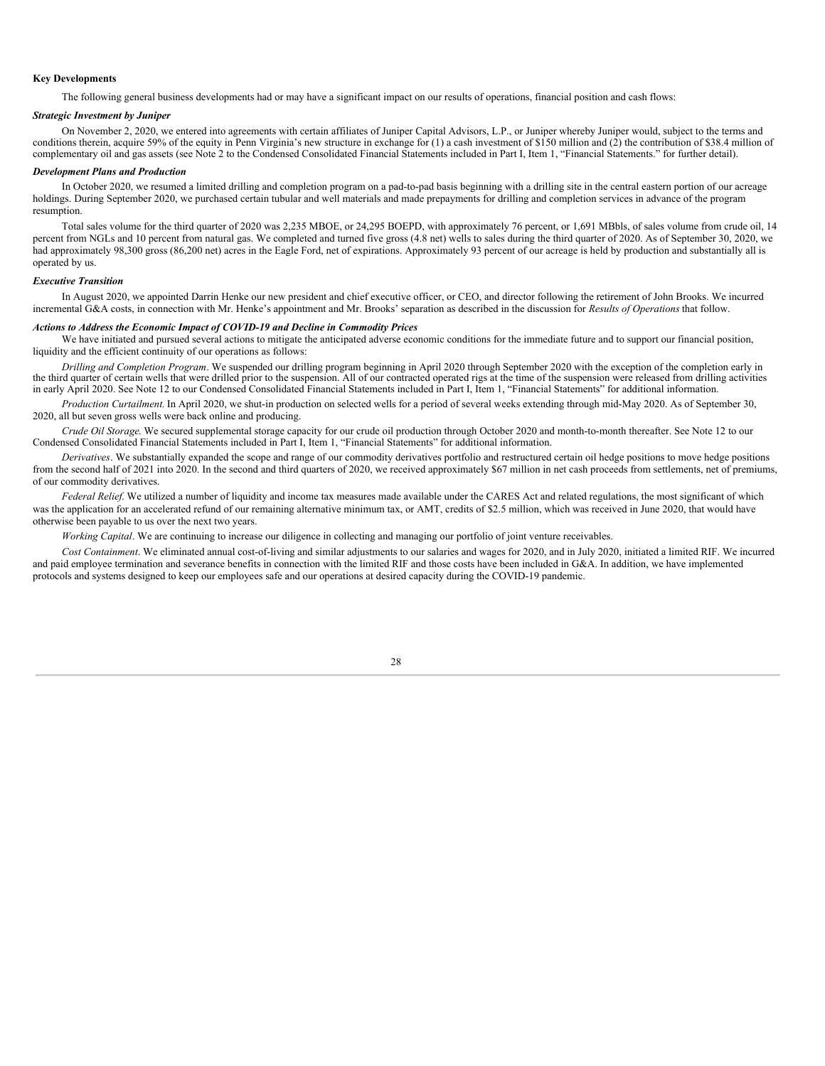## Key Developments

The following general business developments had or may have a significant impact on our results of operations, financial position and cash flows:

### *Strategic Investment by Juniper*

On November 2, 2020, we entered into agreements with certain affiliates of Juniper Capital Advisors, L.P., or Juniper whereby Juniper would, subject to the terms and conditions therein, acquire 59% of the equity in Penn Virginia's new structure in exchange for (1) a cash investment of $150 million and (2) the contribution of $38.4 million of complementary oil and gas assets (see Note 2 to the Condensed Consolidated Financial Statements included in Part I, Item 1, "Financial Statements." for further detail).

### *Development Plans and Production*

In October 2020, we resumed a limited drilling and completion program on a pad-to-pad basis beginning with a drilling site in the central eastern portion of our acreage holdings. During September 2020, we purchased certain tubular and well materials and made prepayments for drilling and completion services in advance of the program resumption.

Total sales volume for the third quarter of 2020 was 2,235 MBOE, or 24,295 BOEPD, with approximately 76 percent, or 1,691 MBbls, of sales volume from crude oil, 14 percent from NGLs and 10 percent from natural gas. We completed and turned five gross (4.8 net) wells to sales during the third quarter of 2020. As of September 30, 2020, we had approximately 98,300 gross (86,200 net) acres in the Eagle Ford, net of expirations. Approximately 93 percent of our acreage is held by production and substantially all is operated by us.

### *Executive Transition*

In August 2020, we appointed Darrin Henke our new president and chief executive officer, or CEO, and director following the retirement of John Brooks. We incurred incremental G&A costs, in connection with Mr. Henke's appointment and Mr. Brooks' separation as described in the discussion for *Results of Operations* that follow.

### *Actions to Address the Economic Impact of COVID-19 and Decline in Commodity Prices*

We have initiated and pursued several actions to mitigate the anticipated adverse economic conditions for the immediate future and to support our financial position, liquidity and the efficient continuity of our operations as follows:

*Drilling and Completion Program*. We suspended our drilling program beginning in April 2020 through September 2020 with the exception of the completion early in the third quarter of certain wells that were drilled prior to the suspension. All of our contracted operated rigs at the time of the suspension were released from drilling activities in early April 2020. See Note 12 to our Condensed Consolidated Financial Statements included in Part I, Item 1, "Financial Statements" for additional information.

*Production Curtailment.* In April 2020, we shut-in production on selected wells for a period of several weeks extending through mid-May 2020. As of September 30, 2020, all but seven gross wells were back online and producing.

*Crude Oil Storage*. We secured supplemental storage capacity for our crude oil production through October 2020 and month-to-month thereafter. See Note 12 to our Condensed Consolidated Financial Statements included in Part I, Item 1, "Financial Statements" for additional information.

*Derivatives*. We substantially expanded the scope and range of our commodity derivatives portfolio and restructured certain oil hedge positions to move hedge positions from the second half of 2021 into 2020. In the second and third quarters of 2020, we received approximately $67 million in net cash proceeds from settlements, net of premiums, of our commodity derivatives.

*Federal Relief*. We utilized a number of liquidity and income tax measures made available under the CARES Act and related regulations, the most significant of which was the application for an accelerated refund of our remaining alternative minimum tax, or AMT, credits of $2.5 million, which was received in June 2020, that would have otherwise been payable to us over the next two years.

*Working Capital*. We are continuing to increase our diligence in collecting and managing our portfolio of joint venture receivables.

*Cost Containment*. We eliminated annual cost-of-living and similar adjustments to our salaries and wages for 2020, and in July 2020, initiated a limited RIF. We incurred and paid employee termination and severance benefits in connection with the limited RIF and those costs have been included in G&A. In addition, we have implemented protocols and systems designed to keep our employees safe and our operations at desired capacity during the COVID-19 pandemic.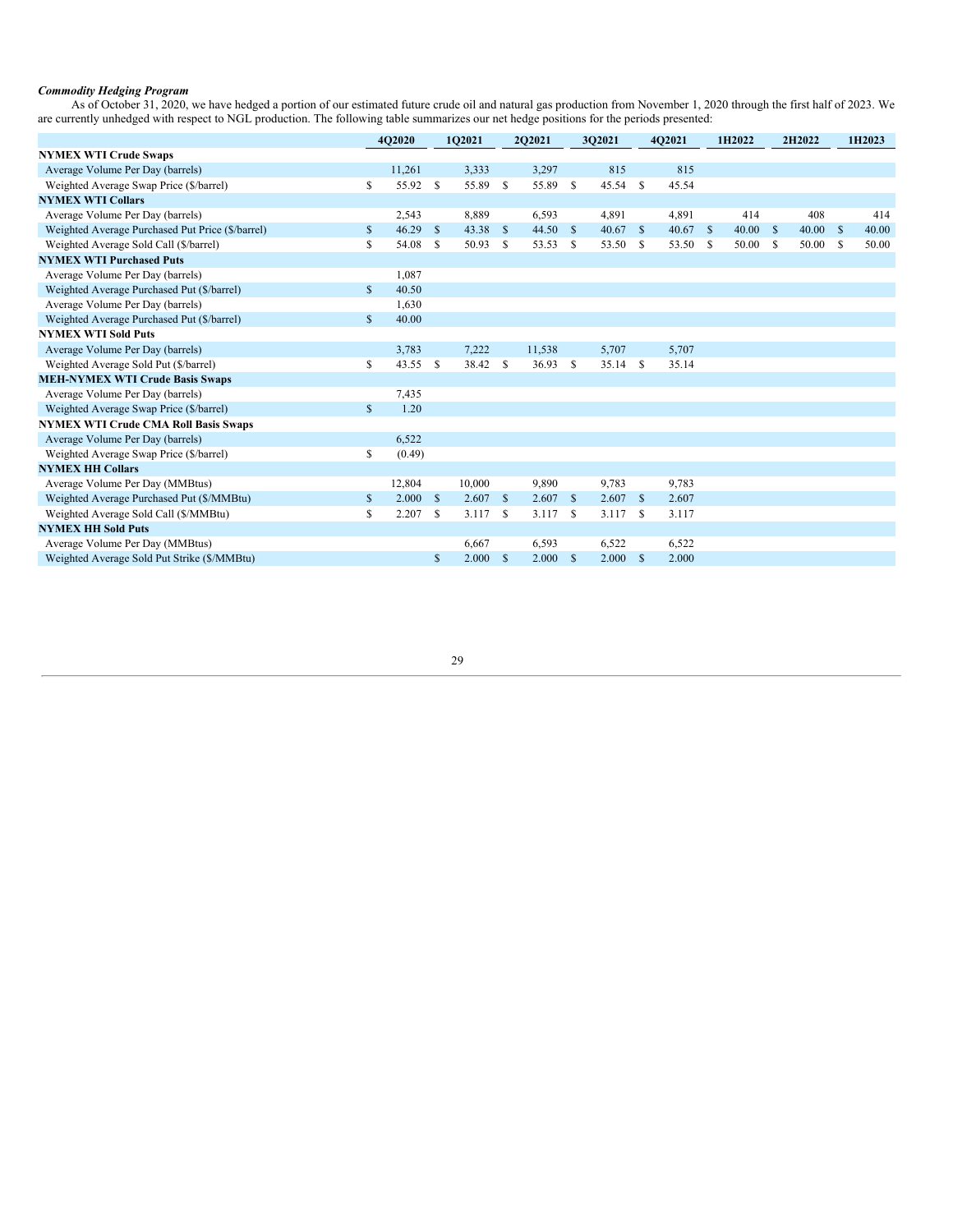***Commodity Hedging Program***

As of October 31, 2020, we have hedged a portion of our estimated future crude oil and natural gas production from November 1, 2020 through the first half of 2023. We are currently unhedged with respect to NGL production. The following table summarizes our net hedge positions for the periods presented:

| | 4Q2020 | 1Q2021 | 2Q2021 | 3Q2021 | 4Q2021 | 1H2022 | 2H2022 | 1H2023 |
|---|---|---|---|---|---|---|---|---|
| **NYMEX WTI Crude Swaps** | | | | | | | | |
| Average Volume Per Day (barrels) | 11,261 | 3,333 | 3,297 | 815 | 815 | | | |
| Weighted Average Swap Price ($/barrel) | $ 55.92 | $ 55.89 | $ 55.89 | $ 45.54 | $ 45.54 | | | |
| **NYMEX WTI Collars** | | | | | | | | |
| Average Volume Per Day (barrels) | 2,543 | 8,889 | 6,593 | 4,891 | 4,891 | 414 | 408 | 414 |
| Weighted Average Purchased Put Price ($/barrel) | $ 46.29 | $ 43.38 | $ 44.50 | $ 40.67 | $ 40.67 | $ 40.00 | $ 40.00 | $ 40.00 |
| Weighted Average Sold Call ($/barrel) | $ 54.08 | $ 50.93 | $ 53.53 | $ 53.50 | $ 53.50 | $ 50.00 | $ 50.00 | $ 50.00 |
| **NYMEX WTI Purchased Puts** | | | | | | | | |
| Average Volume Per Day (barrels) | 1,087 | | | | | | | |
| Weighted Average Purchased Put ($/barrel) | $ 40.50 | | | | | | | |
| Average Volume Per Day (barrels) | 1,630 | | | | | | | |
| Weighted Average Purchased Put ($/barrel) | $ 40.00 | | | | | | | |
| **NYMEX WTI Sold Puts** | | | | | | | | |
| Average Volume Per Day (barrels) | 3,783 | 7,222 | 11,538 | 5,707 | 5,707 | | | |
| Weighted Average Sold Put ($/barrel) | $ 43.55 | $ 38.42 | $ 36.93 | $ 35.14 | $ 35.14 | | | |
| **MEH-NYMEX WTI Crude Basis Swaps** | | | | | | | | |
| Average Volume Per Day (barrels) | 7,435 | | | | | | | |
| Weighted Average Swap Price ($/barrel) | $ 1.20 | | | | | | | |
| **NYMEX WTI Crude CMA Roll Basis Swaps** | | | | | | | | |
| Average Volume Per Day (barrels) | 6,522 | | | | | | | |
| Weighted Average Swap Price ($/barrel) | $ (0.49) | | | | | | | |
| **NYMEX HH Collars** | | | | | | | | |
| Average Volume Per Day (MMBtus) | 12,804 | 10,000 | 9,890 | 9,783 | 9,783 | | | |
| Weighted Average Purchased Put ($/MMBtu) | $ 2.000 | $ 2.607 | $ 2.607 | $ 2.607 | $ 2.607 | | | |
| Weighted Average Sold Call ($/MMBtu) | $ 2.207 | $ 3.117 | $ 3.117 | $ 3.117 | $ 3.117 | | | |
| **NYMEX HH Sold Puts** | | | | | | | | |
| Average Volume Per Day (MMBtus) | | 6,667 | 6,593 | 6,522 | 6,522 | | | |
| Weighted Average Sold Put Strike ($/MMBtu) | | $ 2.000 | $ 2.000 | $ 2.000 | $ 2.000 | | | |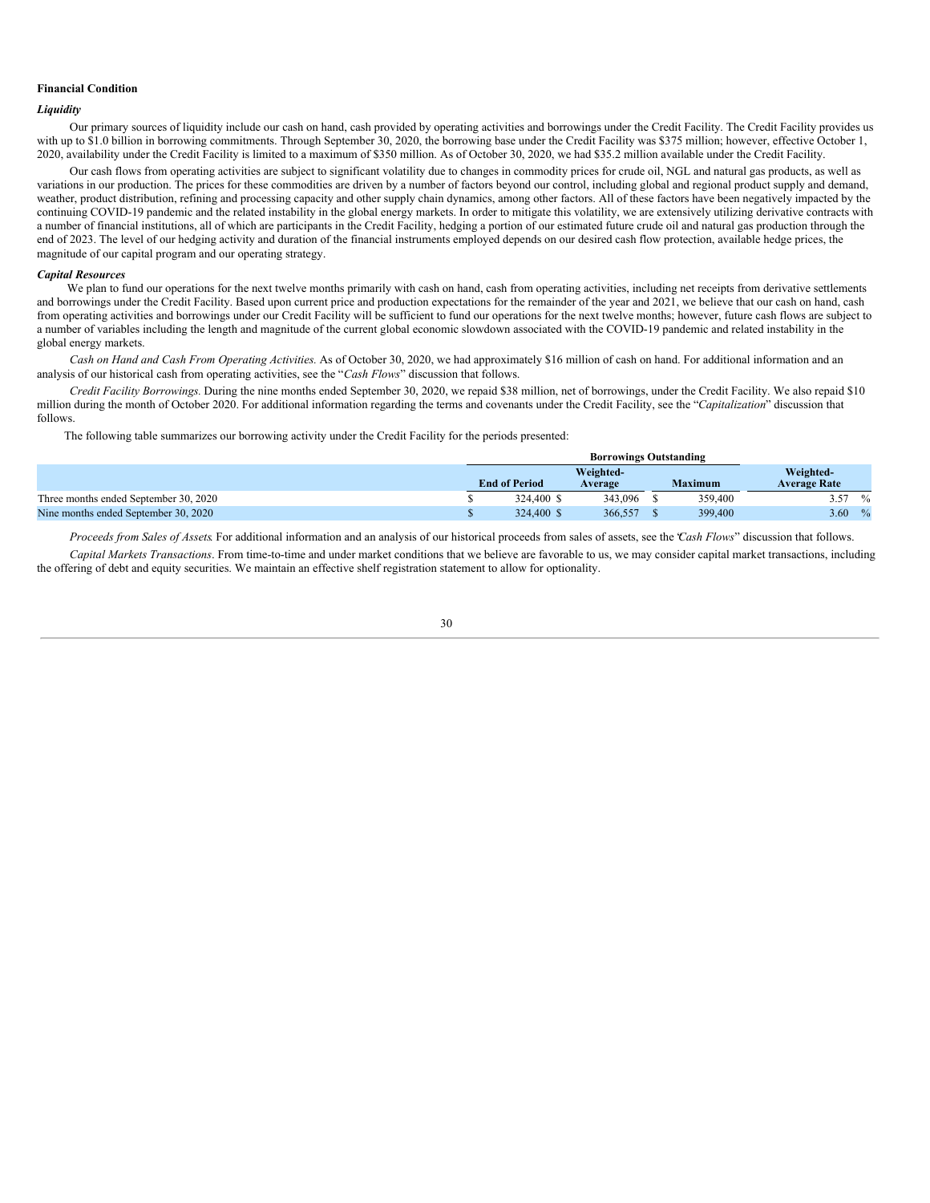**Financial Condition**

***Liquidity***

Our primary sources of liquidity include our cash on hand, cash provided by operating activities and borrowings under the Credit Facility. The Credit Facility provides us with up to $1.0 billion in borrowing commitments. Through September 30, 2020, the borrowing base under the Credit Facility was $375 million; however, effective October 1, 2020, availability under the Credit Facility is limited to a maximum of $350 million. As of October 30, 2020, we had $35.2 million available under the Credit Facility.

Our cash flows from operating activities are subject to significant volatility due to changes in commodity prices for crude oil, NGL and natural gas products, as well as variations in our production. The prices for these commodities are driven by a number of factors beyond our control, including global and regional product supply and demand, weather, product distribution, refining and processing capacity and other supply chain dynamics, among other factors. All of these factors have been negatively impacted by the continuing COVID-19 pandemic and the related instability in the global energy markets. In order to mitigate this volatility, we are extensively utilizing derivative contracts with a number of financial institutions, all of which are participants in the Credit Facility, hedging a portion of our estimated future crude oil and natural gas production through the end of 2023. The level of our hedging activity and duration of the financial instruments employed depends on our desired cash flow protection, available hedge prices, the magnitude of our capital program and our operating strategy.

***Capital Resources***

We plan to fund our operations for the next twelve months primarily with cash on hand, cash from operating activities, including net receipts from derivative settlements and borrowings under the Credit Facility. Based upon current price and production expectations for the remainder of the year and 2021, we believe that our cash on hand, cash from operating activities and borrowings under our Credit Facility will be sufficient to fund our operations for the next twelve months; however, future cash flows are subject to a number of variables including the length and magnitude of the current global economic slowdown associated with the COVID-19 pandemic and related instability in the global energy markets.

*Cash on Hand and Cash From Operating Activities.* As of October 30, 2020, we had approximately $16 million of cash on hand. For additional information and an analysis of our historical cash from operating activities, see the "*Cash Flows*" discussion that follows.

*Credit Facility Borrowings.* During the nine months ended September 30, 2020, we repaid $38 million, net of borrowings, under the Credit Facility. We also repaid $10 million during the month of October 2020. For additional information regarding the terms and covenants under the Credit Facility, see the "*Capitalization*" discussion that follows.

The following table summarizes our borrowing activity under the Credit Facility for the periods presented:

| | Borrowings Outstanding | | | |
|---|---|---|---|---|
| | End of Period | Weighted-Average | Maximum | Weighted-Average Rate |
| Three months ended September 30, 2020 | $ 324,400 | $ 343,096 | $ 359,400 | 3.57 % |
| Nine months ended September 30, 2020 | $ 324,400 | $ 366,557 | $ 399,400 | 3.60 % |

*Proceeds from Sales of Assets.* For additional information and an analysis of our historical proceeds from sales of assets, see the "*Cash Flows*" discussion that follows.

*Capital Markets Transactions*. From time-to-time and under market conditions that we believe are favorable to us, we may consider capital market transactions, including the offering of debt and equity securities. We maintain an effective shelf registration statement to allow for optionality.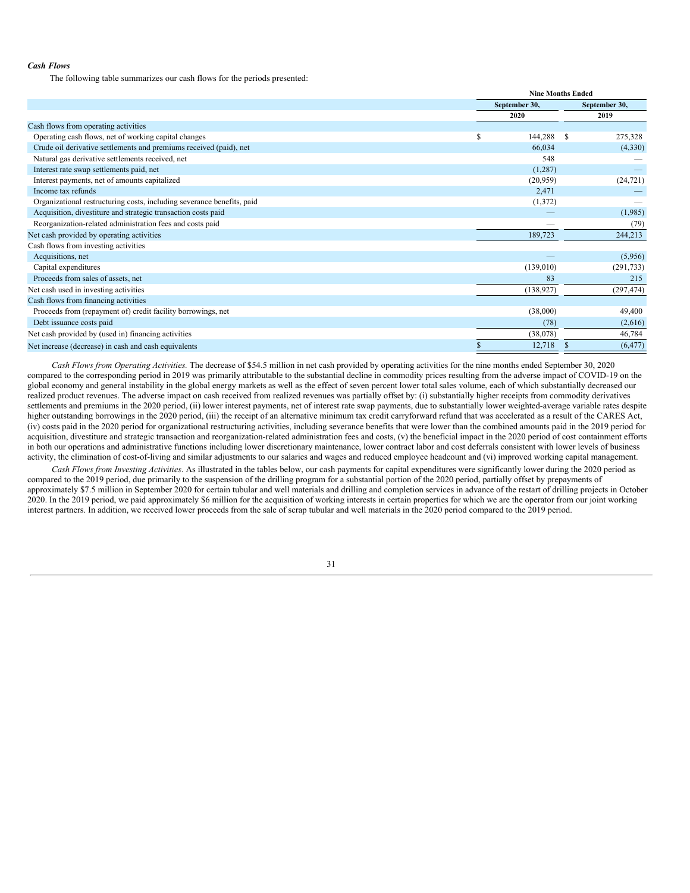### *Cash Flows*

The following table summarizes our cash flows for the periods presented:

| | Nine Months Ended | |
|---|---|---|
| | September 30, 2020 | September 30, 2019 |
| Cash flows from operating activities | | |
| Operating cash flows, net of working capital changes | $ 144,288 | $ 275,328 |
| Crude oil derivative settlements and premiums received (paid), net | 66,034 | (4,330) |
| Natural gas derivative settlements received, net | 548 | — |
| Interest rate swap settlements paid, net | (1,287) | — |
| Interest payments, net of amounts capitalized | (20,959) | (24,721) |
| Income tax refunds | 2,471 | — |
| Organizational restructuring costs, including severance benefits, paid | (1,372) | — |
| Acquisition, divestiture and strategic transaction costs paid | — | (1,985) |
| Reorganization-related administration fees and costs paid | — | (79) |
| Net cash provided by operating activities | 189,723 | 244,213 |
| Cash flows from investing activities | | |
| Acquisitions, net | — | (5,956) |
| Capital expenditures | (139,010) | (291,733) |
| Proceeds from sales of assets, net | 83 | 215 |
| Net cash used in investing activities | (138,927) | (297,474) |
| Cash flows from financing activities | | |
| Proceeds from (repayment of) credit facility borrowings, net | (38,000) | 49,400 |
| Debt issuance costs paid | (78) | (2,616) |
| Net cash provided by (used in) financing activities | (38,078) | 46,784 |
| Net increase (decrease) in cash and cash equivalents | $ 12,718 | $ (6,477) |

*Cash Flows from Operating Activities.* The decrease of $54.5 million in net cash provided by operating activities for the nine months ended September 30, 2020 compared to the corresponding period in 2019 was primarily attributable to the substantial decline in commodity prices resulting from the adverse impact of COVID-19 on the global economy and general instability in the global energy markets as well as the effect of seven percent lower total sales volume, each of which substantially decreased our realized product revenues. The adverse impact on cash received from realized revenues was partially offset by: (i) substantially higher receipts from commodity derivatives settlements and premiums in the 2020 period, (ii) lower interest payments, net of interest rate swap payments, due to substantially lower weighted-average variable rates despite higher outstanding borrowings in the 2020 period, (iii) the receipt of an alternative minimum tax credit carryforward refund that was accelerated as a result of the CARES Act, (iv) costs paid in the 2020 period for organizational restructuring activities, including severance benefits that were lower than the combined amounts paid in the 2019 period for acquisition, divestiture and strategic transaction and reorganization-related administration fees and costs, (v) the beneficial impact in the 2020 period of cost containment efforts in both our operations and administrative functions including lower discretionary maintenance, lower contract labor and cost deferrals consistent with lower levels of business activity, the elimination of cost-of-living and similar adjustments to our salaries and wages and reduced employee headcount and (vi) improved working capital management.

*Cash Flows from Investing Activities*. As illustrated in the tables below, our cash payments for capital expenditures were significantly lower during the 2020 period as compared to the 2019 period, due primarily to the suspension of the drilling program for a substantial portion of the 2020 period, partially offset by prepayments of approximately $7.5 million in September 2020 for certain tubular and well materials and drilling and completion services in advance of the restart of drilling projects in October 2020. In the 2019 period, we paid approximately $6 million for the acquisition of working interests in certain properties for which we are the operator from our joint working interest partners. In addition, we received lower proceeds from the sale of scrap tubular and well materials in the 2020 period compared to the 2019 period.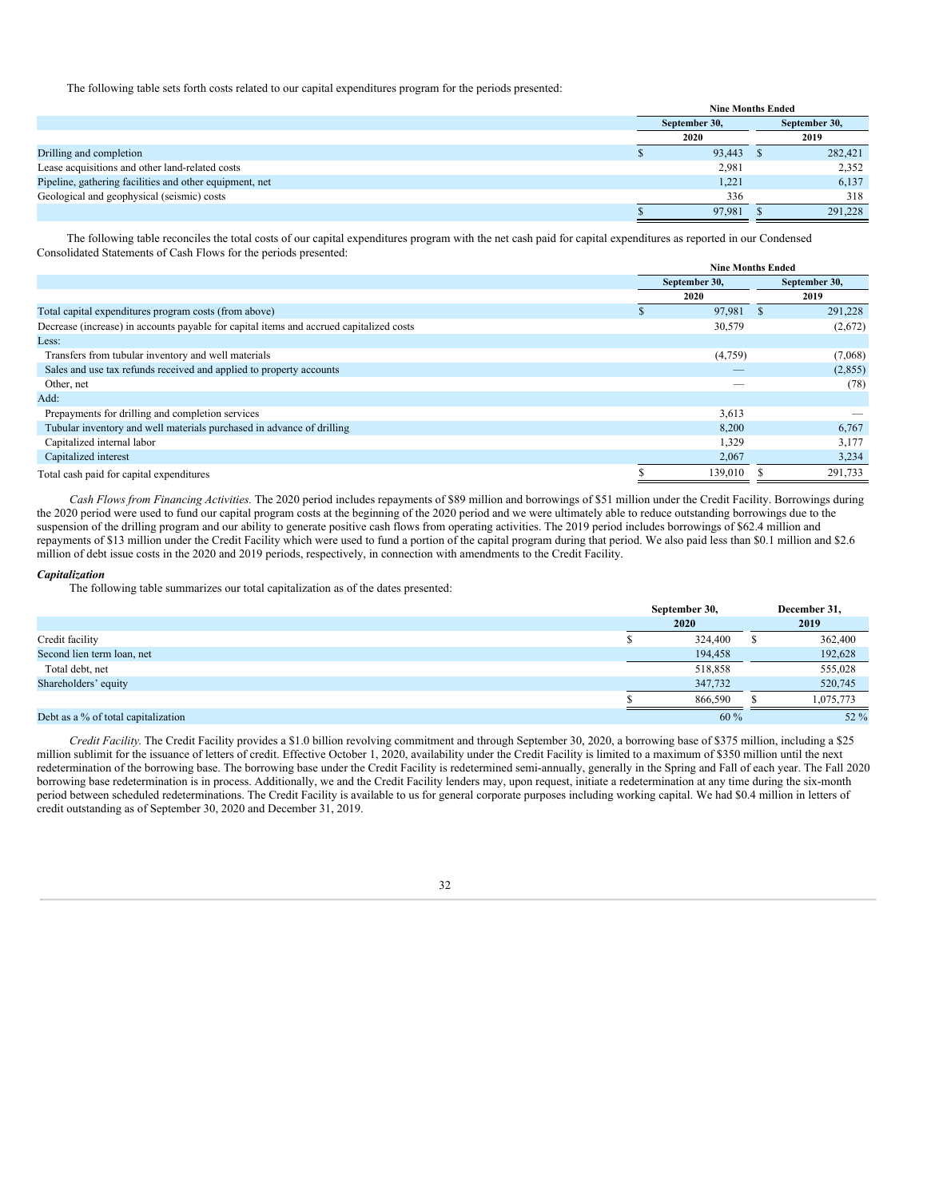The following table sets forth costs related to our capital expenditures program for the periods presented:

| | Nine Months Ended | |
|---|---|---|
| | September 30, 2020 | September 30, 2019 |
| Drilling and completion | $ 93,443 | $ 282,421 |
| Lease acquisitions and other land-related costs | 2,981 | 2,352 |
| Pipeline, gathering facilities and other equipment, net | 1,221 | 6,137 |
| Geological and geophysical (seismic) costs | 336 | 318 |
| | $ 97,981 | $ 291,228 |

The following table reconciles the total costs of our capital expenditures program with the net cash paid for capital expenditures as reported in our Condensed Consolidated Statements of Cash Flows for the periods presented:

| | Nine Months Ended | |
|---|---|---|
| | September 30, 2020 | September 30, 2019 |
| Total capital expenditures program costs (from above) | $ 97,981 | $ 291,228 |
| Decrease (increase) in accounts payable for capital items and accrued capitalized costs | 30,579 | (2,672) |
| Less: | | |
| Transfers from tubular inventory and well materials | (4,759) | (7,068) |
| Sales and use tax refunds received and applied to property accounts | — | (2,855) |
| Other, net | — | (78) |
| Add: | | |
| Prepayments for drilling and completion services | 3,613 | — |
| Tubular inventory and well materials purchased in advance of drilling | 8,200 | 6,767 |
| Capitalized internal labor | 1,329 | 3,177 |
| Capitalized interest | 2,067 | 3,234 |
| Total cash paid for capital expenditures | $ 139,010 | $ 291,733 |

*Cash Flows from Financing Activities.* The 2020 period includes repayments of $89 million and borrowings of $51 million under the Credit Facility. Borrowings during the 2020 period were used to fund our capital program costs at the beginning of the 2020 period and we were ultimately able to reduce outstanding borrowings due to the suspension of the drilling program and our ability to generate positive cash flows from operating activities. The 2019 period includes borrowings of $62.4 million and repayments of $13 million under the Credit Facility which were used to fund a portion of the capital program during that period. We also paid less than $0.1 million and $2.6 million of debt issue costs in the 2020 and 2019 periods, respectively, in connection with amendments to the Credit Facility.

### *Capitalization*

The following table summarizes our total capitalization as of the dates presented:

| | September 30, 2020 | December 31, 2019 |
|---|---|---|
| Credit facility | $ 324,400 | $ 362,400 |
| Second lien term loan, net | 194,458 | 192,628 |
| Total debt, net | 518,858 | 555,028 |
| Shareholders' equity | 347,732 | 520,745 |
| | $ 866,590 | $ 1,075,773 |
| Debt as a % of total capitalization | 60 % | 52 % |

*Credit Facility.* The Credit Facility provides a $1.0 billion revolving commitment and through September 30, 2020, a borrowing base of $375 million, including a $25 million sublimit for the issuance of letters of credit. Effective October 1, 2020, availability under the Credit Facility is limited to a maximum of $350 million until the next redetermination of the borrowing base. The borrowing base under the Credit Facility is redetermined semi-annually, generally in the Spring and Fall of each year. The Fall 2020 borrowing base redetermination is in process. Additionally, we and the Credit Facility lenders may, upon request, initiate a redetermination at any time during the six-month period between scheduled redeterminations. The Credit Facility is available to us for general corporate purposes including working capital. We had $0.4 million in letters of credit outstanding as of September 30, 2020 and December 31, 2019.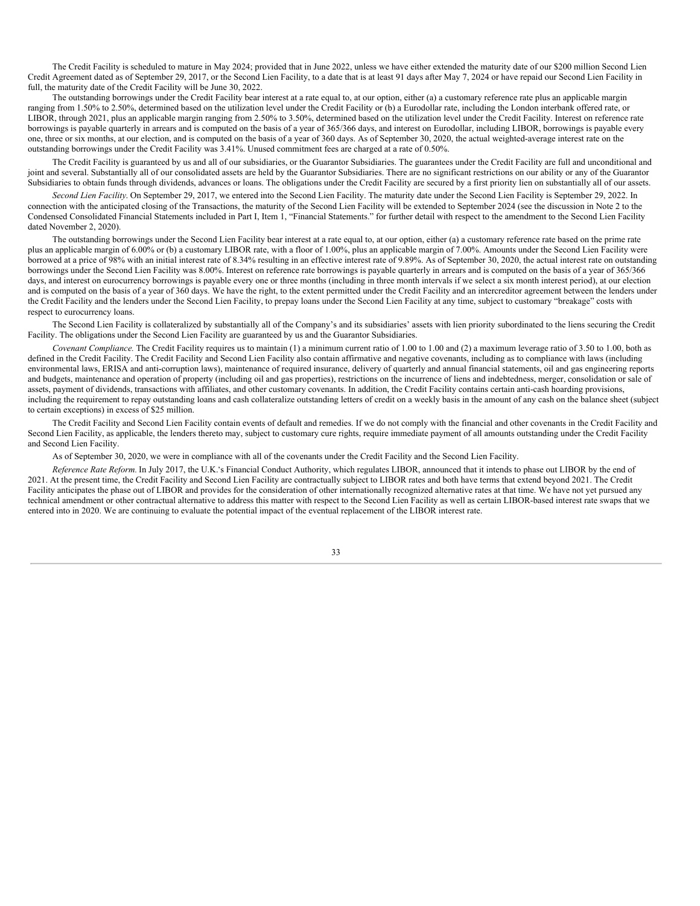The Credit Facility is scheduled to mature in May 2024; provided that in June 2022, unless we have either extended the maturity date of our $200 million Second Lien Credit Agreement dated as of September 29, 2017, or the Second Lien Facility, to a date that is at least 91 days after May 7, 2024 or have repaid our Second Lien Facility in full, the maturity date of the Credit Facility will be June 30, 2022.

The outstanding borrowings under the Credit Facility bear interest at a rate equal to, at our option, either (a) a customary reference rate plus an applicable margin ranging from 1.50% to 2.50%, determined based on the utilization level under the Credit Facility or (b) a Eurodollar rate, including the London interbank offered rate, or LIBOR, through 2021, plus an applicable margin ranging from 2.50% to 3.50%, determined based on the utilization level under the Credit Facility. Interest on reference rate borrowings is payable quarterly in arrears and is computed on the basis of a year of 365/366 days, and interest on Eurodollar, including LIBOR, borrowings is payable every one, three or six months, at our election, and is computed on the basis of a year of 360 days. As of September 30, 2020, the actual weighted-average interest rate on the outstanding borrowings under the Credit Facility was 3.41%. Unused commitment fees are charged at a rate of 0.50%.

The Credit Facility is guaranteed by us and all of our subsidiaries, or the Guarantor Subsidiaries. The guarantees under the Credit Facility are full and unconditional and joint and several. Substantially all of our consolidated assets are held by the Guarantor Subsidiaries. There are no significant restrictions on our ability or any of the Guarantor Subsidiaries to obtain funds through dividends, advances or loans. The obligations under the Credit Facility are secured by a first priority lien on substantially all of our assets.

*Second Lien Facility*. On September 29, 2017, we entered into the Second Lien Facility. The maturity date under the Second Lien Facility is September 29, 2022. In connection with the anticipated closing of the Transactions, the maturity of the Second Lien Facility will be extended to September 2024 (see the discussion in Note 2 to the Condensed Consolidated Financial Statements included in Part I, Item 1, "Financial Statements." for further detail with respect to the amendment to the Second Lien Facility dated November 2, 2020).

The outstanding borrowings under the Second Lien Facility bear interest at a rate equal to, at our option, either (a) a customary reference rate based on the prime rate plus an applicable margin of 6.00% or (b) a customary LIBOR rate, with a floor of 1.00%, plus an applicable margin of 7.00%. Amounts under the Second Lien Facility were borrowed at a price of 98% with an initial interest rate of 8.34% resulting in an effective interest rate of 9.89%. As of September 30, 2020, the actual interest rate on outstanding borrowings under the Second Lien Facility was 8.00%. Interest on reference rate borrowings is payable quarterly in arrears and is computed on the basis of a year of 365/366 days, and interest on eurocurrency borrowings is payable every one or three months (including in three month intervals if we select a six month interest period), at our election and is computed on the basis of a year of 360 days. We have the right, to the extent permitted under the Credit Facility and an intercreditor agreement between the lenders under the Credit Facility and the lenders under the Second Lien Facility, to prepay loans under the Second Lien Facility at any time, subject to customary "breakage" costs with respect to eurocurrency loans.

The Second Lien Facility is collateralized by substantially all of the Company's and its subsidiaries' assets with lien priority subordinated to the liens securing the Credit Facility. The obligations under the Second Lien Facility are guaranteed by us and the Guarantor Subsidiaries.

*Covenant Compliance.* The Credit Facility requires us to maintain (1) a minimum current ratio of 1.00 to 1.00 and (2) a maximum leverage ratio of 3.50 to 1.00, both as defined in the Credit Facility. The Credit Facility and Second Lien Facility also contain affirmative and negative covenants, including as to compliance with laws (including environmental laws, ERISA and anti-corruption laws), maintenance of required insurance, delivery of quarterly and annual financial statements, oil and gas engineering reports and budgets, maintenance and operation of property (including oil and gas properties), restrictions on the incurrence of liens and indebtedness, merger, consolidation or sale of assets, payment of dividends, transactions with affiliates, and other customary covenants. In addition, the Credit Facility contains certain anti-cash hoarding provisions, including the requirement to repay outstanding loans and cash collateralize outstanding letters of credit on a weekly basis in the amount of any cash on the balance sheet (subject to certain exceptions) in excess of $25 million.

The Credit Facility and Second Lien Facility contain events of default and remedies. If we do not comply with the financial and other covenants in the Credit Facility and Second Lien Facility, as applicable, the lenders thereto may, subject to customary cure rights, require immediate payment of all amounts outstanding under the Credit Facility and Second Lien Facility.

As of September 30, 2020, we were in compliance with all of the covenants under the Credit Facility and the Second Lien Facility.

*Reference Rate Reform.* In July 2017, the U.K.'s Financial Conduct Authority, which regulates LIBOR, announced that it intends to phase out LIBOR by the end of 2021. At the present time, the Credit Facility and Second Lien Facility are contractually subject to LIBOR rates and both have terms that extend beyond 2021. The Credit Facility anticipates the phase out of LIBOR and provides for the consideration of other internationally recognized alternative rates at that time. We have not yet pursued any technical amendment or other contractual alternative to address this matter with respect to the Second Lien Facility as well as certain LIBOR-based interest rate swaps that we entered into in 2020. We are continuing to evaluate the potential impact of the eventual replacement of the LIBOR interest rate.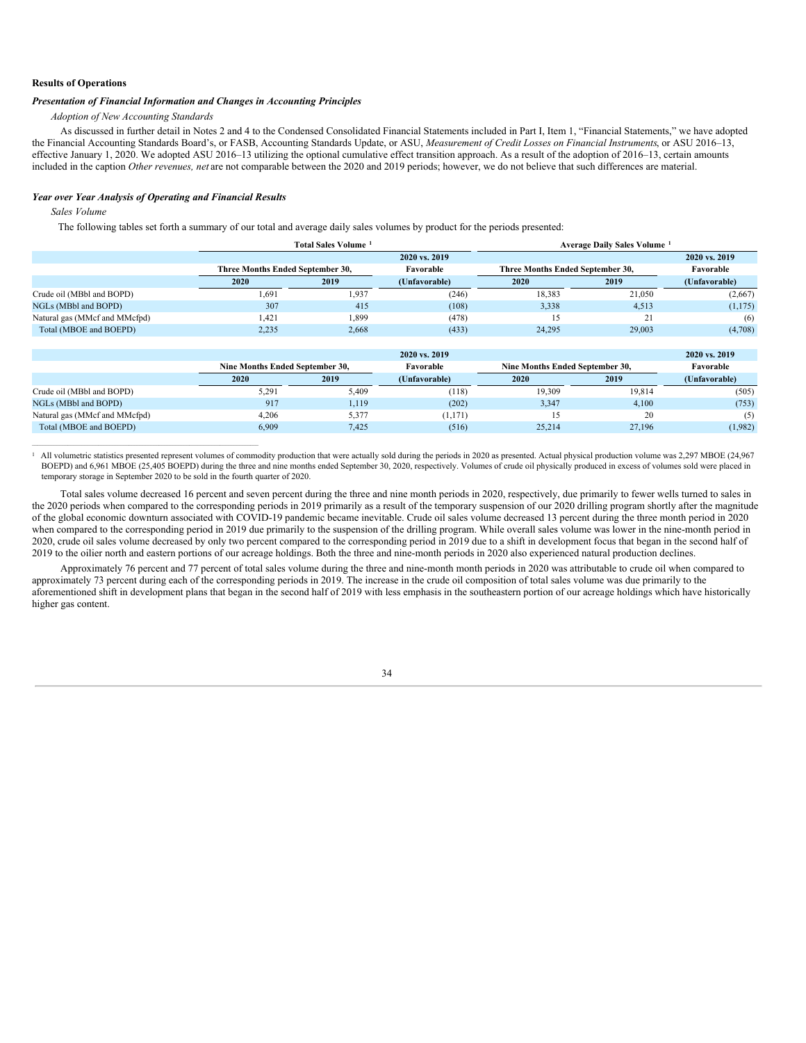## Results of Operations

### *Presentation of Financial Information and Changes in Accounting Principles*

*Adoption of New Accounting Standards*

As discussed in further detail in Notes 2 and 4 to the Condensed Consolidated Financial Statements included in Part I, Item 1, "Financial Statements," we have adopted the Financial Accounting Standards Board's, or FASB, Accounting Standards Update, or ASU, *Measurement of Credit Losses on Financial Instruments*, or ASU 2016–13, effective January 1, 2020. We adopted ASU 2016–13 utilizing the optional cumulative effect transition approach. As a result of the adoption of 2016–13, certain amounts included in the caption *Other revenues, net* are not comparable between the 2020 and 2019 periods; however, we do not believe that such differences are material.

### *Year over Year Analysis of Operating and Financial Results*

*Sales Volume*

The following tables set forth a summary of our total and average daily sales volumes by product for the periods presented:

| | Total Sales Volume [1] | | | Average Daily Sales Volume [1] | | |
|---|---|---|---|---|---|---|
| | Three Months Ended September 30, | | 2020 vs. 2019 Favorable | Three Months Ended September 30, | | 2020 vs. 2019 Favorable |
| | 2020 | 2019 | (Unfavorable) | 2020 | 2019 | (Unfavorable) |
| Crude oil (MBbl and BOPD) | 1,691 | 1,937 | (246) | 18,383 | 21,050 | (2,667) |
| NGLs (MBbl and BOPD) | 307 | 415 | (108) | 3,338 | 4,513 | (1,175) |
| Natural gas (MMcf and MMcfpd) | 1,421 | 1,899 | (478) | 15 | 21 | (6) |
| Total (MBOE and BOEPD) | 2,235 | 2,668 | (433) | 24,295 | 29,003 | (4,708) |

| | Nine Months Ended September 30, | | 2020 vs. 2019 Favorable | Nine Months Ended September 30, | | 2020 vs. 2019 Favorable |
|---|---|---|---|---|---|---|
| | 2020 | 2019 | (Unfavorable) | 2020 | 2019 | (Unfavorable) |
| Crude oil (MBbl and BOPD) | 5,291 | 5,409 | (118) | 19,309 | 19,814 | (505) |
| NGLs (MBbl and BOPD) | 917 | 1,119 | (202) | 3,347 | 4,100 | (753) |
| Natural gas (MMcf and MMcfpd) | 4,206 | 5,377 | (1,171) | 15 | 20 | (5) |
| Total (MBOE and BOEPD) | 6,909 | 7,425 | (516) | 25,214 | 27,196 | (1,982) |

[1] All volumetric statistics presented represent volumes of commodity production that were actually sold during the periods in 2020 as presented. Actual physical production volume was 2,297 MBOE (24,967 BOEPD) and 6,961 MBOE (25,405 BOEPD) during the three and nine months ended September 30, 2020, respectively. Volumes of crude oil physically produced in excess of volumes sold were placed in temporary storage in September 2020 to be sold in the fourth quarter of 2020.

Total sales volume decreased 16 percent and seven percent during the three and nine month periods in 2020, respectively, due primarily to fewer wells turned to sales in the 2020 periods when compared to the corresponding periods in 2019 primarily as a result of the temporary suspension of our 2020 drilling program shortly after the magnitude of the global economic downturn associated with COVID-19 pandemic became inevitable. Crude oil sales volume decreased 13 percent during the three month period in 2020 when compared to the corresponding period in 2019 due primarily to the suspension of the drilling program. While overall sales volume was lower in the nine-month period in 2020, crude oil sales volume decreased by only two percent compared to the corresponding period in 2019 due to a shift in development focus that began in the second half of 2019 to the oilier north and eastern portions of our acreage holdings. Both the three and nine-month periods in 2020 also experienced natural production declines.

Approximately 76 percent and 77 percent of total sales volume during the three and nine-month month periods in 2020 was attributable to crude oil when compared to approximately 73 percent during each of the corresponding periods in 2019. The increase in the crude oil composition of total sales volume was due primarily to the aforementioned shift in development plans that began in the second half of 2019 with less emphasis in the southeastern portion of our acreage holdings which have historically higher gas content.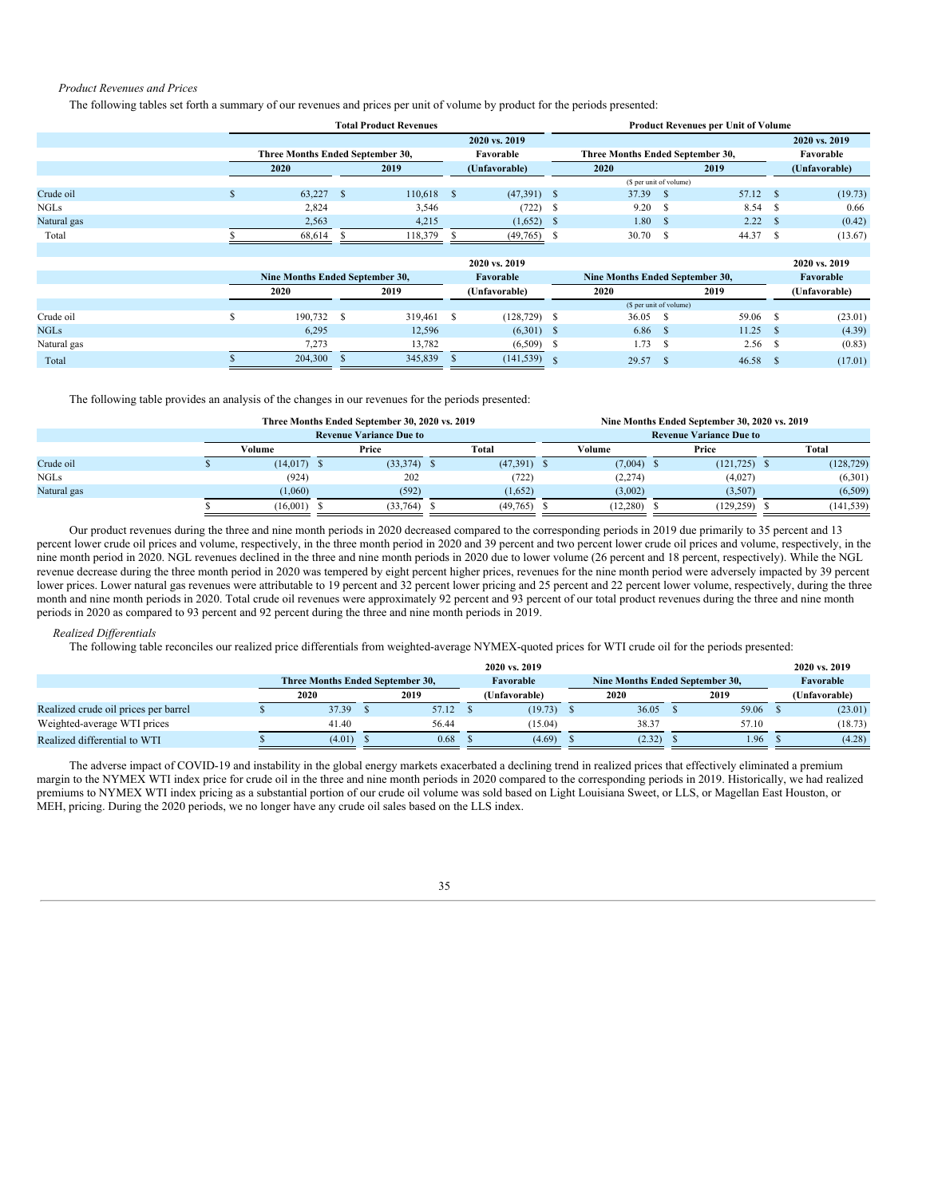*Product Revenues and Prices*

The following tables set forth a summary of our revenues and prices per unit of volume by product for the periods presented:

| | Total Product Revenues | | | Product Revenues per Unit of Volume | | |
|---|---|---|---|---|---|---|
| | Three Months Ended September 30, | | 2020 vs. 2019 Favorable (Unfavorable) | Three Months Ended September 30, | | 2020 vs. 2019 Favorable (Unfavorable) |
| | 2020 | 2019 | | 2020 | 2019 | |
| | | | | ($ per unit of volume) | | |
| Crude oil | $ 63,227 | $ 110,618 | $ (47,391) | $ 37.39 | $ 57.12 | $ (19.73) |
| NGLs | 2,824 | 3,546 | (722) | $ 9.20 | $ 8.54 | $ 0.66 |
| Natural gas | 2,563 | 4,215 | (1,652) | $ 1.80 | $ 2.22 | $ (0.42) |
| Total | $ 68,614 | $ 118,379 | $ (49,765) | $ 30.70 | $ 44.37 | $ (13.67) |

| | Nine Months Ended September 30, | | 2020 vs. 2019 Favorable (Unfavorable) | Nine Months Ended September 30, | | 2020 vs. 2019 Favorable (Unfavorable) |
|---|---|---|---|---|---|---|
| | 2020 | 2019 | | 2020 | 2019 | |
| | | | | ($ per unit of volume) | | |
| Crude oil | $ 190,732 | $ 319,461 | $ (128,729) | $ 36.05 | $ 59.06 | $ (23.01) |
| NGLs | 6,295 | 12,596 | (6,301) | $ 6.86 | $ 11.25 | $ (4.39) |
| Natural gas | 7,273 | 13,782 | (6,509) | $ 1.73 | $ 2.56 | $ (0.83) |
| Total | $ 204,300 | $ 345,839 | $ (141,539) | $ 29.57 | $ 46.58 | $ (17.01) |

The following table provides an analysis of the changes in our revenues for the periods presented:

| | Three Months Ended September 30, 2020 vs. 2019 | | | Nine Months Ended September 30, 2020 vs. 2019 | | |
|---|---|---|---|---|---|---|
| | Revenue Variance Due to | | | Revenue Variance Due to | | |
| | Volume | Price | Total | Volume | Price | Total |
| Crude oil | $ (14,017) | $ (33,374) | $ (47,391) | $ (7,004) | $ (121,725) | $ (128,729) |
| NGLs | (924) | 202 | (722) | (2,274) | (4,027) | (6,301) |
| Natural gas | (1,060) | (592) | (1,652) | (3,002) | (3,507) | (6,509) |
| | $ (16,001) | $ (33,764) | $ (49,765) | $ (12,280) | $ (129,259) | $ (141,539) |

Our product revenues during the three and nine month periods in 2020 decreased compared to the corresponding periods in 2019 due primarily to 35 percent and 13 percent lower crude oil prices and volume, respectively, in the three month period in 2020 and 39 percent and two percent lower crude oil prices and volume, respectively, in the nine month period in 2020. NGL revenues declined in the three and nine month periods in 2020 due to lower volume (26 percent and 18 percent, respectively). While the NGL revenue decrease during the three month period in 2020 was tempered by eight percent higher prices, revenues for the nine month period were adversely impacted by 39 percent lower prices. Lower natural gas revenues were attributable to 19 percent and 32 percent lower pricing and 25 percent and 22 percent lower volume, respectively, during the three month and nine month periods in 2020. Total crude oil revenues were approximately 92 percent and 93 percent of our total product revenues during the three and nine month periods in 2020 as compared to 93 percent and 92 percent during the three and nine month periods in 2019.

*Realized Differentials*

The following table reconciles our realized price differentials from weighted-average NYMEX-quoted prices for WTI crude oil for the periods presented:

| | Three Months Ended September 30, | | 2020 vs. 2019 Favorable (Unfavorable) | Nine Months Ended September 30, | | 2020 vs. 2019 Favorable (Unfavorable) |
|---|---|---|---|---|---|---|
| | 2020 | 2019 | | 2020 | 2019 | |
| Realized crude oil prices per barrel | $ 37.39 | $ 57.12 | $ (19.73) | $ 36.05 | $ 59.06 | $ (23.01) |
| Weighted-average WTI prices | 41.40 | 56.44 | (15.04) | 38.37 | 57.10 | (18.73) |
| Realized differential to WTI | $ (4.01) | $ 0.68 | $ (4.69) | $ (2.32) | $ 1.96 | $ (4.28) |

The adverse impact of COVID-19 and instability in the global energy markets exacerbated a declining trend in realized prices that effectively eliminated a premium margin to the NYMEX WTI index price for crude oil in the three and nine month periods in 2020 compared to the corresponding periods in 2019. Historically, we had realized premiums to NYMEX WTI index pricing as a substantial portion of our crude oil volume was sold based on Light Louisiana Sweet, or LLS, or Magellan East Houston, or MEH, pricing. During the 2020 periods, we no longer have any crude oil sales based on the LLS index.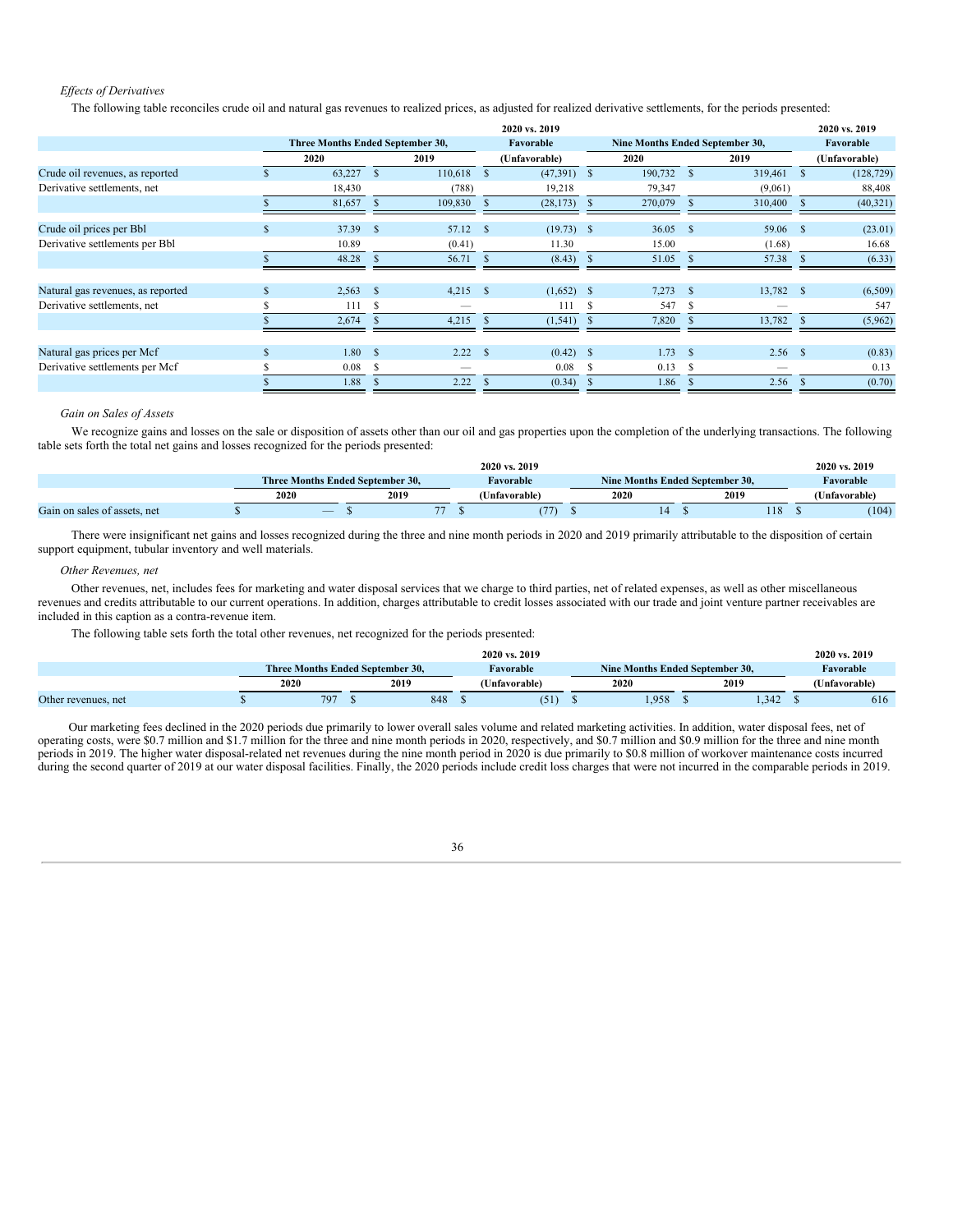*Effects of Derivatives*

The following table reconciles crude oil and natural gas revenues to realized prices, as adjusted for realized derivative settlements, for the periods presented:

| | Three Months Ended September 30, | | 2020 vs. 2019 Favorable | Nine Months Ended September 30, | | 2020 vs. 2019 Favorable |
|---|---|---|---|---|---|---|
| | 2020 | 2019 | (Unfavorable) | 2020 | 2019 | (Unfavorable) |
| Crude oil revenues, as reported | $ 63,227 | $ 110,618 | $ (47,391) | $ 190,732 | $ 319,461 | $ (128,729) |
| Derivative settlements, net | 18,430 | (788) | 19,218 | 79,347 | (9,061) | 88,408 |
| | $ 81,657 | $ 109,830 | $ (28,173) | $ 270,079 | $ 310,400 | $ (40,321) |
| Crude oil prices per Bbl | $ 37.39 | $ 57.12 | $ (19.73) | $ 36.05 | $ 59.06 | $ (23.01) |
| Derivative settlements per Bbl | 10.89 | (0.41) | 11.30 | 15.00 | (1.68) | 16.68 |
| | $ 48.28 | $ 56.71 | $ (8.43) | $ 51.05 | $ 57.38 | $ (6.33) |
| Natural gas revenues, as reported | $ 2,563 | $ 4,215 | $ (1,652) | $ 7,273 | $ 13,782 | $ (6,509) |
| Derivative settlements, net | $ 111 | $ — | 111 | $ 547 | $ — | 547 |
| | $ 2,674 | $ 4,215 | $ (1,541) | $ 7,820 | $ 13,782 | $ (5,962) |
| Natural gas prices per Mcf | $ 1.80 | $ 2.22 | $ (0.42) | $ 1.73 | $ 2.56 | $ (0.83) |
| Derivative settlements per Mcf | $ 0.08 | $ — | 0.08 | $ 0.13 | $ — | 0.13 |
| | $ 1.88 | $ 2.22 | $ (0.34) | $ 1.86 | $ 2.56 | $ (0.70) |

*Gain on Sales of Assets*

We recognize gains and losses on the sale or disposition of assets other than our oil and gas properties upon the completion of the underlying transactions. The following table sets forth the total net gains and losses recognized for the periods presented:

| | Three Months Ended September 30, | | 2020 vs. 2019 Favorable | Nine Months Ended September 30, | | 2020 vs. 2019 Favorable |
|---|---|---|---|---|---|---|
| | 2020 | 2019 | (Unfavorable) | 2020 | 2019 | (Unfavorable) |
| Gain on sales of assets, net | $ — | $ 77 | $ (77) | $ 14 | $ 118 | $ (104) |

There were insignificant net gains and losses recognized during the three and nine month periods in 2020 and 2019 primarily attributable to the disposition of certain support equipment, tubular inventory and well materials.

*Other Revenues, net*

Other revenues, net, includes fees for marketing and water disposal services that we charge to third parties, net of related expenses, as well as other miscellaneous revenues and credits attributable to our current operations. In addition, charges attributable to credit losses associated with our trade and joint venture partner receivables are included in this caption as a contra-revenue item.

The following table sets forth the total other revenues, net recognized for the periods presented:

| | Three Months Ended September 30, | | 2020 vs. 2019 Favorable | Nine Months Ended September 30, | | 2020 vs. 2019 Favorable |
|---|---|---|---|---|---|---|
| | 2020 | 2019 | (Unfavorable) | 2020 | 2019 | (Unfavorable) |
| Other revenues, net | $ 797 | $ 848 | $ (51) | $ 1,958 | $ 1,342 | $ 616 |

Our marketing fees declined in the 2020 periods due primarily to lower overall sales volume and related marketing activities. In addition, water disposal fees, net of operating costs, were $0.7 million and $1.7 million for the three and nine month periods in 2020, respectively, and $0.7 million and $0.9 million for the three and nine month periods in 2019. The higher water disposal-related net revenues during the nine month period in 2020 is due primarily to $0.8 million of workover maintenance costs incurred during the second quarter of 2019 at our water disposal facilities. Finally, the 2020 periods include credit loss charges that were not incurred in the comparable periods in 2019.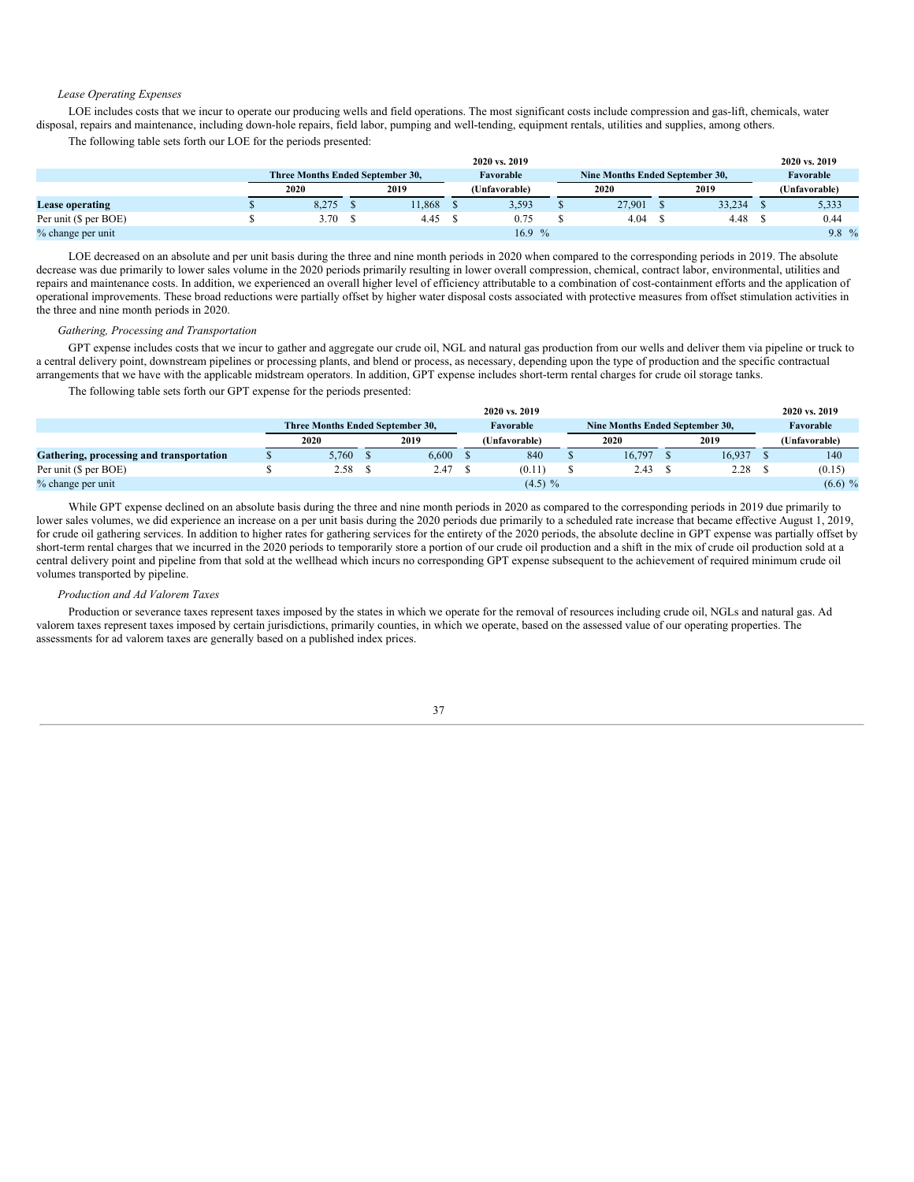*Lease Operating Expenses*

LOE includes costs that we incur to operate our producing wells and field operations. The most significant costs include compression and gas-lift, chemicals, water disposal, repairs and maintenance, including down-hole repairs, field labor, pumping and well-tending, equipment rentals, utilities and supplies, among others.

The following table sets forth our LOE for the periods presented:

| | Three Months Ended September 30, | | 2020 vs. 2019 Favorable | Nine Months Ended September 30, | | 2020 vs. 2019 Favorable |
|---|---|---|---|---|---|---|
| | 2020 | 2019 | (Unfavorable) | 2020 | 2019 | (Unfavorable) |
| **Lease operating** | $ 8,275 | $ 11,868 | $ 3,593 | $ 27,901 | $ 33,234 | $ 5,333 |
| Per unit ($ per BOE) | $ 3.70 | $ 4.45 | $ 0.75 | $ 4.04 | $ 4.48 | $ 0.44 |
| % change per unit | | | 16.9 % | | | 9.8 % |

LOE decreased on an absolute and per unit basis during the three and nine month periods in 2020 when compared to the corresponding periods in 2019. The absolute decrease was due primarily to lower sales volume in the 2020 periods primarily resulting in lower overall compression, chemical, contract labor, environmental, utilities and repairs and maintenance costs. In addition, we experienced an overall higher level of efficiency attributable to a combination of cost-containment efforts and the application of operational improvements. These broad reductions were partially offset by higher water disposal costs associated with protective measures from offset stimulation activities in the three and nine month periods in 2020.

*Gathering, Processing and Transportation*

GPT expense includes costs that we incur to gather and aggregate our crude oil, NGL and natural gas production from our wells and deliver them via pipeline or truck to a central delivery point, downstream pipelines or processing plants, and blend or process, as necessary, depending upon the type of production and the specific contractual arrangements that we have with the applicable midstream operators. In addition, GPT expense includes short-term rental charges for crude oil storage tanks.

The following table sets forth our GPT expense for the periods presented:

| | Three Months Ended September 30, | | 2020 vs. 2019 Favorable | Nine Months Ended September 30, | | 2020 vs. 2019 Favorable |
|---|---|---|---|---|---|---|
| | 2020 | 2019 | (Unfavorable) | 2020 | 2019 | (Unfavorable) |
| **Gathering, processing and transportation** | $ 5,760 | $ 6,600 | $ 840 | $ 16,797 | $ 16,937 | $ 140 |
| Per unit ($ per BOE) | $ 2.58 | $ 2.47 | $ (0.11) | $ 2.43 | $ 2.28 | $ (0.15) |
| % change per unit | | | (4.5) % | | | (6.6) % |

While GPT expense declined on an absolute basis during the three and nine month periods in 2020 as compared to the corresponding periods in 2019 due primarily to lower sales volumes, we did experience an increase on a per unit basis during the 2020 periods due primarily to a scheduled rate increase that became effective August 1, 2019, for crude oil gathering services. In addition to higher rates for gathering services for the entirety of the 2020 periods, the absolute decline in GPT expense was partially offset by short-term rental charges that we incurred in the 2020 periods to temporarily store a portion of our crude oil production and a shift in the mix of crude oil production sold at a central delivery point and pipeline from that sold at the wellhead which incurs no corresponding GPT expense subsequent to the achievement of required minimum crude oil volumes transported by pipeline.

*Production and Ad Valorem Taxes*

Production or severance taxes represent taxes imposed by the states in which we operate for the removal of resources including crude oil, NGLs and natural gas. Ad valorem taxes represent taxes imposed by certain jurisdictions, primarily counties, in which we operate, based on the assessed value of our operating properties. The assessments for ad valorem taxes are generally based on a published index prices.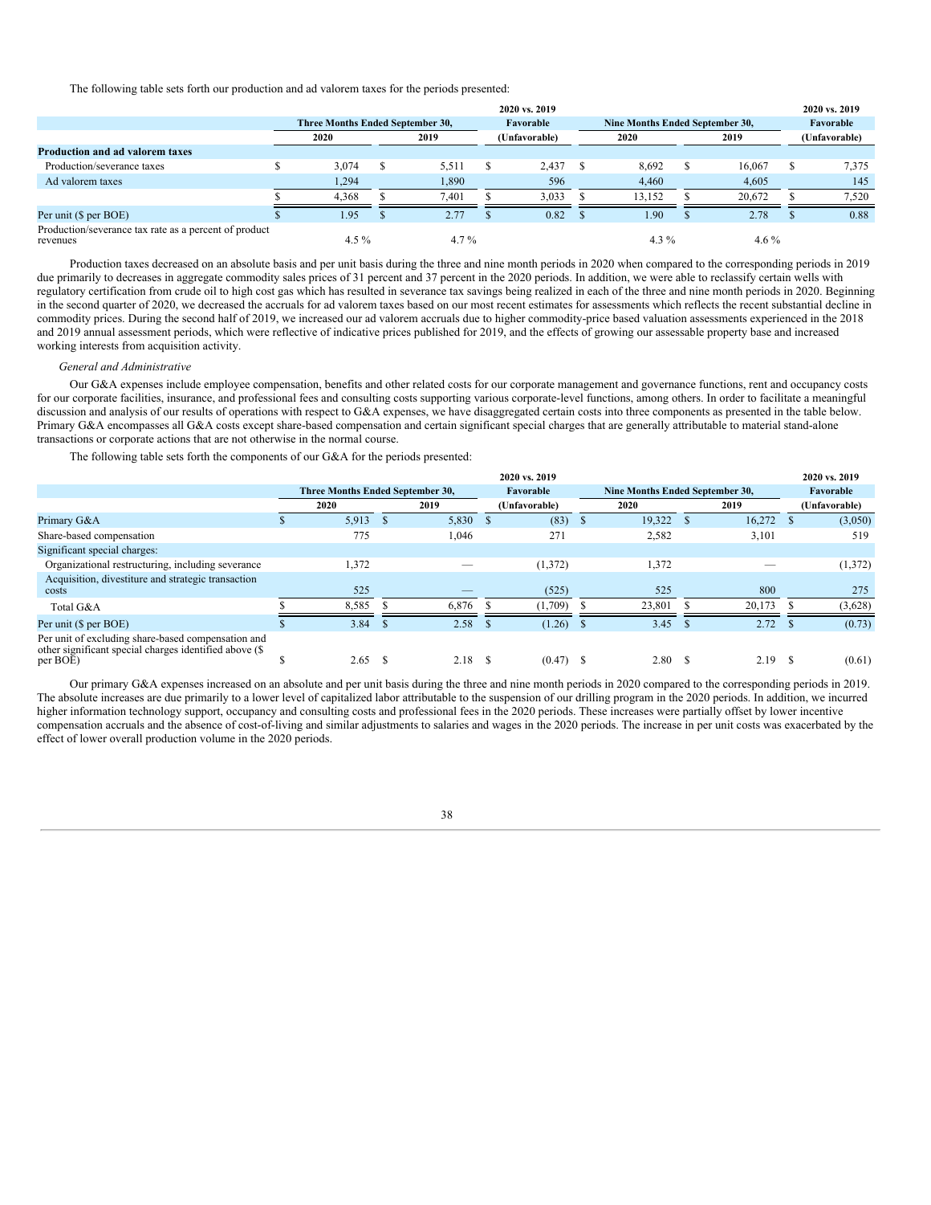The following table sets forth our production and ad valorem taxes for the periods presented:

| | Three Months Ended September 30, | | 2020 vs. 2019 Favorable | Nine Months Ended September 30, | | 2020 vs. 2019 Favorable |
|---|---|---|---|---|---|---|
| | 2020 | 2019 | (Unfavorable) | 2020 | 2019 | (Unfavorable) |
| **Production and ad valorem taxes** | | | | | | |
| Production/severance taxes | $ 3,074 | $ 5,511 | $ 2,437 | $ 8,692 | $ 16,067 | $ 7,375 |
| Ad valorem taxes | 1,294 | 1,890 | 596 | 4,460 | 4,605 | 145 |
| | $ 4,368 | $ 7,401 | $ 3,033 | $ 13,152 | $ 20,672 | $ 7,520 |
| Per unit ($ per BOE) | $ 1.95 | $ 2.77 | $ 0.82 | $ 1.90 | $ 2.78 | $ 0.88 |
| Production/severance tax rate as a percent of product revenues | 4.5 % | 4.7 % | | 4.3 % | 4.6 % | |

Production taxes decreased on an absolute basis and per unit basis during the three and nine month periods in 2020 when compared to the corresponding periods in 2019 due primarily to decreases in aggregate commodity sales prices of 31 percent and 37 percent in the 2020 periods. In addition, we were able to reclassify certain wells with regulatory certification from crude oil to high cost gas which has resulted in severance tax savings being realized in each of the three and nine month periods in 2020. Beginning in the second quarter of 2020, we decreased the accruals for ad valorem taxes based on our most recent estimates for assessments which reflects the recent substantial decline in commodity prices. During the second half of 2019, we increased our ad valorem accruals due to higher commodity-price based valuation assessments experienced in the 2018 and 2019 annual assessment periods, which were reflective of indicative prices published for 2019, and the effects of growing our assessable property base and increased working interests from acquisition activity.

*General and Administrative*

Our G&A expenses include employee compensation, benefits and other related costs for our corporate management and governance functions, rent and occupancy costs for our corporate facilities, insurance, and professional fees and consulting costs supporting various corporate-level functions, among others. In order to facilitate a meaningful discussion and analysis of our results of operations with respect to G&A expenses, we have disaggregated certain costs into three components as presented in the table below. Primary G&A encompasses all G&A costs except share-based compensation and certain significant special charges that are generally attributable to material stand-alone transactions or corporate actions that are not otherwise in the normal course.

The following table sets forth the components of our G&A for the periods presented:

| | Three Months Ended September 30, | | 2020 vs. 2019 Favorable | Nine Months Ended September 30, | | 2020 vs. 2019 Favorable |
|---|---|---|---|---|---|---|
| | 2020 | 2019 | (Unfavorable) | 2020 | 2019 | (Unfavorable) |
| Primary G&A | $ 5,913 | $ 5,830 | $ (83) | $ 19,322 | $ 16,272 | $ (3,050) |
| Share-based compensation | 775 | 1,046 | 271 | 2,582 | 3,101 | 519 |
| Significant special charges: | | | | | | |
| Organizational restructuring, including severance | 1,372 | — | (1,372) | 1,372 | — | (1,372) |
| Acquisition, divestiture and strategic transaction costs | 525 | — | (525) | 525 | 800 | 275 |
| Total G&A | $ 8,585 | $ 6,876 | $ (1,709) | $ 23,801 | $ 20,173 | $ (3,628) |
| Per unit ($ per BOE) | $ 3.84 | $ 2.58 | $ (1.26) | $ 3.45 | $ 2.72 | $ (0.73) |
| Per unit of excluding share-based compensation and other significant special charges identified above ($ per BOE) | $ 2.65 | $ 2.18 | $ (0.47) | $ 2.80 | $ 2.19 | $ (0.61) |

Our primary G&A expenses increased on an absolute and per unit basis during the three and nine month periods in 2020 compared to the corresponding periods in 2019. The absolute increases are due primarily to a lower level of capitalized labor attributable to the suspension of our drilling program in the 2020 periods. In addition, we incurred higher information technology support, occupancy and consulting costs and professional fees in the 2020 periods. These increases were partially offset by lower incentive compensation accruals and the absence of cost-of-living and similar adjustments to salaries and wages in the 2020 periods. The increase in per unit costs was exacerbated by the effect of lower overall production volume in the 2020 periods.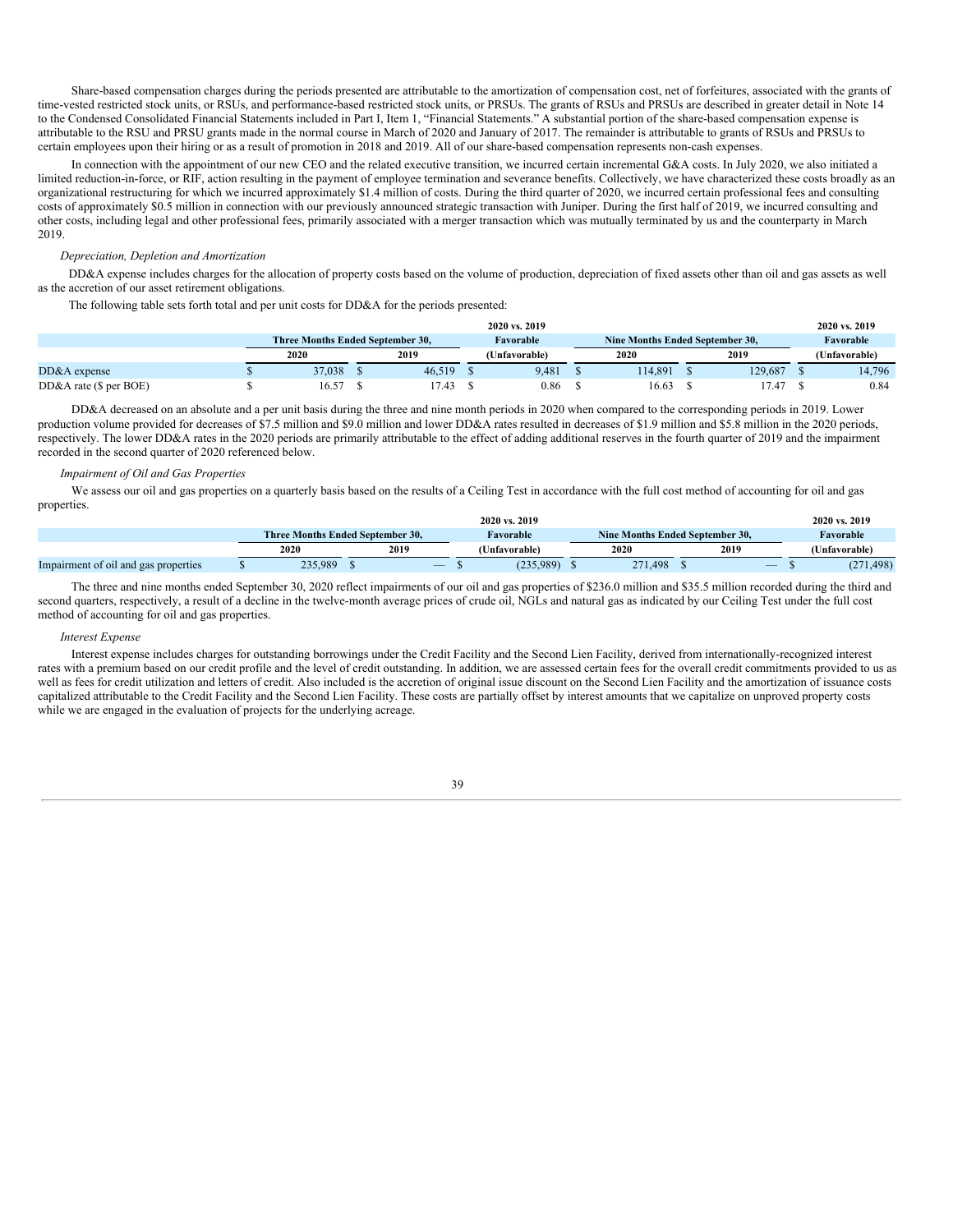Share-based compensation charges during the periods presented are attributable to the amortization of compensation cost, net of forfeitures, associated with the grants of time-vested restricted stock units, or RSUs, and performance-based restricted stock units, or PRSUs. The grants of RSUs and PRSUs are described in greater detail in Note 14 to the Condensed Consolidated Financial Statements included in Part I, Item 1, "Financial Statements." A substantial portion of the share-based compensation expense is attributable to the RSU and PRSU grants made in the normal course in March of 2020 and January of 2017. The remainder is attributable to grants of RSUs and PRSUs to certain employees upon their hiring or as a result of promotion in 2018 and 2019. All of our share-based compensation represents non-cash expenses.

In connection with the appointment of our new CEO and the related executive transition, we incurred certain incremental G&A costs. In July 2020, we also initiated a limited reduction-in-force, or RIF, action resulting in the payment of employee termination and severance benefits. Collectively, we have characterized these costs broadly as an organizational restructuring for which we incurred approximately $1.4 million of costs. During the third quarter of 2020, we incurred certain professional fees and consulting costs of approximately $0.5 million in connection with our previously announced strategic transaction with Juniper. During the first half of 2019, we incurred consulting and other costs, including legal and other professional fees, primarily associated with a merger transaction which was mutually terminated by us and the counterparty in March 2019.

*Depreciation, Depletion and Amortization*

DD&A expense includes charges for the allocation of property costs based on the volume of production, depreciation of fixed assets other than oil and gas assets as well as the accretion of our asset retirement obligations.

The following table sets forth total and per unit costs for DD&A for the periods presented:

| | Three Months Ended September 30, | | 2020 vs. 2019 Favorable | Nine Months Ended September 30, | | 2020 vs. 2019 Favorable |
|---|---|---|---|---|---|---|
| | 2020 | 2019 | (Unfavorable) | 2020 | 2019 | (Unfavorable) |
| DD&A expense | $ 37,038 | $ 46,519 | $ 9,481 | $ 114,891 | $ 129,687 | $ 14,796 |
| DD&A rate ($ per BOE) | $ 16.57 | $ 17.43 | $ 0.86 | $ 16.63 | $ 17.47 | $ 0.84 |

DD&A decreased on an absolute and a per unit basis during the three and nine month periods in 2020 when compared to the corresponding periods in 2019. Lower production volume provided for decreases of $7.5 million and $9.0 million and lower DD&A rates resulted in decreases of $1.9 million and $5.8 million in the 2020 periods, respectively. The lower DD&A rates in the 2020 periods are primarily attributable to the effect of adding additional reserves in the fourth quarter of 2019 and the impairment recorded in the second quarter of 2020 referenced below.

*Impairment of Oil and Gas Properties*

We assess our oil and gas properties on a quarterly basis based on the results of a Ceiling Test in accordance with the full cost method of accounting for oil and gas properties.

| | Three Months Ended September 30, | | 2020 vs. 2019 Favorable | Nine Months Ended September 30, | | 2020 vs. 2019 Favorable |
|---|---|---|---|---|---|---|
| | 2020 | 2019 | (Unfavorable) | 2020 | 2019 | (Unfavorable) |
| Impairment of oil and gas properties | $ 235,989 | $ — | $ (235,989) | $ 271,498 | $ — | $ (271,498) |

The three and nine months ended September 30, 2020 reflect impairments of our oil and gas properties of $236.0 million and $35.5 million recorded during the third and second quarters, respectively, a result of a decline in the twelve-month average prices of crude oil, NGLs and natural gas as indicated by our Ceiling Test under the full cost method of accounting for oil and gas properties.

*Interest Expense*

Interest expense includes charges for outstanding borrowings under the Credit Facility and the Second Lien Facility, derived from internationally-recognized interest rates with a premium based on our credit profile and the level of credit outstanding. In addition, we are assessed certain fees for the overall credit commitments provided to us as well as fees for credit utilization and letters of credit. Also included is the accretion of original issue discount on the Second Lien Facility and the amortization of issuance costs capitalized attributable to the Credit Facility and the Second Lien Facility. These costs are partially offset by interest amounts that we capitalize on unproved property costs while we are engaged in the evaluation of projects for the underlying acreage.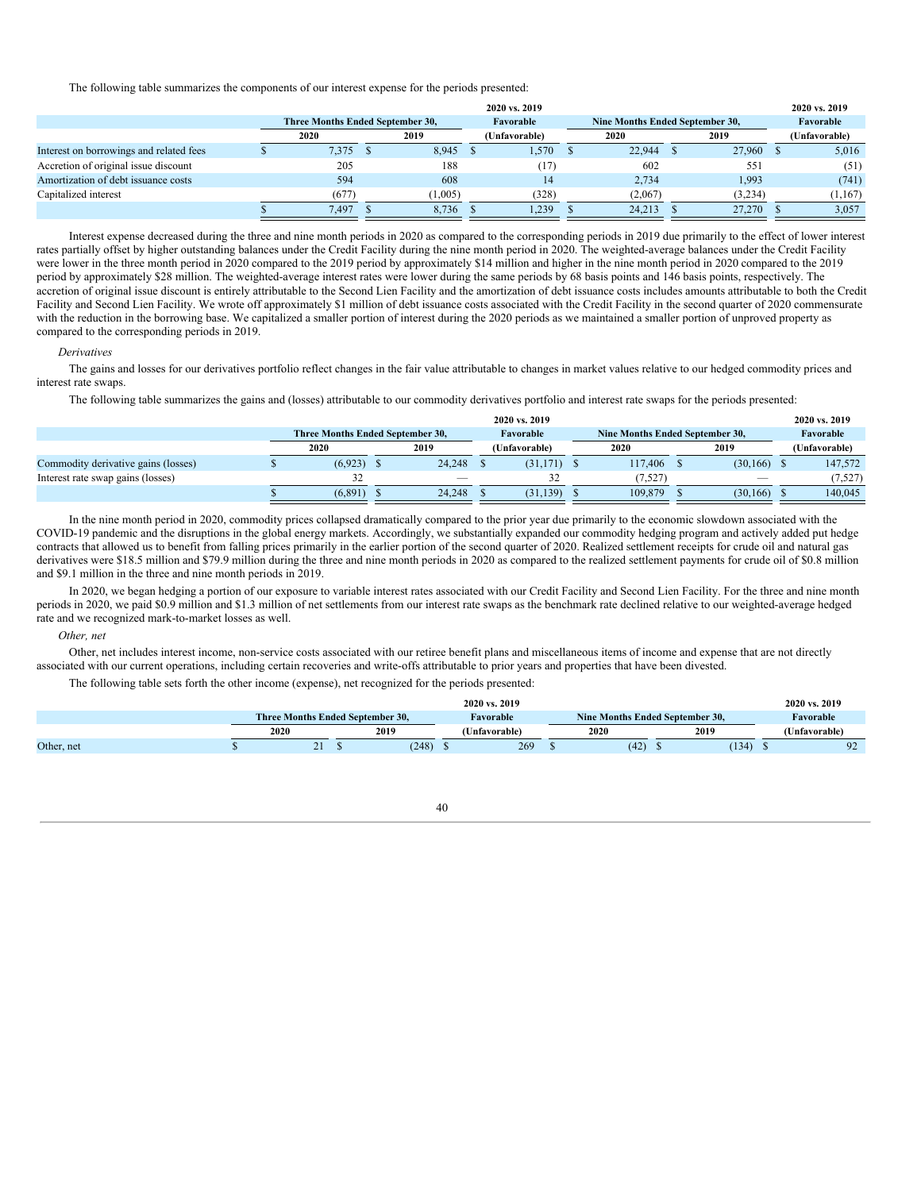The following table summarizes the components of our interest expense for the periods presented:

| | Three Months Ended September 30, | | 2020 vs. 2019 | Nine Months Ended September 30, | | 2020 vs. 2019 |
|---|---|---|---|---|---|---|
| | 2020 | 2019 | Favorable (Unfavorable) | 2020 | 2019 | Favorable (Unfavorable) |
| Interest on borrowings and related fees | $ 7,375 | $ 8,945 | $ 1,570 | $ 22,944 | $ 27,960 | $ 5,016 |
| Accretion of original issue discount | 205 | 188 | (17) | 602 | 551 | (51) |
| Amortization of debt issuance costs | 594 | 608 | 14 | 2,734 | 1,993 | (741) |
| Capitalized interest | (677) | (1,005) | (328) | (2,067) | (3,234) | (1,167) |
| | $ 7,497 | $ 8,736 | $ 1,239 | $ 24,213 | $ 27,270 | $ 3,057 |

Interest expense decreased during the three and nine month periods in 2020 as compared to the corresponding periods in 2019 due primarily to the effect of lower interest rates partially offset by higher outstanding balances under the Credit Facility during the nine month period in 2020. The weighted-average balances under the Credit Facility were lower in the three month period in 2020 compared to the 2019 period by approximately $14 million and higher in the nine month period in 2020 compared to the 2019 period by approximately $28 million. The weighted-average interest rates were lower during the same periods by 68 basis points and 146 basis points, respectively. The accretion of original issue discount is entirely attributable to the Second Lien Facility and the amortization of debt issuance costs includes amounts attributable to both the Credit Facility and Second Lien Facility. We wrote off approximately $1 million of debt issuance costs associated with the Credit Facility in the second quarter of 2020 commensurate with the reduction in the borrowing base. We capitalized a smaller portion of interest during the 2020 periods as we maintained a smaller portion of unproved property as compared to the corresponding periods in 2019.

*Derivatives*

The gains and losses for our derivatives portfolio reflect changes in the fair value attributable to changes in market values relative to our hedged commodity prices and interest rate swaps.

The following table summarizes the gains and (losses) attributable to our commodity derivatives portfolio and interest rate swaps for the periods presented:

| | Three Months Ended September 30, | | 2020 vs. 2019 | Nine Months Ended September 30, | | 2020 vs. 2019 |
|---|---|---|---|---|---|---|
| | 2020 | 2019 | Favorable (Unfavorable) | 2020 | 2019 | Favorable (Unfavorable) |
| Commodity derivative gains (losses) | $ (6,923) | $ 24,248 | $ (31,171) | $ 117,406 | $ (30,166) | $ 147,572 |
| Interest rate swap gains (losses) | 32 | — | 32 | (7,527) | — | (7,527) |
| | $ (6,891) | $ 24,248 | $ (31,139) | $ 109,879 | $ (30,166) | $ 140,045 |

In the nine month period in 2020, commodity prices collapsed dramatically compared to the prior year due primarily to the economic slowdown associated with the COVID-19 pandemic and the disruptions in the global energy markets. Accordingly, we substantially expanded our commodity hedging program and actively added put hedge contracts that allowed us to benefit from falling prices primarily in the earlier portion of the second quarter of 2020. Realized settlement receipts for crude oil and natural gas derivatives were $18.5 million and $79.9 million during the three and nine month periods in 2020 as compared to the realized settlement payments for crude oil of $0.8 million and $9.1 million in the three and nine month periods in 2019.

In 2020, we began hedging a portion of our exposure to variable interest rates associated with our Credit Facility and Second Lien Facility. For the three and nine month periods in 2020, we paid $0.9 million and $1.3 million of net settlements from our interest rate swaps as the benchmark rate declined relative to our weighted-average hedged rate and we recognized mark-to-market losses as well.

*Other, net*

Other, net includes interest income, non-service costs associated with our retiree benefit plans and miscellaneous items of income and expense that are not directly associated with our current operations, including certain recoveries and write-offs attributable to prior years and properties that have been divested.

The following table sets forth the other income (expense), net recognized for the periods presented:

| | Three Months Ended September 30, | | 2020 vs. 2019 | Nine Months Ended September 30, | | 2020 vs. 2019 |
|---|---|---|---|---|---|---|
| | 2020 | 2019 | Favorable (Unfavorable) | 2020 | 2019 | Favorable (Unfavorable) |
| Other, net | $ 21 | $ (248) | $ 269 | $ (42) | $ (134) | $ 92 |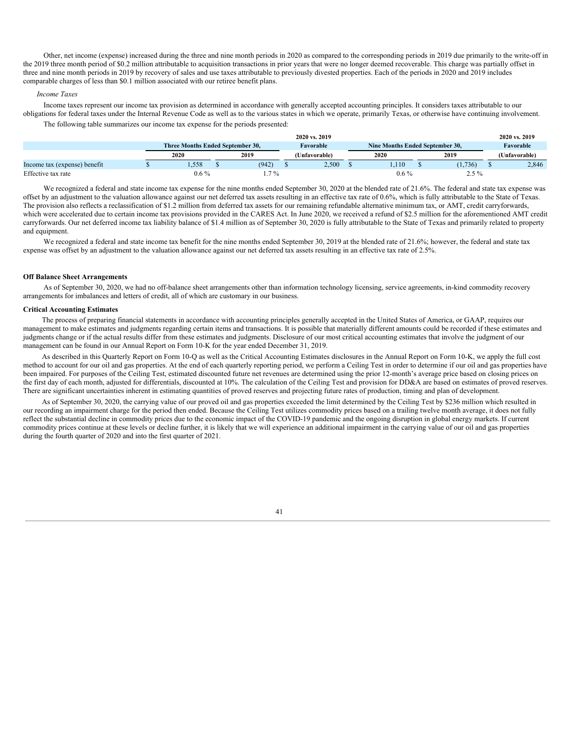Other, net income (expense) increased during the three and nine month periods in 2020 as compared to the corresponding periods in 2019 due primarily to the write-off in the 2019 three month period of $0.2 million attributable to acquisition transactions in prior years that were no longer deemed recoverable. This charge was partially offset in three and nine month periods in 2019 by recovery of sales and use taxes attributable to previously divested properties. Each of the periods in 2020 and 2019 includes comparable charges of less than $0.1 million associated with our retiree benefit plans.

*Income Taxes*

Income taxes represent our income tax provision as determined in accordance with generally accepted accounting principles. It considers taxes attributable to our obligations for federal taxes under the Internal Revenue Code as well as to the various states in which we operate, primarily Texas, or otherwise have continuing involvement.

The following table summarizes our income tax expense for the periods presented:

| | Three Months Ended September 30, | | 2020 vs. 2019 Favorable | Nine Months Ended September 30, | | 2020 vs. 2019 Favorable |
|---|---|---|---|---|---|---|
| | 2020 | 2019 | (Unfavorable) | 2020 | 2019 | (Unfavorable) |
| Income tax (expense) benefit | $ 1,558 | $ (942) | $ 2,500 | $ 1,110 | $ (1,736) | $ 2,846 |
| Effective tax rate | 0.6 % | 1.7 % | | 0.6 % | 2.5 % | |

We recognized a federal and state income tax expense for the nine months ended September 30, 2020 at the blended rate of 21.6%. The federal and state tax expense was offset by an adjustment to the valuation allowance against our net deferred tax assets resulting in an effective tax rate of 0.6%, which is fully attributable to the State of Texas. The provision also reflects a reclassification of $1.2 million from deferred tax assets for our remaining refundable alternative minimum tax, or AMT, credit carryforwards, which were accelerated due to certain income tax provisions provided in the CARES Act. In June 2020, we received a refund of $2.5 million for the aforementioned AMT credit carryforwards. Our net deferred income tax liability balance of $1.4 million as of September 30, 2020 is fully attributable to the State of Texas and primarily related to property and equipment.

We recognized a federal and state income tax benefit for the nine months ended September 30, 2019 at the blended rate of 21.6%; however, the federal and state tax expense was offset by an adjustment to the valuation allowance against our net deferred tax assets resulting in an effective tax rate of 2.5%.

**Off Balance Sheet Arrangements**

As of September 30, 2020, we had no off-balance sheet arrangements other than information technology licensing, service agreements, in-kind commodity recovery arrangements for imbalances and letters of credit, all of which are customary in our business.

**Critical Accounting Estimates**

The process of preparing financial statements in accordance with accounting principles generally accepted in the United States of America, or GAAP, requires our management to make estimates and judgments regarding certain items and transactions. It is possible that materially different amounts could be recorded if these estimates and judgments change or if the actual results differ from these estimates and judgments. Disclosure of our most critical accounting estimates that involve the judgment of our management can be found in our Annual Report on Form 10-K for the year ended December 31, 2019.

As described in this Quarterly Report on Form 10-Q as well as the Critical Accounting Estimates disclosures in the Annual Report on Form 10-K, we apply the full cost method to account for our oil and gas properties. At the end of each quarterly reporting period, we perform a Ceiling Test in order to determine if our oil and gas properties have been impaired. For purposes of the Ceiling Test, estimated discounted future net revenues are determined using the prior 12-month's average price based on closing prices on the first day of each month, adjusted for differentials, discounted at 10%. The calculation of the Ceiling Test and provision for DD&A are based on estimates of proved reserves. There are significant uncertainties inherent in estimating quantities of proved reserves and projecting future rates of production, timing and plan of development.

As of September 30, 2020, the carrying value of our proved oil and gas properties exceeded the limit determined by the Ceiling Test by $236 million which resulted in our recording an impairment charge for the period then ended. Because the Ceiling Test utilizes commodity prices based on a trailing twelve month average, it does not fully reflect the substantial decline in commodity prices due to the economic impact of the COVID-19 pandemic and the ongoing disruption in global energy markets. If current commodity prices continue at these levels or decline further, it is likely that we will experience an additional impairment in the carrying value of our oil and gas properties during the fourth quarter of 2020 and into the first quarter of 2021.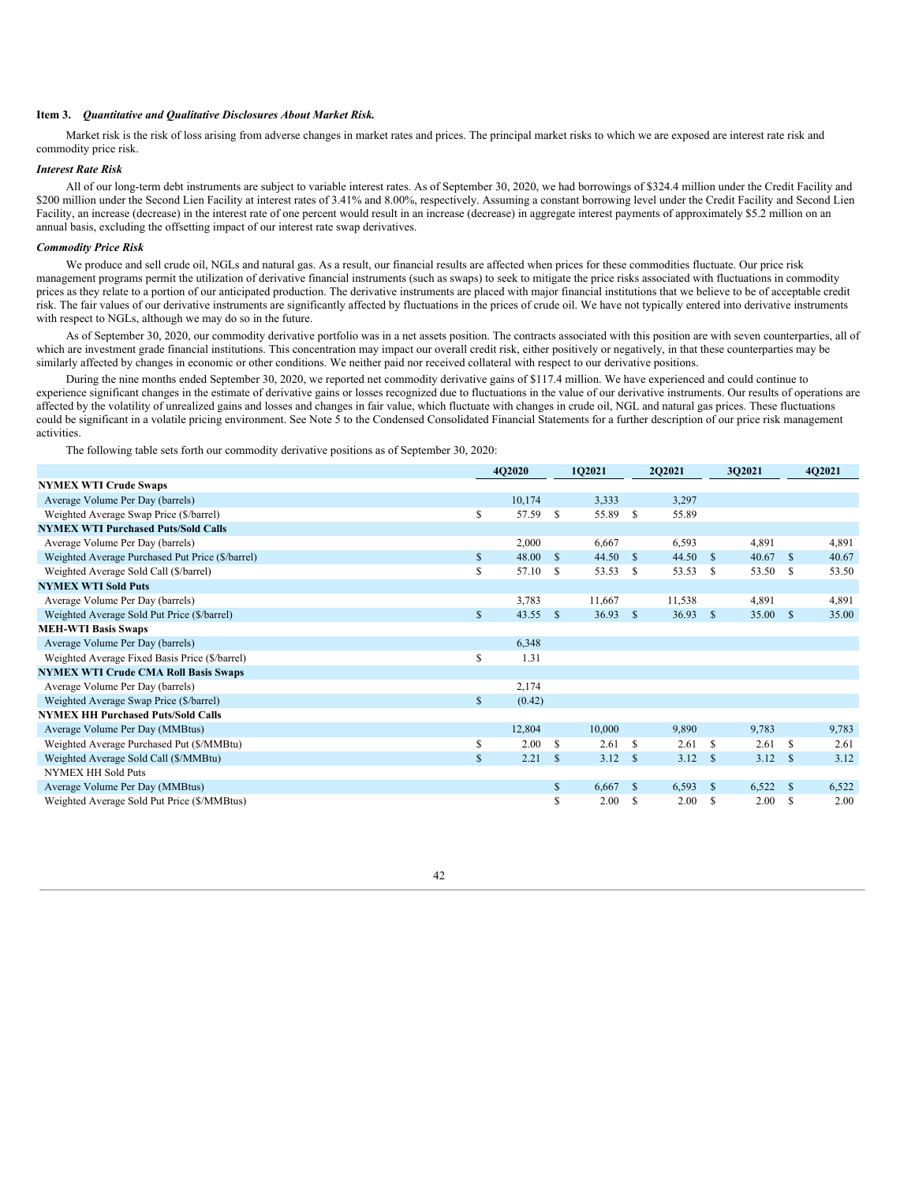**Item 3.** ***Quantitative and Qualitative Disclosures About Market Risk.***

Market risk is the risk of loss arising from adverse changes in market rates and prices. The principal market risks to which we are exposed are interest rate risk and commodity price risk.

***Interest Rate Risk***

All of our long-term debt instruments are subject to variable interest rates. As of September 30, 2020, we had borrowings of $324.4 million under the Credit Facility and $200 million under the Second Lien Facility at interest rates of 3.41% and 8.00%, respectively. Assuming a constant borrowing level under the Credit Facility and Second Lien Facility, an increase (decrease) in the interest rate of one percent would result in an increase (decrease) in aggregate interest payments of approximately $5.2 million on an annual basis, excluding the offsetting impact of our interest rate swap derivatives.

***Commodity Price Risk***

We produce and sell crude oil, NGLs and natural gas. As a result, our financial results are affected when prices for these commodities fluctuate. Our price risk management programs permit the utilization of derivative financial instruments (such as swaps) to seek to mitigate the price risks associated with fluctuations in commodity prices as they relate to a portion of our anticipated production. The derivative instruments are placed with major financial institutions that we believe to be of acceptable credit risk. The fair values of our derivative instruments are significantly affected by fluctuations in the prices of crude oil. We have not typically entered into derivative instruments with respect to NGLs, although we may do so in the future.

As of September 30, 2020, our commodity derivative portfolio was in a net assets position. The contracts associated with this position are with seven counterparties, all of which are investment grade financial institutions. This concentration may impact our overall credit risk, either positively or negatively, in that these counterparties may be similarly affected by changes in economic or other conditions. We neither paid nor received collateral with respect to our derivative positions.

During the nine months ended September 30, 2020, we reported net commodity derivative gains of $117.4 million. We have experienced and could continue to experience significant changes in the estimate of derivative gains or losses recognized due to fluctuations in the value of our derivative instruments. Our results of operations are affected by the volatility of unrealized gains and losses and changes in fair value, which fluctuate with changes in crude oil, NGL and natural gas prices. These fluctuations could be significant in a volatile pricing environment. See Note 5 to the Condensed Consolidated Financial Statements for a further description of our price risk management activities.

The following table sets forth our commodity derivative positions as of September 30, 2020:

| | 4Q2020 | 1Q2021 | 2Q2021 | 3Q2021 | 4Q2021 |
|---|---|---|---|---|---|
| **NYMEX WTI Crude Swaps** | | | | | |
| Average Volume Per Day (barrels) | 10,174 | 3,333 | 3,297 | | |
| Weighted Average Swap Price ($/barrel) | $ 57.59 | $ 55.89 | $ 55.89 | | |
| **NYMEX WTI Purchased Puts/Sold Calls** | | | | | |
| Average Volume Per Day (barrels) | 2,000 | 6,667 | 6,593 | 4,891 | 4,891 |
| Weighted Average Purchased Put Price ($/barrel) | $ 48.00 | $ 44.50 | $ 44.50 | $ 40.67 | $ 40.67 |
| Weighted Average Sold Call ($/barrel) | $ 57.10 | $ 53.53 | $ 53.53 | $ 53.50 | $ 53.50 |
| **NYMEX WTI Sold Puts** | | | | | |
| Average Volume Per Day (barrels) | 3,783 | 11,667 | 11,538 | 4,891 | 4,891 |
| Weighted Average Sold Put Price ($/barrel) | $ 43.55 | $ 36.93 | $ 36.93 | $ 35.00 | $ 35.00 |
| **MEH-WTI Basis Swaps** | | | | | |
| Average Volume Per Day (barrels) | 6,348 | | | | |
| Weighted Average Fixed Basis Price ($/barrel) | $ 1.31 | | | | |
| **NYMEX WTI Crude CMA Roll Basis Swaps** | | | | | |
| Average Volume Per Day (barrels) | 2,174 | | | | |
| Weighted Average Swap Price ($/barrel) | $ (0.42) | | | | |
| **NYMEX HH Purchased Puts/Sold Calls** | | | | | |
| Average Volume Per Day (MMBtus) | 12,804 | 10,000 | 9,890 | 9,783 | 9,783 |
| Weighted Average Purchased Put ($/MMBtu) | $ 2.00 | $ 2.61 | $ 2.61 | $ 2.61 | $ 2.61 |
| Weighted Average Sold Call ($/MMBtu) | $ 2.21 | $ 3.12 | $ 3.12 | $ 3.12 | $ 3.12 |
| NYMEX HH Sold Puts | | | | | |
| Average Volume Per Day (MMBtus) | | $ 6,667 | $ 6,593 | $ 6,522 | $ 6,522 |
| Weighted Average Sold Put Price ($/MMBtus) | | $ 2.00 | $ 2.00 | $ 2.00 | $ 2.00 |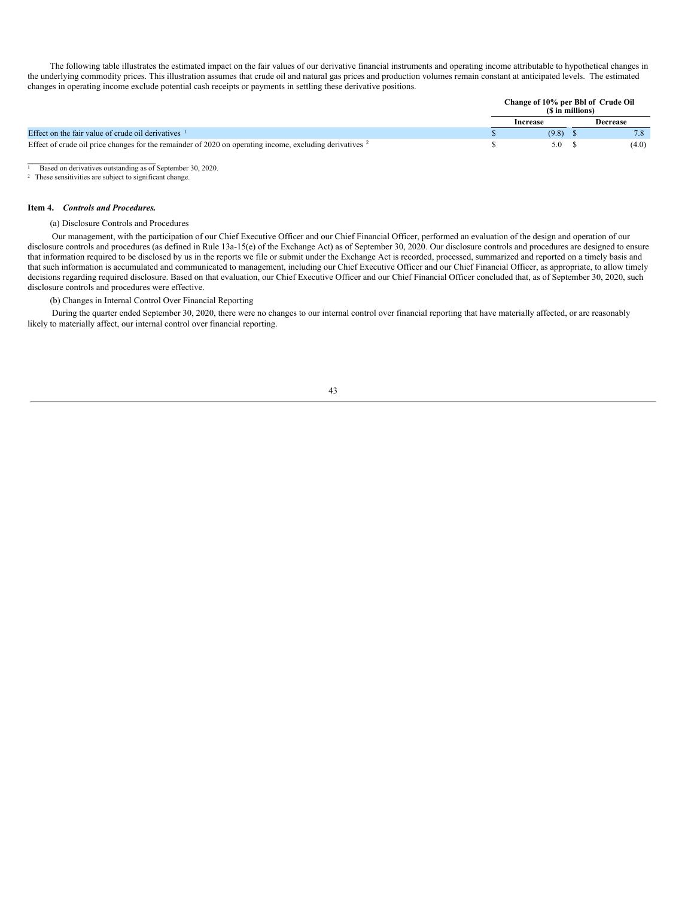The following table illustrates the estimated impact on the fair values of our derivative financial instruments and operating income attributable to hypothetical changes in the underlying commodity prices. This illustration assumes that crude oil and natural gas prices and production volumes remain constant at anticipated levels. The estimated changes in operating income exclude potential cash receipts or payments in settling these derivative positions.

| | Change of 10% per Bbl of Crude Oil ($ in millions) | |
|---|---|---|
| | Increase | Decrease |
| Effect on the fair value of crude oil derivatives [1] | $ (9.8) | $ 7.8 |
| Effect of crude oil price changes for the remainder of 2020 on operating income, excluding derivatives [2] | $ 5.0 | $ (4.0) |

[1] Based on derivatives outstanding as of September 30, 2020.
[2] These sensitivities are subject to significant change.

### Item 4. *Controls and Procedures.*

(a) Disclosure Controls and Procedures

Our management, with the participation of our Chief Executive Officer and our Chief Financial Officer, performed an evaluation of the design and operation of our disclosure controls and procedures (as defined in Rule 13a-15(e) of the Exchange Act) as of September 30, 2020. Our disclosure controls and procedures are designed to ensure that information required to be disclosed by us in the reports we file or submit under the Exchange Act is recorded, processed, summarized and reported on a timely basis and that such information is accumulated and communicated to management, including our Chief Executive Officer and our Chief Financial Officer, as appropriate, to allow timely decisions regarding required disclosure. Based on that evaluation, our Chief Executive Officer and our Chief Financial Officer concluded that, as of September 30, 2020, such disclosure controls and procedures were effective.

(b) Changes in Internal Control Over Financial Reporting

During the quarter ended September 30, 2020, there were no changes to our internal control over financial reporting that have materially affected, or are reasonably likely to materially affect, our internal control over financial reporting.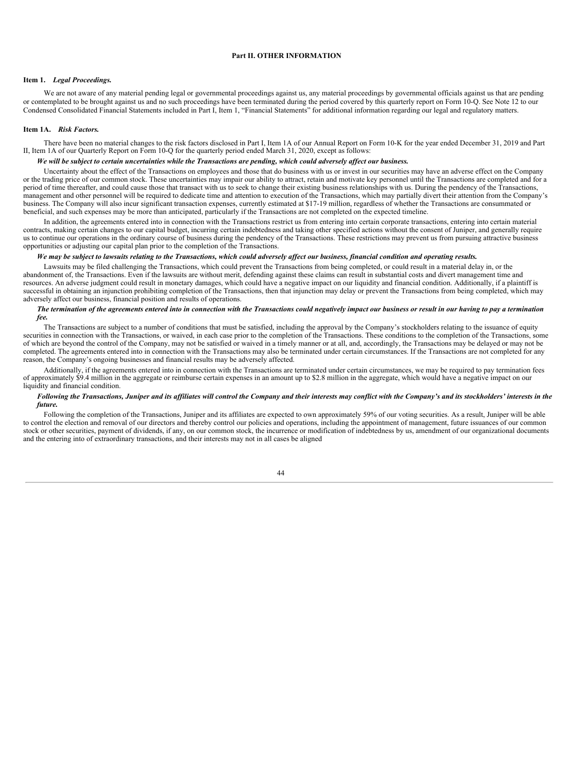# Part II. OTHER INFORMATION

## Item 1. *Legal Proceedings.*

We are not aware of any material pending legal or governmental proceedings against us, any material proceedings by governmental officials against us that are pending or contemplated to be brought against us and no such proceedings have been terminated during the period covered by this quarterly report on Form 10-Q. See Note 12 to our Condensed Consolidated Financial Statements included in Part I, Item 1, "Financial Statements" for additional information regarding our legal and regulatory matters.

## Item 1A. *Risk Factors.*

There have been no material changes to the risk factors disclosed in Part I, Item 1A of our Annual Report on Form 10-K for the year ended December 31, 2019 and Part II, Item 1A of our Quarterly Report on Form 10-Q for the quarterly period ended March 31, 2020, except as follows:

***We will be subject to certain uncertainties while the Transactions are pending, which could adversely affect our business.***

Uncertainty about the effect of the Transactions on employees and those that do business with us or invest in our securities may have an adverse effect on the Company or the trading price of our common stock. These uncertainties may impair our ability to attract, retain and motivate key personnel until the Transactions are completed and for a period of time thereafter, and could cause those that transact with us to seek to change their existing business relationships with us. During the pendency of the Transactions, management and other personnel will be required to dedicate time and attention to execution of the Transactions, which may partially divert their attention from the Company's business. The Company will also incur significant transaction expenses, currently estimated at $17-19 million, regardless of whether the Transactions are consummated or beneficial, and such expenses may be more than anticipated, particularly if the Transactions are not completed on the expected timeline.

In addition, the agreements entered into in connection with the Transactions restrict us from entering into certain corporate transactions, entering into certain material contracts, making certain changes to our capital budget, incurring certain indebtedness and taking other specified actions without the consent of Juniper, and generally require us to continue our operations in the ordinary course of business during the pendency of the Transactions. These restrictions may prevent us from pursuing attractive business opportunities or adjusting our capital plan prior to the completion of the Transactions.

***We may be subject to lawsuits relating to the Transactions, which could adversely affect our business, financial condition and operating results.***

Lawsuits may be filed challenging the Transactions, which could prevent the Transactions from being completed, or could result in a material delay in, or the abandonment of, the Transactions. Even if the lawsuits are without merit, defending against these claims can result in substantial costs and divert management time and resources. An adverse judgment could result in monetary damages, which could have a negative impact on our liquidity and financial condition. Additionally, if a plaintiff is successful in obtaining an injunction prohibiting completion of the Transactions, then that injunction may delay or prevent the Transactions from being completed, which may adversely affect our business, financial position and results of operations.

***The termination of the agreements entered into in connection with the Transactions could negatively impact our business or result in our having to pay a termination fee.***

The Transactions are subject to a number of conditions that must be satisfied, including the approval by the Company's stockholders relating to the issuance of equity securities in connection with the Transactions, or waived, in each case prior to the completion of the Transactions. These conditions to the completion of the Transactions, some of which are beyond the control of the Company, may not be satisfied or waived in a timely manner or at all, and, accordingly, the Transactions may be delayed or may not be completed. The agreements entered into in connection with the Transactions may also be terminated under certain circumstances. If the Transactions are not completed for any reason, the Company's ongoing businesses and financial results may be adversely affected.

Additionally, if the agreements entered into in connection with the Transactions are terminated under certain circumstances, we may be required to pay termination fees of approximately $9.4 million in the aggregate or reimburse certain expenses in an amount up to $2.8 million in the aggregate, which would have a negative impact on our liquidity and financial condition.

***Following the Transactions, Juniper and its affiliates will control the Company and their interests may conflict with the Company's and its stockholders' interests in the future.***

Following the completion of the Transactions, Juniper and its affiliates are expected to own approximately 59% of our voting securities. As a result, Juniper will be able to control the election and removal of our directors and thereby control our policies and operations, including the appointment of management, future issuances of our common stock or other securities, payment of dividends, if any, on our common stock, the incurrence or modification of indebtedness by us, amendment of our organizational documents and the entering into of extraordinary transactions, and their interests may not in all cases be aligned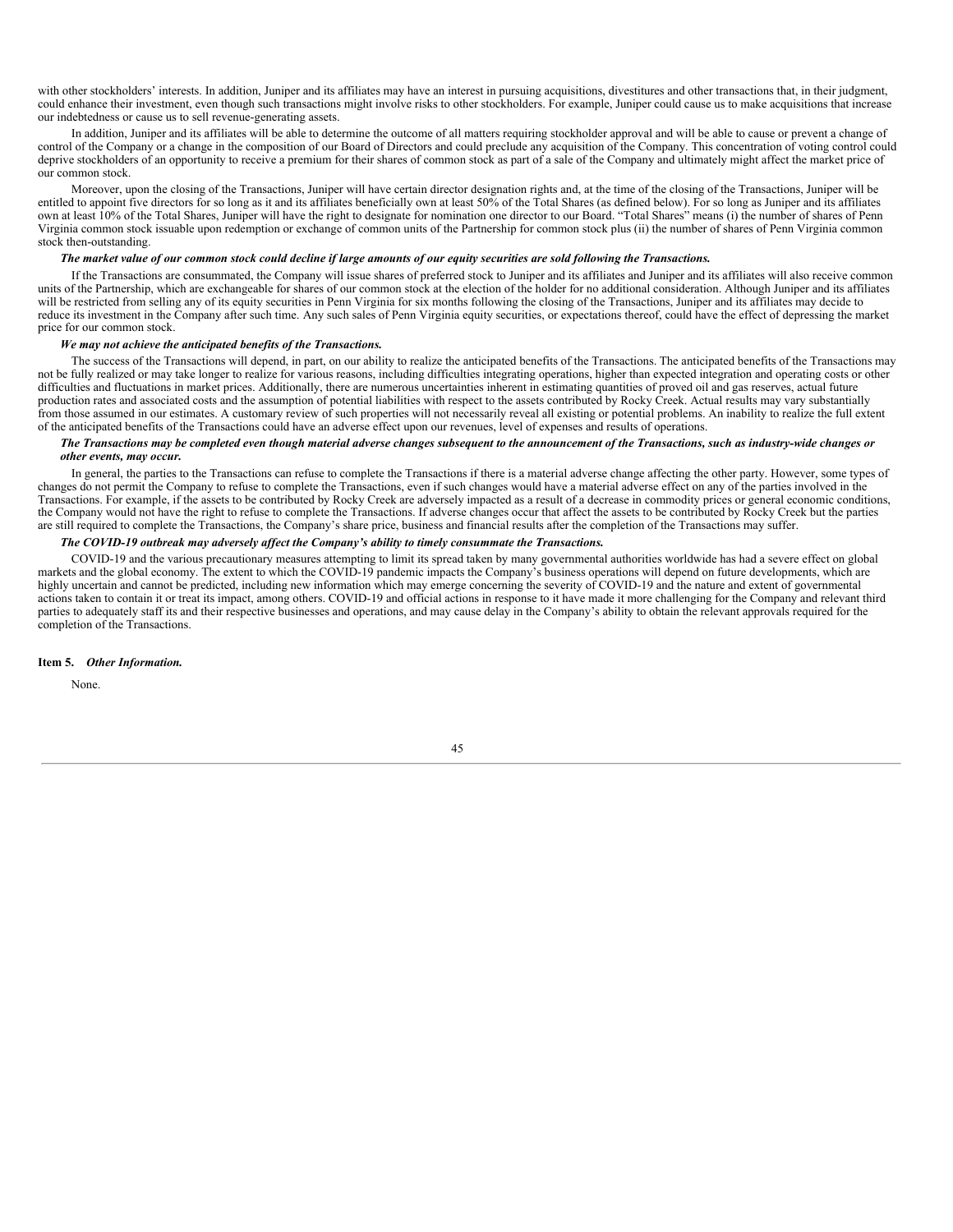with other stockholders' interests. In addition, Juniper and its affiliates may have an interest in pursuing acquisitions, divestitures and other transactions that, in their judgment, could enhance their investment, even though such transactions might involve risks to other stockholders. For example, Juniper could cause us to make acquisitions that increase our indebtedness or cause us to sell revenue-generating assets.

In addition, Juniper and its affiliates will be able to determine the outcome of all matters requiring stockholder approval and will be able to cause or prevent a change of control of the Company or a change in the composition of our Board of Directors and could preclude any acquisition of the Company. This concentration of voting control could deprive stockholders of an opportunity to receive a premium for their shares of common stock as part of a sale of the Company and ultimately might affect the market price of our common stock.

Moreover, upon the closing of the Transactions, Juniper will have certain director designation rights and, at the time of the closing of the Transactions, Juniper will be entitled to appoint five directors for so long as it and its affiliates beneficially own at least 50% of the Total Shares (as defined below). For so long as Juniper and its affiliates own at least 10% of the Total Shares, Juniper will have the right to designate for nomination one director to our Board. "Total Shares" means (i) the number of shares of Penn Virginia common stock issuable upon redemption or exchange of common units of the Partnership for common stock plus (ii) the number of shares of Penn Virginia common stock then-outstanding.

***The market value of our common stock could decline if large amounts of our equity securities are sold following the Transactions.***

If the Transactions are consummated, the Company will issue shares of preferred stock to Juniper and its affiliates and Juniper and its affiliates will also receive common units of the Partnership, which are exchangeable for shares of our common stock at the election of the holder for no additional consideration. Although Juniper and its affiliates will be restricted from selling any of its equity securities in Penn Virginia for six months following the closing of the Transactions, Juniper and its affiliates may decide to reduce its investment in the Company after such time. Any such sales of Penn Virginia equity securities, or expectations thereof, could have the effect of depressing the market price for our common stock.

***We may not achieve the anticipated benefits of the Transactions.***

The success of the Transactions will depend, in part, on our ability to realize the anticipated benefits of the Transactions. The anticipated benefits of the Transactions may not be fully realized or may take longer to realize for various reasons, including difficulties integrating operations, higher than expected integration and operating costs or other difficulties and fluctuations in market prices. Additionally, there are numerous uncertainties inherent in estimating quantities of proved oil and gas reserves, actual future production rates and associated costs and the assumption of potential liabilities with respect to the assets contributed by Rocky Creek. Actual results may vary substantially from those assumed in our estimates. A customary review of such properties will not necessarily reveal all existing or potential problems. An inability to realize the full extent of the anticipated benefits of the Transactions could have an adverse effect upon our revenues, level of expenses and results of operations.

***The Transactions may be completed even though material adverse changes subsequent to the announcement of the Transactions, such as industry-wide changes or other events, may occur.***

In general, the parties to the Transactions can refuse to complete the Transactions if there is a material adverse change affecting the other party. However, some types of changes do not permit the Company to refuse to complete the Transactions, even if such changes would have a material adverse effect on any of the parties involved in the Transactions. For example, if the assets to be contributed by Rocky Creek are adversely impacted as a result of a decrease in commodity prices or general economic conditions, the Company would not have the right to refuse to complete the Transactions. If adverse changes occur that affect the assets to be contributed by Rocky Creek but the parties are still required to complete the Transactions, the Company's share price, business and financial results after the completion of the Transactions may suffer.

***The COVID-19 outbreak may adversely affect the Company's ability to timely consummate the Transactions.***

COVID-19 and the various precautionary measures attempting to limit its spread taken by many governmental authorities worldwide has had a severe effect on global markets and the global economy. The extent to which the COVID-19 pandemic impacts the Company's business operations will depend on future developments, which are highly uncertain and cannot be predicted, including new information which may emerge concerning the severity of COVID-19 and the nature and extent of governmental actions taken to contain it or treat its impact, among others. COVID-19 and official actions in response to it have made it more challenging for the Company and relevant third parties to adequately staff its and their respective businesses and operations, and may cause delay in the Company's ability to obtain the relevant approvals required for the completion of the Transactions.

**Item 5.** ***Other Information.***

None.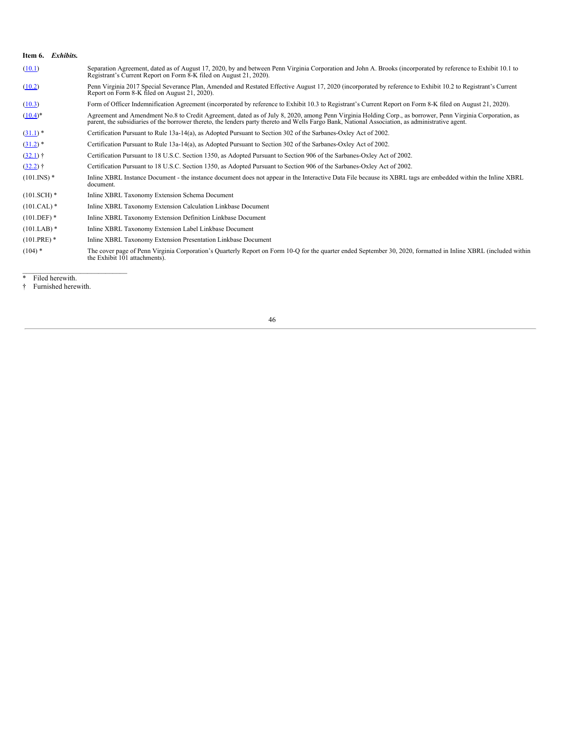**Item 6.** ***Exhibits.***

| | |
|---|---|
| (10.1) | Separation Agreement, dated as of August 17, 2020, by and between Penn Virginia Corporation and John A. Brooks (incorporated by reference to Exhibit 10.1 to Registrant's Current Report on Form 8-K filed on August 21, 2020). |
| (10.2) | Penn Virginia 2017 Special Severance Plan, Amended and Restated Effective August 17, 2020 (incorporated by reference to Exhibit 10.2 to Registrant's Current Report on Form 8-K filed on August 21, 2020). |
| (10.3) | Form of Officer Indemnification Agreement (incorporated by reference to Exhibit 10.3 to Registrant's Current Report on Form 8-K filed on August 21, 2020). |
| (10.4)* | Agreement and Amendment No.8 to Credit Agreement, dated as of July 8, 2020, among Penn Virginia Holding Corp., as borrower, Penn Virginia Corporation, as parent, the subsidiaries of the borrower thereto, the lenders party thereto and Wells Fargo Bank, National Association, as administrative agent. |
| (31.1) * | Certification Pursuant to Rule 13a-14(a), as Adopted Pursuant to Section 302 of the Sarbanes-Oxley Act of 2002. |
| (31.2) * | Certification Pursuant to Rule 13a-14(a), as Adopted Pursuant to Section 302 of the Sarbanes-Oxley Act of 2002. |
| (32.1) † | Certification Pursuant to 18 U.S.C. Section 1350, as Adopted Pursuant to Section 906 of the Sarbanes-Oxley Act of 2002. |
| (32.2) † | Certification Pursuant to 18 U.S.C. Section 1350, as Adopted Pursuant to Section 906 of the Sarbanes-Oxley Act of 2002. |
| (101.INS) * | Inline XBRL Instance Document - the instance document does not appear in the Interactive Data File because its XBRL tags are embedded within the Inline XBRL document. |
| (101.SCH) * | Inline XBRL Taxonomy Extension Schema Document |
| (101.CAL) * | Inline XBRL Taxonomy Extension Calculation Linkbase Document |
| (101.DEF) * | Inline XBRL Taxonomy Extension Definition Linkbase Document |
| (101.LAB) * | Inline XBRL Taxonomy Extension Label Linkbase Document |
| (101.PRE) * | Inline XBRL Taxonomy Extension Presentation Linkbase Document |
| (104) * | The cover page of Penn Virginia Corporation's Quarterly Report on Form 10-Q for the quarter ended September 30, 2020, formatted in Inline XBRL (included within the Exhibit 101 attachments). |

\* Filed herewith.

† Furnished herewith.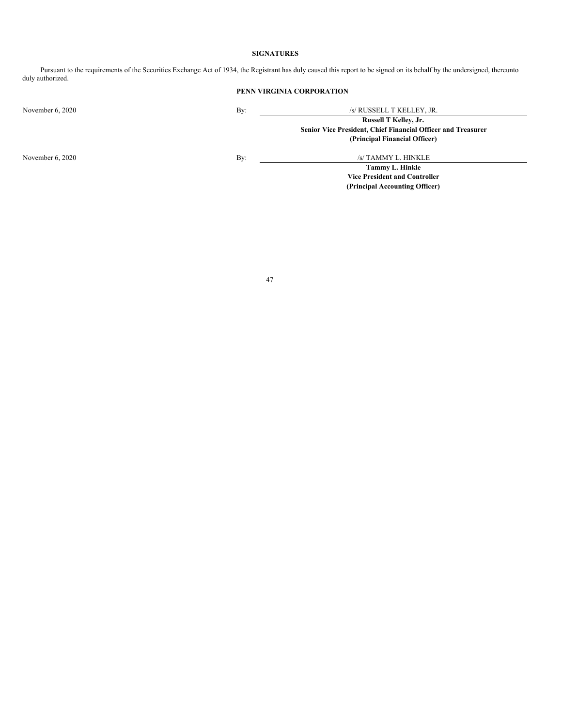## SIGNATURES

Pursuant to the requirements of the Securities Exchange Act of 1934, the Registrant has duly caused this report to be signed on its behalf by the undersigned, thereunto duly authorized.

**PENN VIRGINIA CORPORATION**

| | | |
|---|---|---|
| November 6, 2020 | By: | /s/ RUSSELL T KELLEY, JR. |
| | | **Russell T Kelley, Jr.** |
| | | **Senior Vice President, Chief Financial Officer and Treasurer** |
| | | **(Principal Financial Officer)** |
| November 6, 2020 | By: | /s/ TAMMY L. HINKLE |
| | | **Tammy L. Hinkle** |
| | | **Vice President and Controller** |
| | | **(Principal Accounting Officer)** |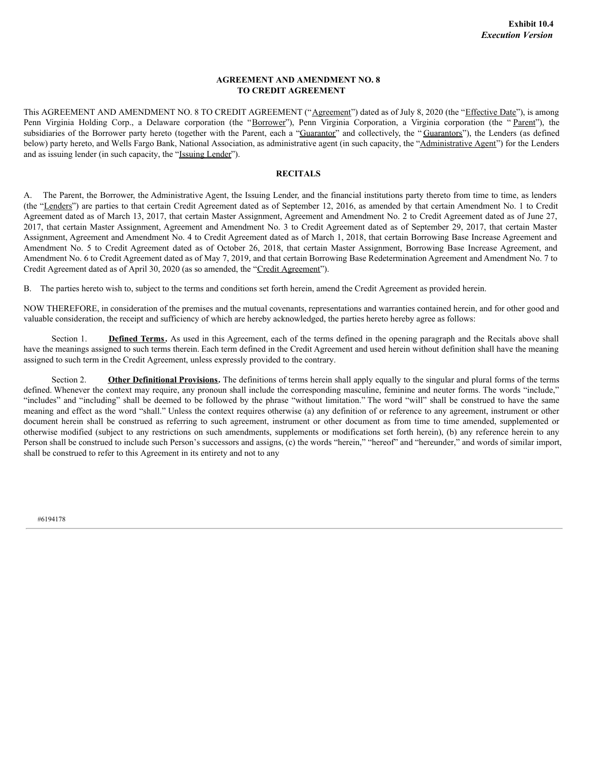**Exhibit 10.4**
***Execution Version***

**AGREEMENT AND AMENDMENT NO. 8**
**TO CREDIT AGREEMENT**

This AGREEMENT AND AMENDMENT NO. 8 TO CREDIT AGREEMENT ("Agreement") dated as of July 8, 2020 (the "Effective Date"), is among Penn Virginia Holding Corp., a Delaware corporation (the "Borrower"), Penn Virginia Corporation, a Virginia corporation (the "Parent"), the subsidiaries of the Borrower party hereto (together with the Parent, each a "Guarantor" and collectively, the "Guarantors"), the Lenders (as defined below) party hereto, and Wells Fargo Bank, National Association, as administrative agent (in such capacity, the "Administrative Agent") for the Lenders and as issuing lender (in such capacity, the "Issuing Lender").

**RECITALS**

A. The Parent, the Borrower, the Administrative Agent, the Issuing Lender, and the financial institutions party thereto from time to time, as lenders (the "Lenders") are parties to that certain Credit Agreement dated as of September 12, 2016, as amended by that certain Amendment No. 1 to Credit Agreement dated as of March 13, 2017, that certain Master Assignment, Agreement and Amendment No. 2 to Credit Agreement dated as of June 27, 2017, that certain Master Assignment, Agreement and Amendment No. 3 to Credit Agreement dated as of September 29, 2017, that certain Master Assignment, Agreement and Amendment No. 4 to Credit Agreement dated as of March 1, 2018, that certain Borrowing Base Increase Agreement and Amendment No. 5 to Credit Agreement dated as of October 26, 2018, that certain Master Assignment, Borrowing Base Increase Agreement, and Amendment No. 6 to Credit Agreement dated as of May 7, 2019, and that certain Borrowing Base Redetermination Agreement and Amendment No. 7 to Credit Agreement dated as of April 30, 2020 (as so amended, the "Credit Agreement").

B. The parties hereto wish to, subject to the terms and conditions set forth herein, amend the Credit Agreement as provided herein.

NOW THEREFORE, in consideration of the premises and the mutual covenants, representations and warranties contained herein, and for other good and valuable consideration, the receipt and sufficiency of which are hereby acknowledged, the parties hereto hereby agree as follows:

Section 1. **Defined Terms.** As used in this Agreement, each of the terms defined in the opening paragraph and the Recitals above shall have the meanings assigned to such terms therein. Each term defined in the Credit Agreement and used herein without definition shall have the meaning assigned to such term in the Credit Agreement, unless expressly provided to the contrary.

Section 2. **Other Definitional Provisions.** The definitions of terms herein shall apply equally to the singular and plural forms of the terms defined. Whenever the context may require, any pronoun shall include the corresponding masculine, feminine and neuter forms. The words "include," "includes" and "including" shall be deemed to be followed by the phrase "without limitation." The word "will" shall be construed to have the same meaning and effect as the word "shall." Unless the context requires otherwise (a) any definition of or reference to any agreement, instrument or other document herein shall be construed as referring to such agreement, instrument or other document as from time to time amended, supplemented or otherwise modified (subject to any restrictions on such amendments, supplements or modifications set forth herein), (b) any reference herein to any Person shall be construed to include such Person's successors and assigns, (c) the words "herein," "hereof" and "hereunder," and words of similar import, shall be construed to refer to this Agreement in its entirety and not to any

#6194178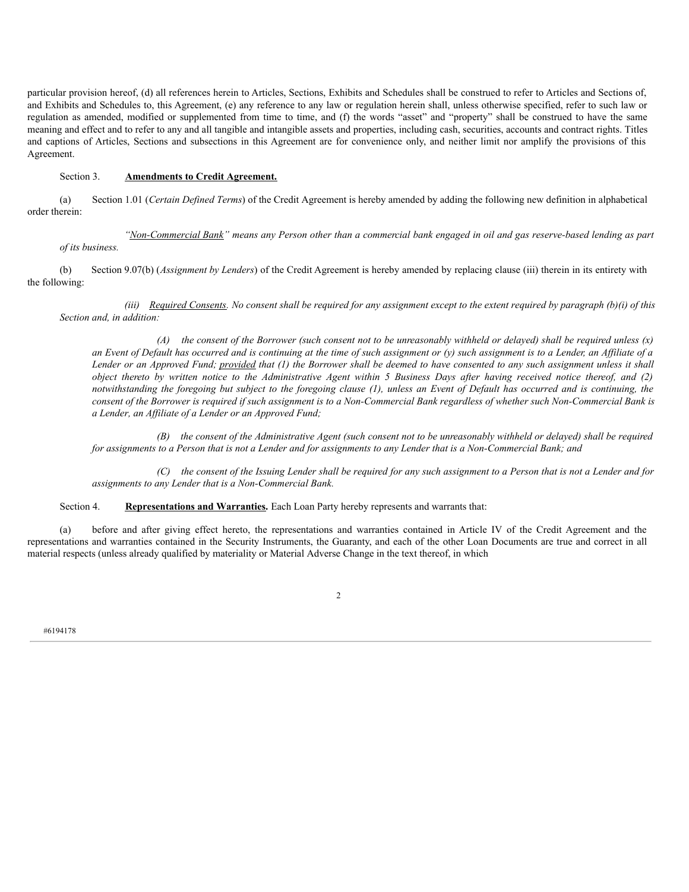particular provision hereof, (d) all references herein to Articles, Sections, Exhibits and Schedules shall be construed to refer to Articles and Sections of, and Exhibits and Schedules to, this Agreement, (e) any reference to any law or regulation herein shall, unless otherwise specified, refer to such law or regulation as amended, modified or supplemented from time to time, and (f) the words "asset" and "property" shall be construed to have the same meaning and effect and to refer to any and all tangible and intangible assets and properties, including cash, securities, accounts and contract rights. Titles and captions of Articles, Sections and subsections in this Agreement are for convenience only, and neither limit nor amplify the provisions of this Agreement.

Section 3. **Amendments to Credit Agreement.**

(a) Section 1.01 (*Certain Defined Terms*) of the Credit Agreement is hereby amended by adding the following new definition in alphabetical order therein:

> *"Non-Commercial Bank" means any Person other than a commercial bank engaged in oil and gas reserve-based lending as part of its business.*

(b) Section 9.07(b) (*Assignment by Lenders*) of the Credit Agreement is hereby amended by replacing clause (iii) therein in its entirety with the following:

> *(iii) Required Consents. No consent shall be required for any assignment except to the extent required by paragraph (b)(i) of this Section and, in addition:*
>
> *(A) the consent of the Borrower (such consent not to be unreasonably withheld or delayed) shall be required unless (x) an Event of Default has occurred and is continuing at the time of such assignment or (y) such assignment is to a Lender, an Affiliate of a Lender or an Approved Fund; provided that (1) the Borrower shall be deemed to have consented to any such assignment unless it shall object thereto by written notice to the Administrative Agent within 5 Business Days after having received notice thereof, and (2) notwithstanding the foregoing but subject to the foregoing clause (1), unless an Event of Default has occurred and is continuing, the consent of the Borrower is required if such assignment is to a Non-Commercial Bank regardless of whether such Non-Commercial Bank is a Lender, an Affiliate of a Lender or an Approved Fund;*
>
> *(B) the consent of the Administrative Agent (such consent not to be unreasonably withheld or delayed) shall be required for assignments to a Person that is not a Lender and for assignments to any Lender that is a Non-Commercial Bank; and*
>
> *(C) the consent of the Issuing Lender shall be required for any such assignment to a Person that is not a Lender and for assignments to any Lender that is a Non-Commercial Bank.*

Section 4. **Representations and Warranties.** Each Loan Party hereby represents and warrants that:

(a) before and after giving effect hereto, the representations and warranties contained in Article IV of the Credit Agreement and the representations and warranties contained in the Security Instruments, the Guaranty, and each of the other Loan Documents are true and correct in all material respects (unless already qualified by materiality or Material Adverse Change in the text thereof, in which

#6194178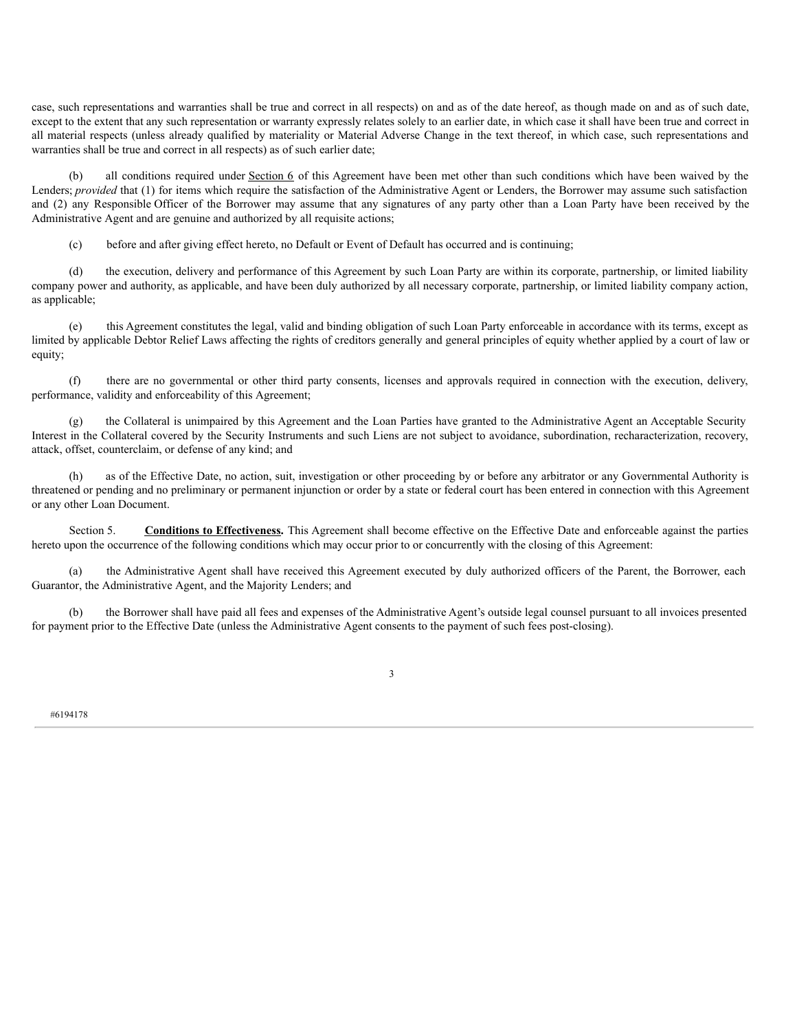case, such representations and warranties shall be true and correct in all respects) on and as of the date hereof, as though made on and as of such date, except to the extent that any such representation or warranty expressly relates solely to an earlier date, in which case it shall have been true and correct in all material respects (unless already qualified by materiality or Material Adverse Change in the text thereof, in which case, such representations and warranties shall be true and correct in all respects) as of such earlier date;

(b) all conditions required under Section 6 of this Agreement have been met other than such conditions which have been waived by the Lenders; *provided* that (1) for items which require the satisfaction of the Administrative Agent or Lenders, the Borrower may assume such satisfaction and (2) any Responsible Officer of the Borrower may assume that any signatures of any party other than a Loan Party have been received by the Administrative Agent and are genuine and authorized by all requisite actions;

(c) before and after giving effect hereto, no Default or Event of Default has occurred and is continuing;

(d) the execution, delivery and performance of this Agreement by such Loan Party are within its corporate, partnership, or limited liability company power and authority, as applicable, and have been duly authorized by all necessary corporate, partnership, or limited liability company action, as applicable;

(e) this Agreement constitutes the legal, valid and binding obligation of such Loan Party enforceable in accordance with its terms, except as limited by applicable Debtor Relief Laws affecting the rights of creditors generally and general principles of equity whether applied by a court of law or equity;

(f) there are no governmental or other third party consents, licenses and approvals required in connection with the execution, delivery, performance, validity and enforceability of this Agreement;

(g) the Collateral is unimpaired by this Agreement and the Loan Parties have granted to the Administrative Agent an Acceptable Security Interest in the Collateral covered by the Security Instruments and such Liens are not subject to avoidance, subordination, recharacterization, recovery, attack, offset, counterclaim, or defense of any kind; and

(h) as of the Effective Date, no action, suit, investigation or other proceeding by or before any arbitrator or any Governmental Authority is threatened or pending and no preliminary or permanent injunction or order by a state or federal court has been entered in connection with this Agreement or any other Loan Document.

Section 5. **Conditions to Effectiveness.** This Agreement shall become effective on the Effective Date and enforceable against the parties hereto upon the occurrence of the following conditions which may occur prior to or concurrently with the closing of this Agreement:

(a) the Administrative Agent shall have received this Agreement executed by duly authorized officers of the Parent, the Borrower, each Guarantor, the Administrative Agent, and the Majority Lenders; and

(b) the Borrower shall have paid all fees and expenses of the Administrative Agent's outside legal counsel pursuant to all invoices presented for payment prior to the Effective Date (unless the Administrative Agent consents to the payment of such fees post-closing).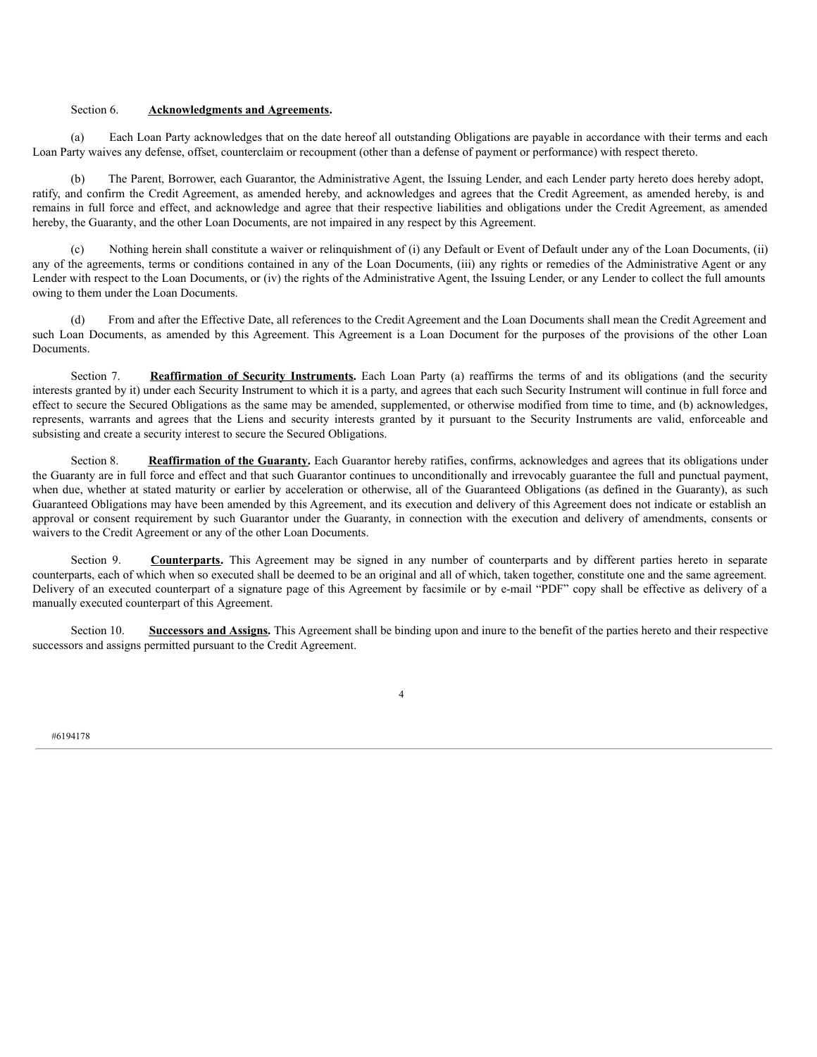Section 6. **Acknowledgments and Agreements.**

(a) Each Loan Party acknowledges that on the date hereof all outstanding Obligations are payable in accordance with their terms and each Loan Party waives any defense, offset, counterclaim or recoupment (other than a defense of payment or performance) with respect thereto.

(b) The Parent, Borrower, each Guarantor, the Administrative Agent, the Issuing Lender, and each Lender party hereto does hereby adopt, ratify, and confirm the Credit Agreement, as amended hereby, and acknowledges and agrees that the Credit Agreement, as amended hereby, is and remains in full force and effect, and acknowledge and agree that their respective liabilities and obligations under the Credit Agreement, as amended hereby, the Guaranty, and the other Loan Documents, are not impaired in any respect by this Agreement.

(c) Nothing herein shall constitute a waiver or relinquishment of (i) any Default or Event of Default under any of the Loan Documents, (ii) any of the agreements, terms or conditions contained in any of the Loan Documents, (iii) any rights or remedies of the Administrative Agent or any Lender with respect to the Loan Documents, or (iv) the rights of the Administrative Agent, the Issuing Lender, or any Lender to collect the full amounts owing to them under the Loan Documents.

(d) From and after the Effective Date, all references to the Credit Agreement and the Loan Documents shall mean the Credit Agreement and such Loan Documents, as amended by this Agreement. This Agreement is a Loan Document for the purposes of the provisions of the other Loan Documents.

Section 7. **Reaffirmation of Security Instruments.** Each Loan Party (a) reaffirms the terms of and its obligations (and the security interests granted by it) under each Security Instrument to which it is a party, and agrees that each such Security Instrument will continue in full force and effect to secure the Secured Obligations as the same may be amended, supplemented, or otherwise modified from time to time, and (b) acknowledges, represents, warrants and agrees that the Liens and security interests granted by it pursuant to the Security Instruments are valid, enforceable and subsisting and create a security interest to secure the Secured Obligations.

Section 8. **Reaffirmation of the Guaranty.** Each Guarantor hereby ratifies, confirms, acknowledges and agrees that its obligations under the Guaranty are in full force and effect and that such Guarantor continues to unconditionally and irrevocably guarantee the full and punctual payment, when due, whether at stated maturity or earlier by acceleration or otherwise, all of the Guaranteed Obligations (as defined in the Guaranty), as such Guaranteed Obligations may have been amended by this Agreement, and its execution and delivery of this Agreement does not indicate or establish an approval or consent requirement by such Guarantor under the Guaranty, in connection with the execution and delivery of amendments, consents or waivers to the Credit Agreement or any of the other Loan Documents.

Section 9. **Counterparts.** This Agreement may be signed in any number of counterparts and by different parties hereto in separate counterparts, each of which when so executed shall be deemed to be an original and all of which, taken together, constitute one and the same agreement. Delivery of an executed counterpart of a signature page of this Agreement by facsimile or by e-mail "PDF" copy shall be effective as delivery of a manually executed counterpart of this Agreement.

Section 10. **Successors and Assigns.** This Agreement shall be binding upon and inure to the benefit of the parties hereto and their respective successors and assigns permitted pursuant to the Credit Agreement.

#6194178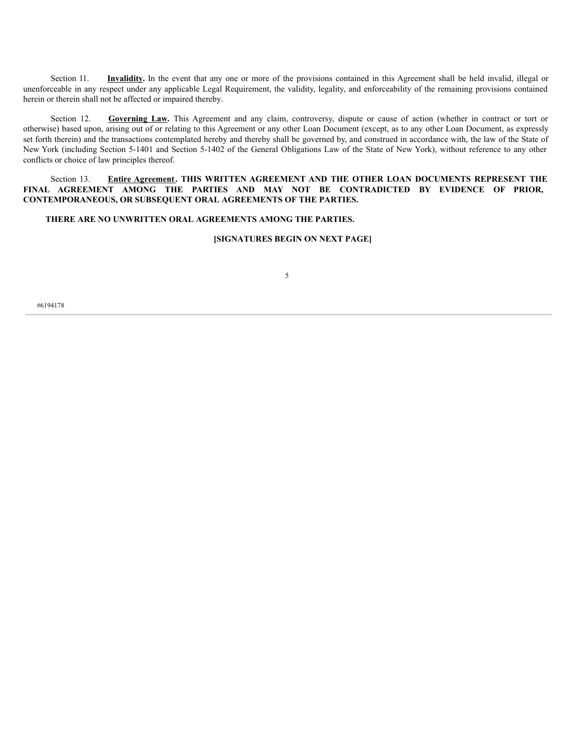Section 11. **Invalidity.** In the event that any one or more of the provisions contained in this Agreement shall be held invalid, illegal or unenforceable in any respect under any applicable Legal Requirement, the validity, legality, and enforceability of the remaining provisions contained herein or therein shall not be affected or impaired thereby.

Section 12. **Governing Law.** This Agreement and any claim, controversy, dispute or cause of action (whether in contract or tort or otherwise) based upon, arising out of or relating to this Agreement or any other Loan Document (except, as to any other Loan Document, as expressly set forth therein) and the transactions contemplated hereby and thereby shall be governed by, and construed in accordance with, the law of the State of New York (including Section 5-1401 and Section 5-1402 of the General Obligations Law of the State of New York), without reference to any other conflicts or choice of law principles thereof.

Section 13. **Entire Agreement. THIS WRITTEN AGREEMENT AND THE OTHER LOAN DOCUMENTS REPRESENT THE FINAL AGREEMENT AMONG THE PARTIES AND MAY NOT BE CONTRADICTED BY EVIDENCE OF PRIOR, CONTEMPORANEOUS, OR SUBSEQUENT ORAL AGREEMENTS OF THE PARTIES.**

**THERE ARE NO UNWRITTEN ORAL AGREEMENTS AMONG THE PARTIES.**

**[SIGNATURES BEGIN ON NEXT PAGE]**

#6194178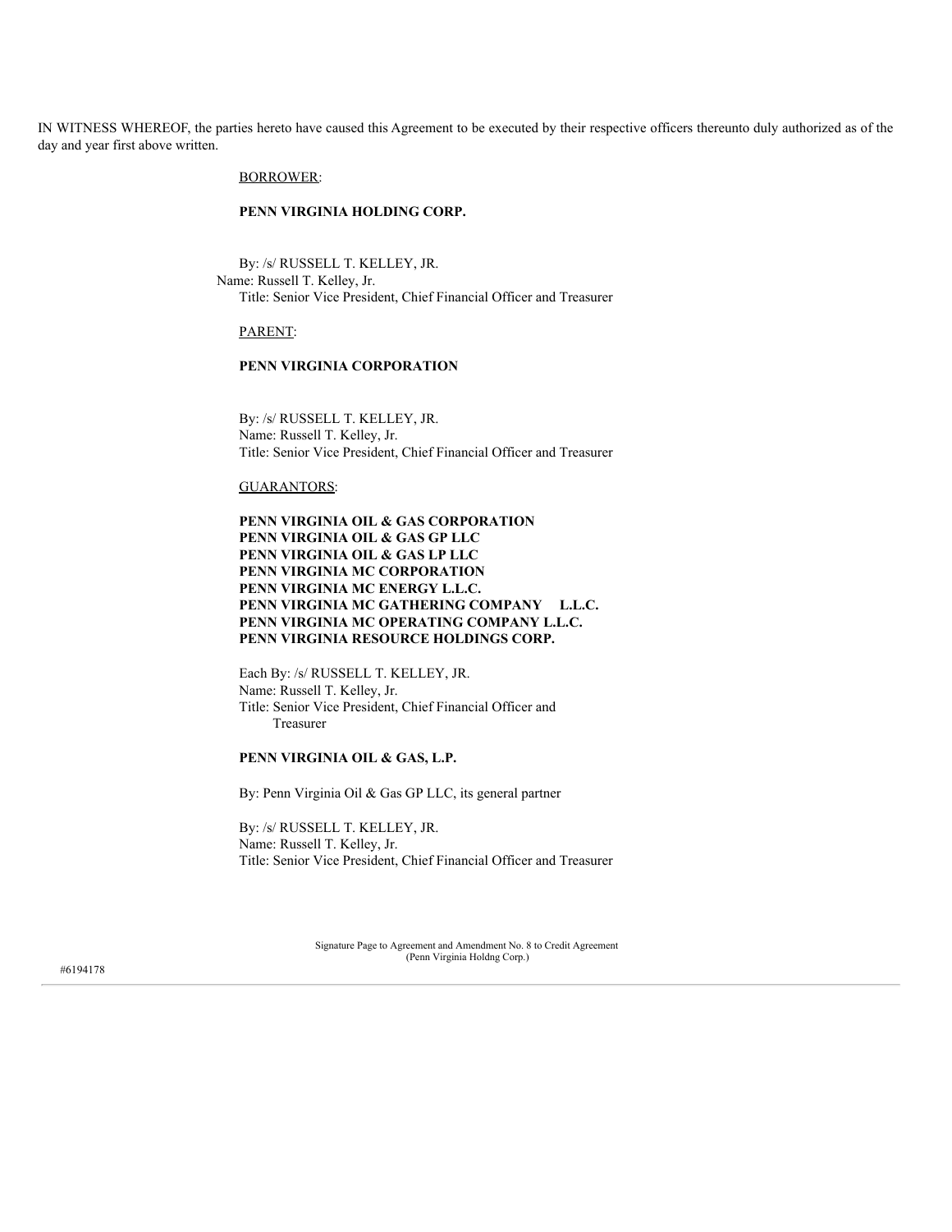IN WITNESS WHEREOF, the parties hereto have caused this Agreement to be executed by their respective officers thereunto duly authorized as of the day and year first above written.

BORROWER:

**PENN VIRGINIA HOLDING CORP.**

By: /s/ RUSSELL T. KELLEY, JR.
Name: Russell T. Kelley, Jr.
Title: Senior Vice President, Chief Financial Officer and Treasurer

PARENT:

**PENN VIRGINIA CORPORATION**

By: /s/ RUSSELL T. KELLEY, JR.
Name: Russell T. Kelley, Jr.
Title: Senior Vice President, Chief Financial Officer and Treasurer

GUARANTORS:

**PENN VIRGINIA OIL & GAS CORPORATION**
**PENN VIRGINIA OIL & GAS GP LLC**
**PENN VIRGINIA OIL & GAS LP LLC**
**PENN VIRGINIA MC CORPORATION**
**PENN VIRGINIA MC ENERGY L.L.C.**
**PENN VIRGINIA MC GATHERING COMPANY L.L.C.**
**PENN VIRGINIA MC OPERATING COMPANY L.L.C.**
**PENN VIRGINIA RESOURCE HOLDINGS CORP.**

Each By: /s/ RUSSELL T. KELLEY, JR.
Name: Russell T. Kelley, Jr.
Title: Senior Vice President, Chief Financial Officer and Treasurer

**PENN VIRGINIA OIL & GAS, L.P.**

By: Penn Virginia Oil & Gas GP LLC, its general partner

By: /s/ RUSSELL T. KELLEY, JR.
Name: Russell T. Kelley, Jr.
Title: Senior Vice President, Chief Financial Officer and Treasurer

Signature Page to Agreement and Amendment No. 8 to Credit Agreement
(Penn Virginia Holdng Corp.)

#6194178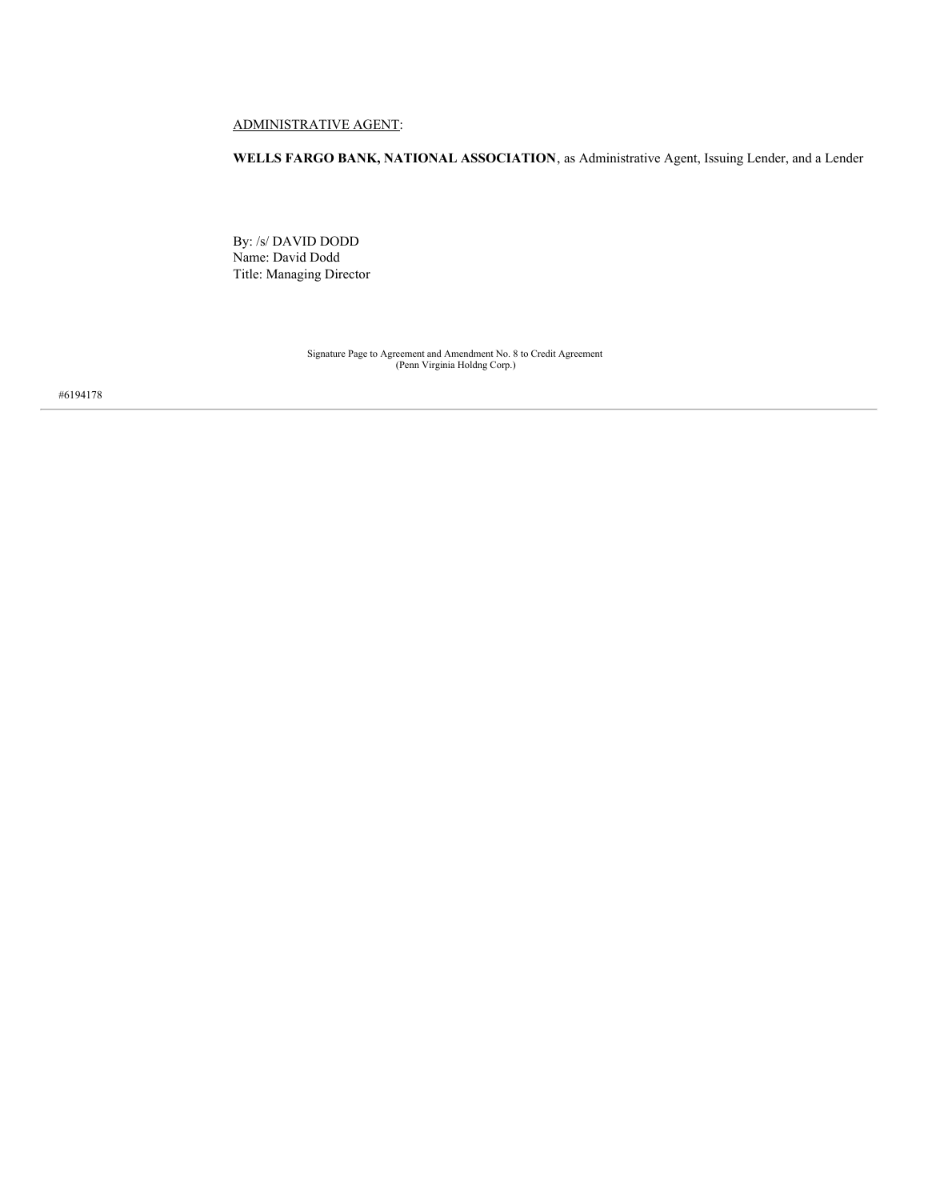ADMINISTRATIVE AGENT:

**WELLS FARGO BANK, NATIONAL ASSOCIATION**, as Administrative Agent, Issuing Lender, and a Lender

By: /s/ DAVID DODD
Name: David Dodd
Title: Managing Director

Signature Page to Agreement and Amendment No. 8 to Credit Agreement
(Penn Virginia Holdng Corp.)

#6194178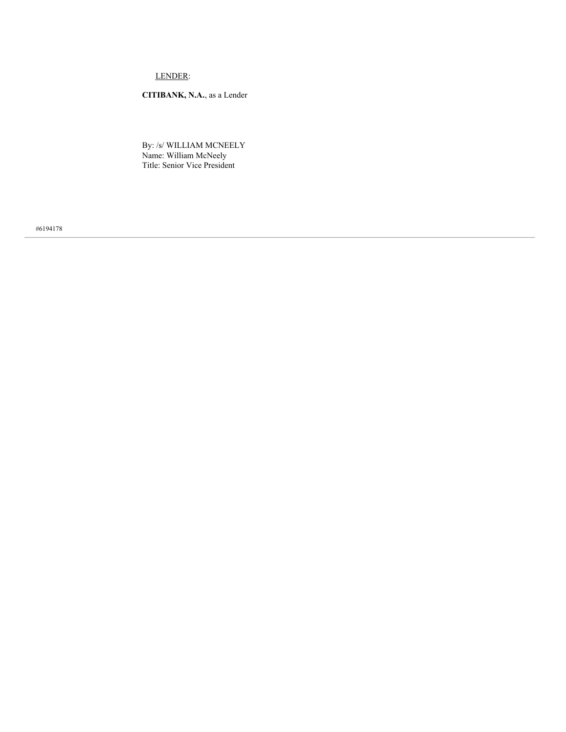LENDER:

**CITIBANK, N.A.**, as a Lender

By: /s/ WILLIAM MCNEELY
Name: William McNeely
Title: Senior Vice President

#6194178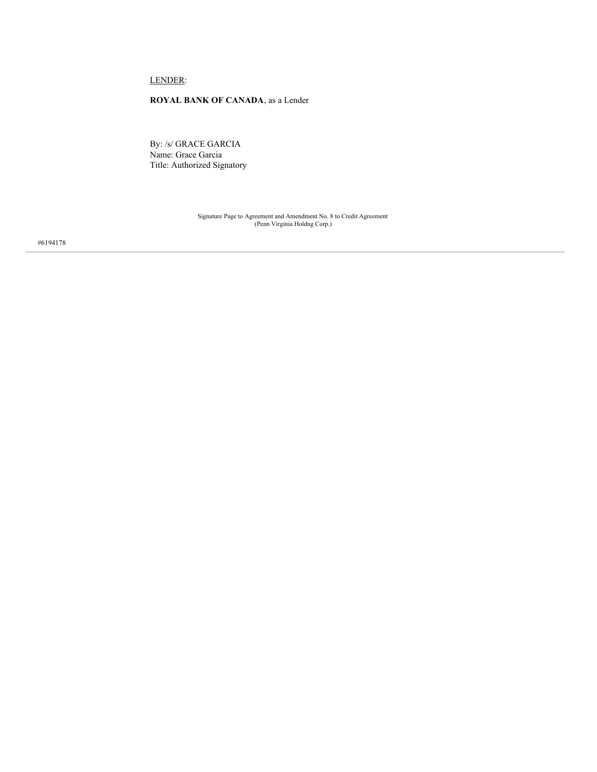LENDER:

**ROYAL BANK OF CANADA**, as a Lender

By: /s/ GRACE GARCIA
Name: Grace Garcia
Title: Authorized Signatory

Signature Page to Agreement and Amendment No. 8 to Credit Agreement
(Penn Virginia Holdng Corp.)

#6194178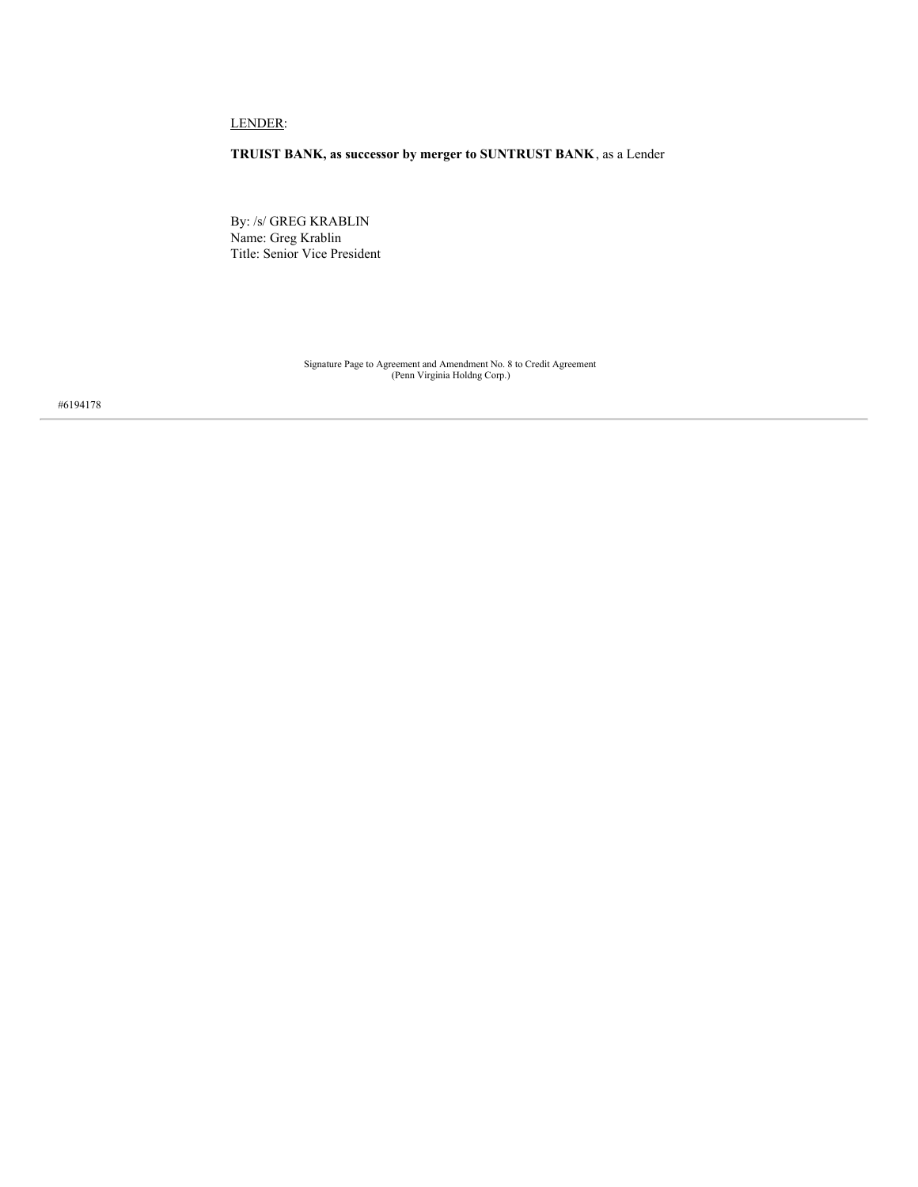LENDER:

**TRUIST BANK, as successor by merger to SUNTRUST BANK**, as a Lender

By: /s/ GREG KRABLIN
Name: Greg Krablin
Title: Senior Vice President

Signature Page to Agreement and Amendment No. 8 to Credit Agreement
(Penn Virginia Holdng Corp.)

#6194178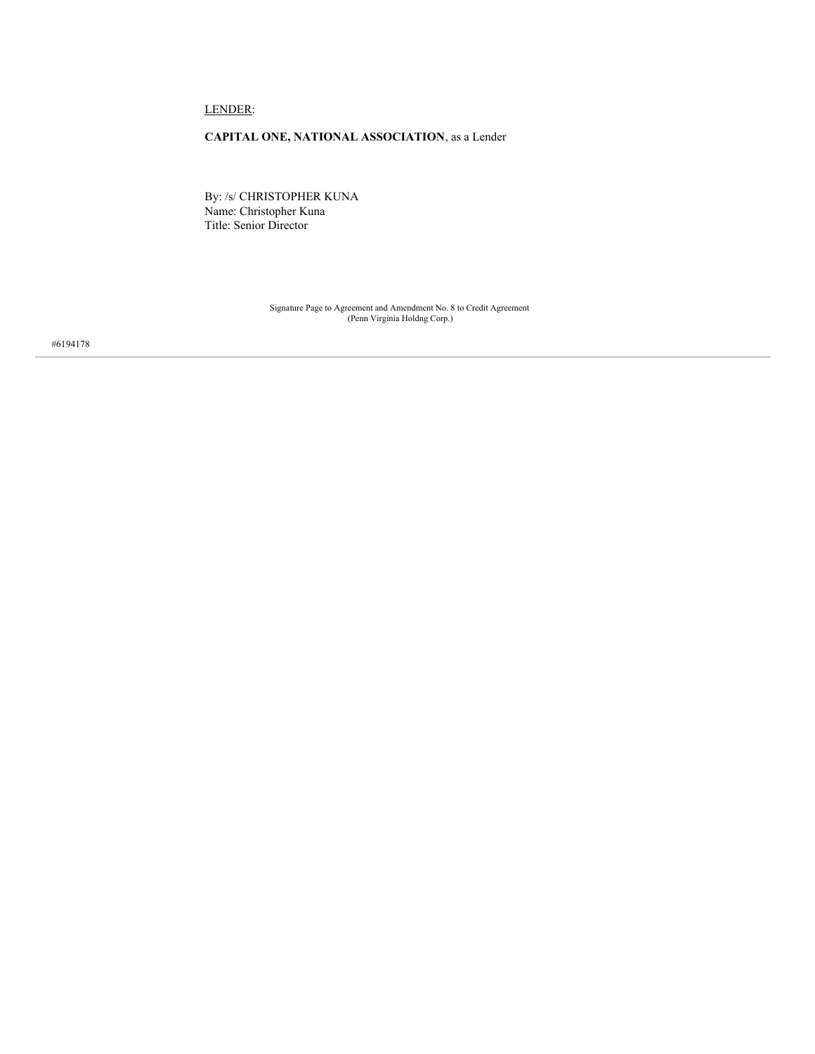LENDER:

**CAPITAL ONE, NATIONAL ASSOCIATION**, as a Lender

By: /s/ CHRISTOPHER KUNA
Name: Christopher Kuna
Title: Senior Director

Signature Page to Agreement and Amendment No. 8 to Credit Agreement
(Penn Virginia Holdng Corp.)

#6194178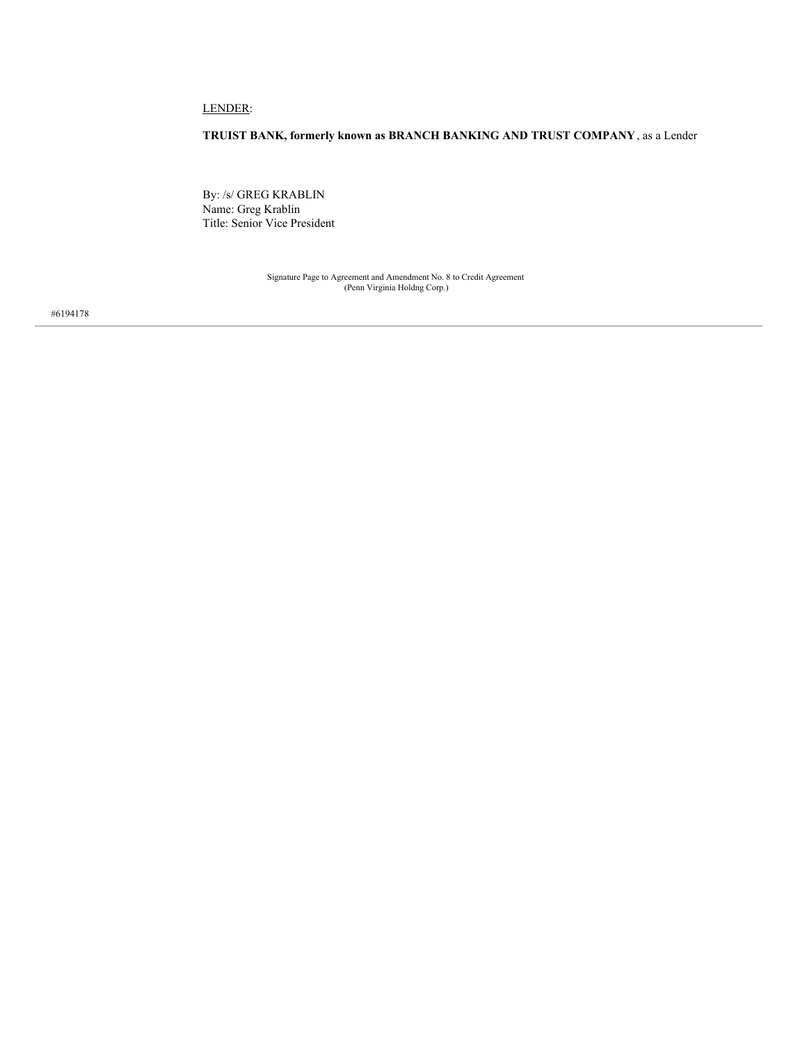LENDER:

**TRUIST BANK, formerly known as BRANCH BANKING AND TRUST COMPANY**, as a Lender

By: /s/ GREG KRABLIN
Name: Greg Krablin
Title: Senior Vice President

Signature Page to Agreement and Amendment No. 8 to Credit Agreement
(Penn Virginia Holdng Corp.)

#6194178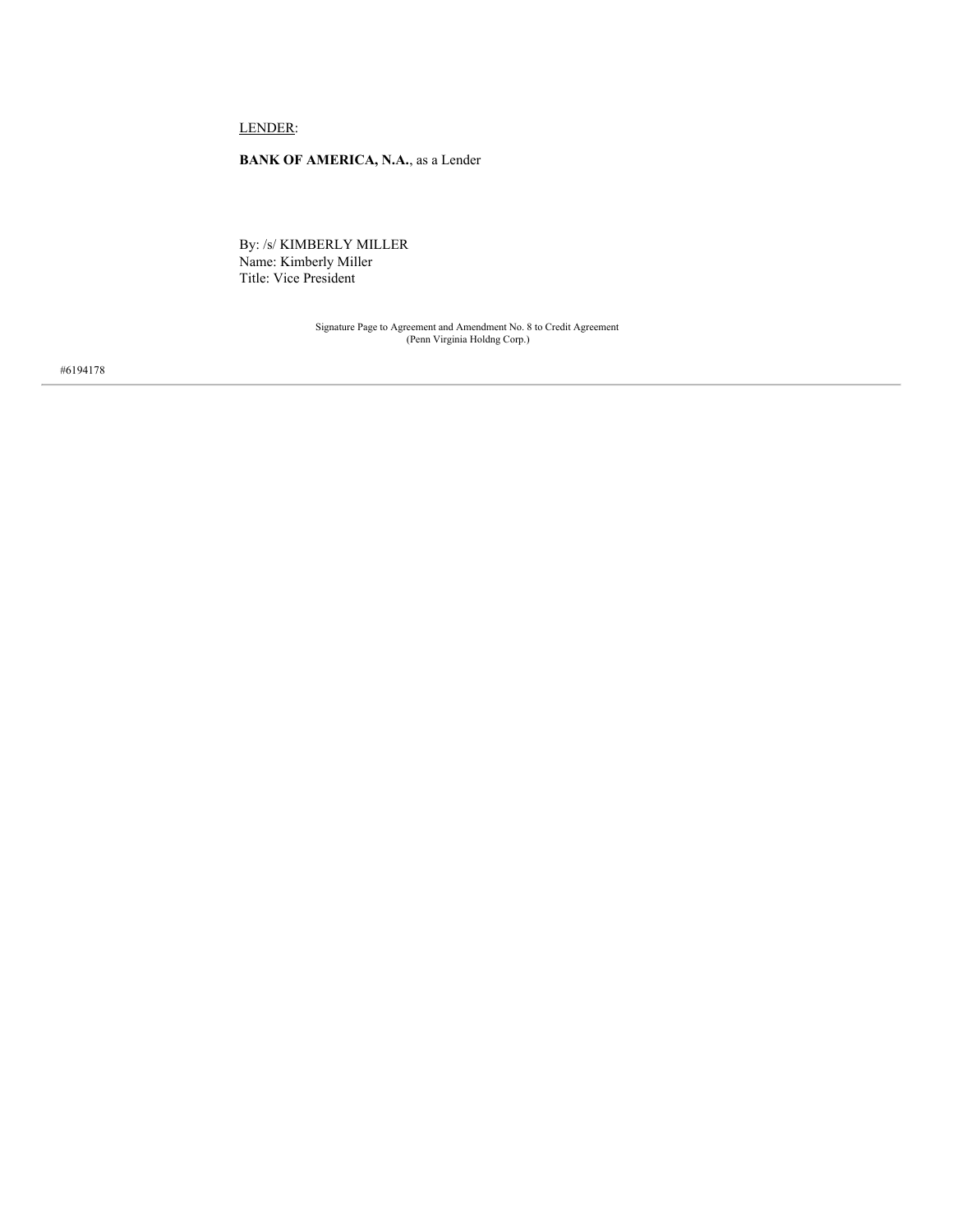LENDER:

**BANK OF AMERICA, N.A.**, as a Lender

By: /s/ KIMBERLY MILLER
Name: Kimberly Miller
Title: Vice President

Signature Page to Agreement and Amendment No. 8 to Credit Agreement
(Penn Virginia Holdng Corp.)

#6194178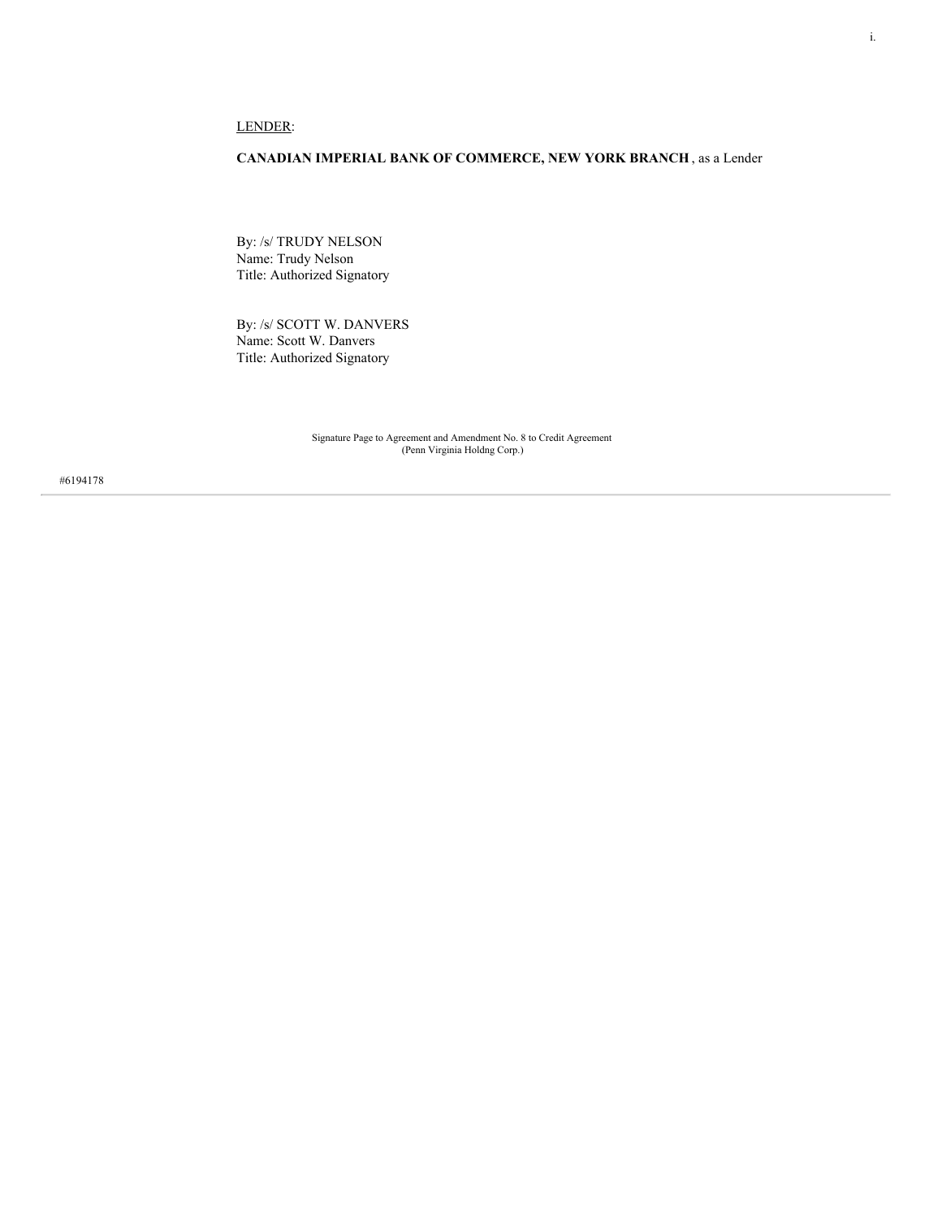LENDER:

**CANADIAN IMPERIAL BANK OF COMMERCE, NEW YORK BRANCH** , as a Lender

By: /s/ TRUDY NELSON
Name: Trudy Nelson
Title: Authorized Signatory

By: /s/ SCOTT W. DANVERS
Name: Scott W. Danvers
Title: Authorized Signatory

Signature Page to Agreement and Amendment No. 8 to Credit Agreement
(Penn Virginia Holdng Corp.)

#6194178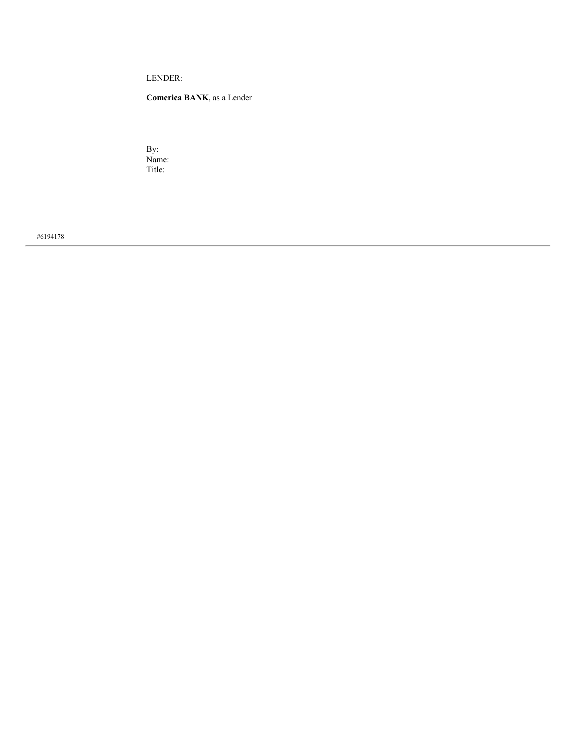LENDER:

**Comerica BANK**, as a Lender

By:\_\_
Name:
Title:

#6194178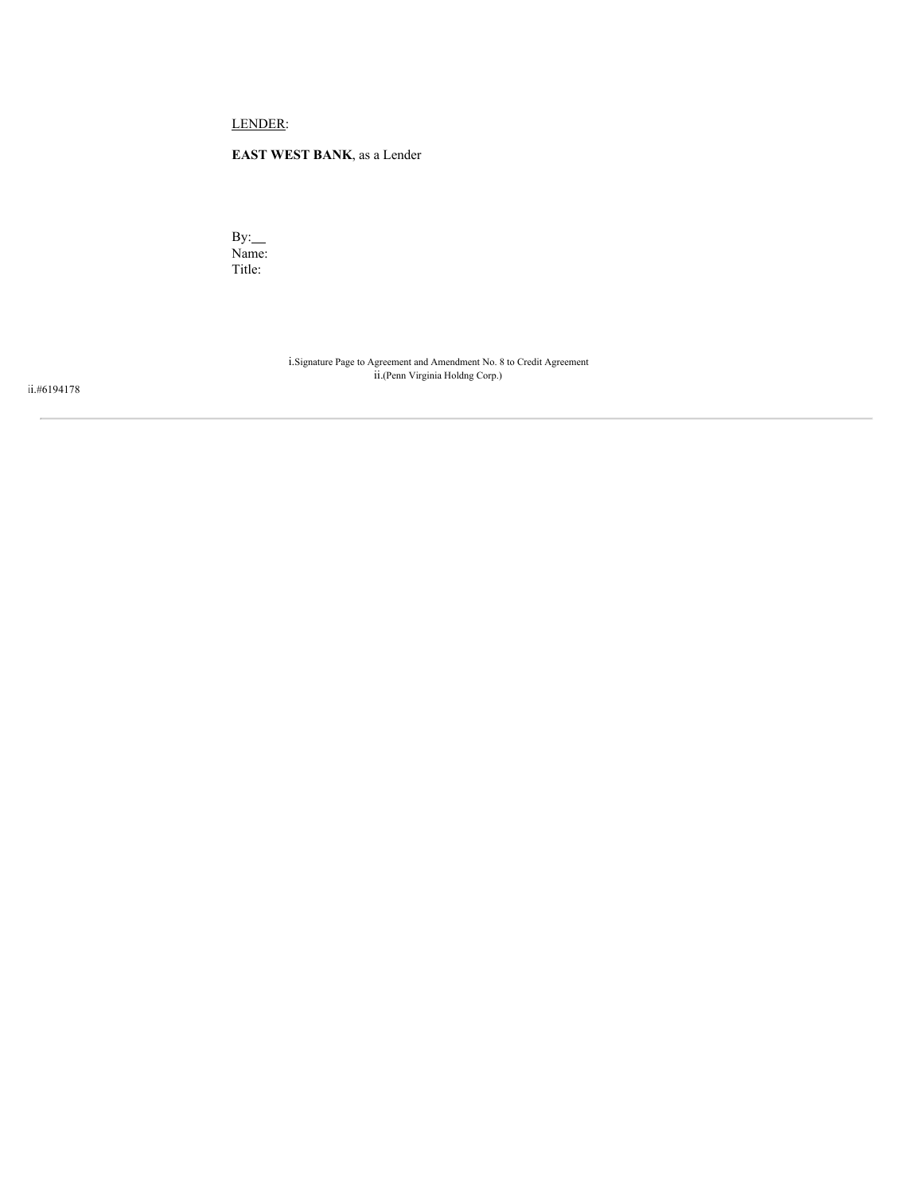<u>LENDER</u>:

**EAST WEST BANK**, as a Lender

By:\_\_
Name:
Title:

i.Signature Page to Agreement and Amendment No. 8 to Credit Agreement
ii.(Penn Virginia Holdng Corp.)

ii.#6194178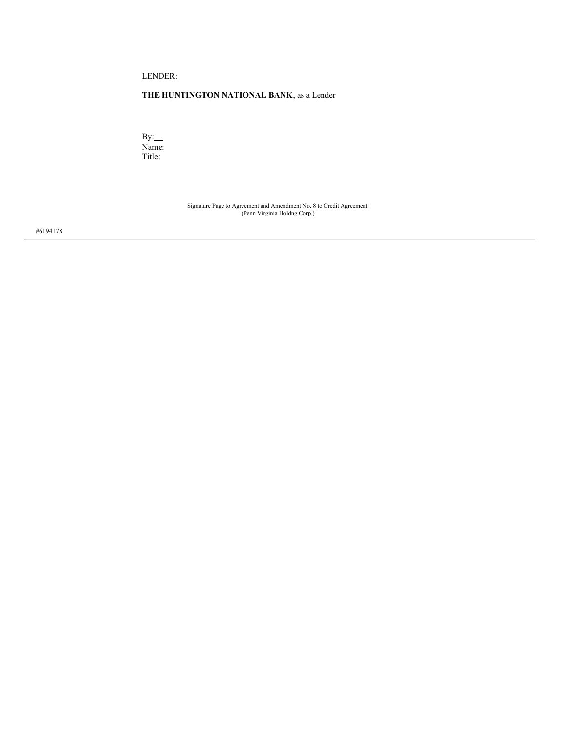LENDER:

**THE HUNTINGTON NATIONAL BANK**, as a Lender

By:\_\_
Name:
Title:

Signature Page to Agreement and Amendment No. 8 to Credit Agreement
(Penn Virginia Holdng Corp.)

#6194178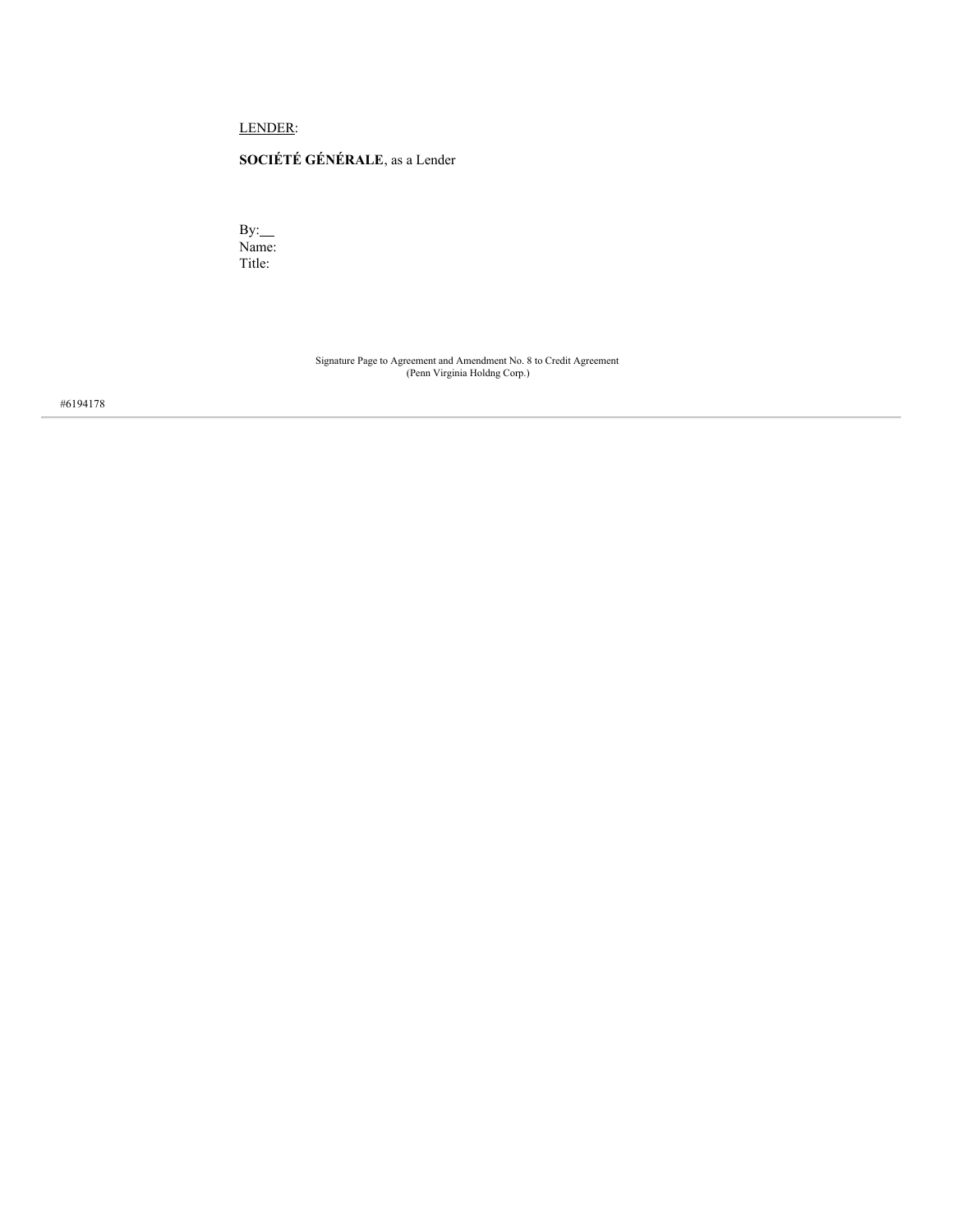LENDER:

**SOCIÉTÉ GÉNÉRALE**, as a Lender

By:\_\_

Name:

Title:

Signature Page to Agreement and Amendment No. 8 to Credit Agreement
(Penn Virginia Holdng Corp.)

#6194178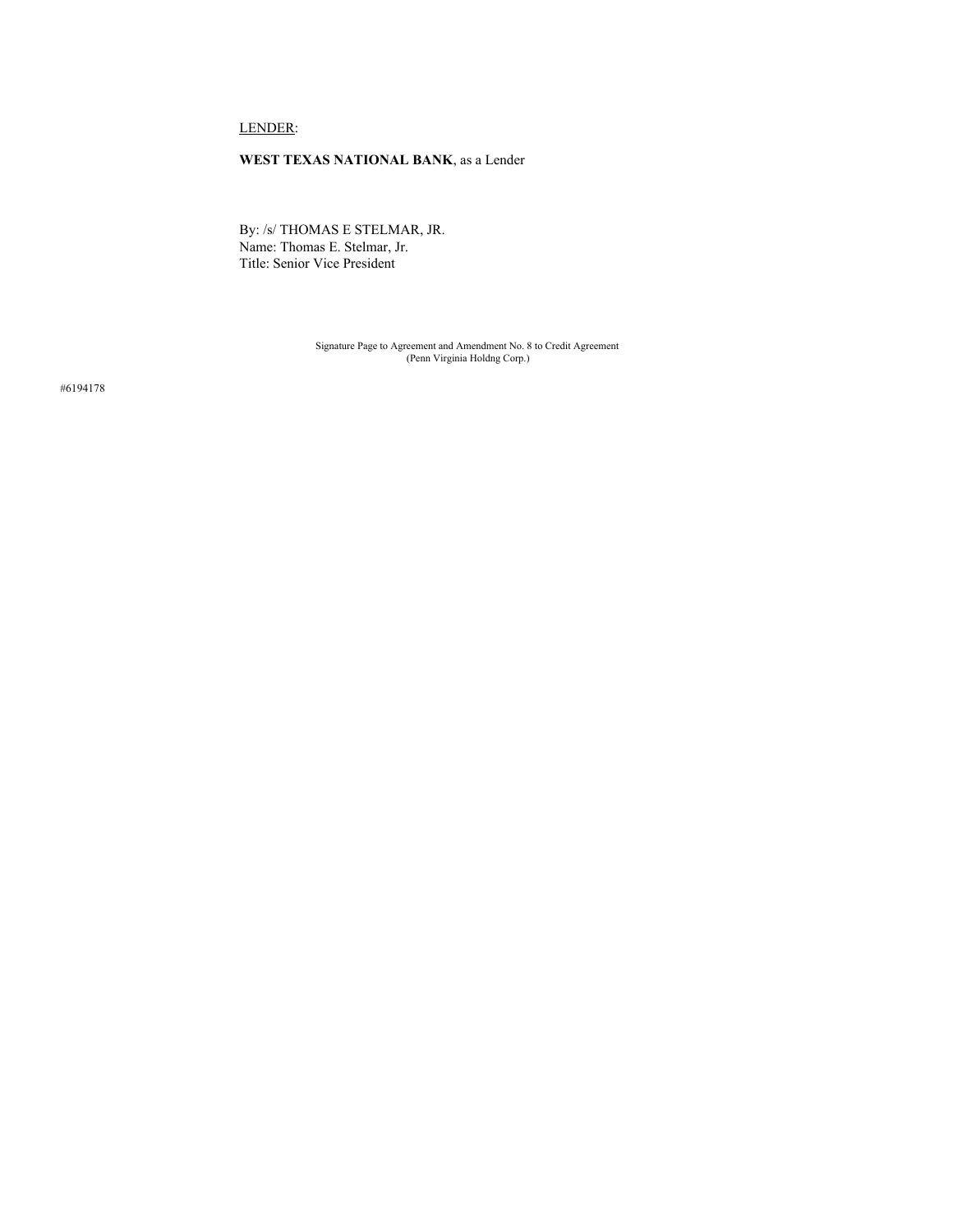LENDER:

**WEST TEXAS NATIONAL BANK**, as a Lender

By: /s/ THOMAS E STELMAR, JR.
Name: Thomas E. Stelmar, Jr.
Title: Senior Vice President

Signature Page to Agreement and Amendment No. 8 to Credit Agreement
(Penn Virginia Holdng Corp.)

#6194178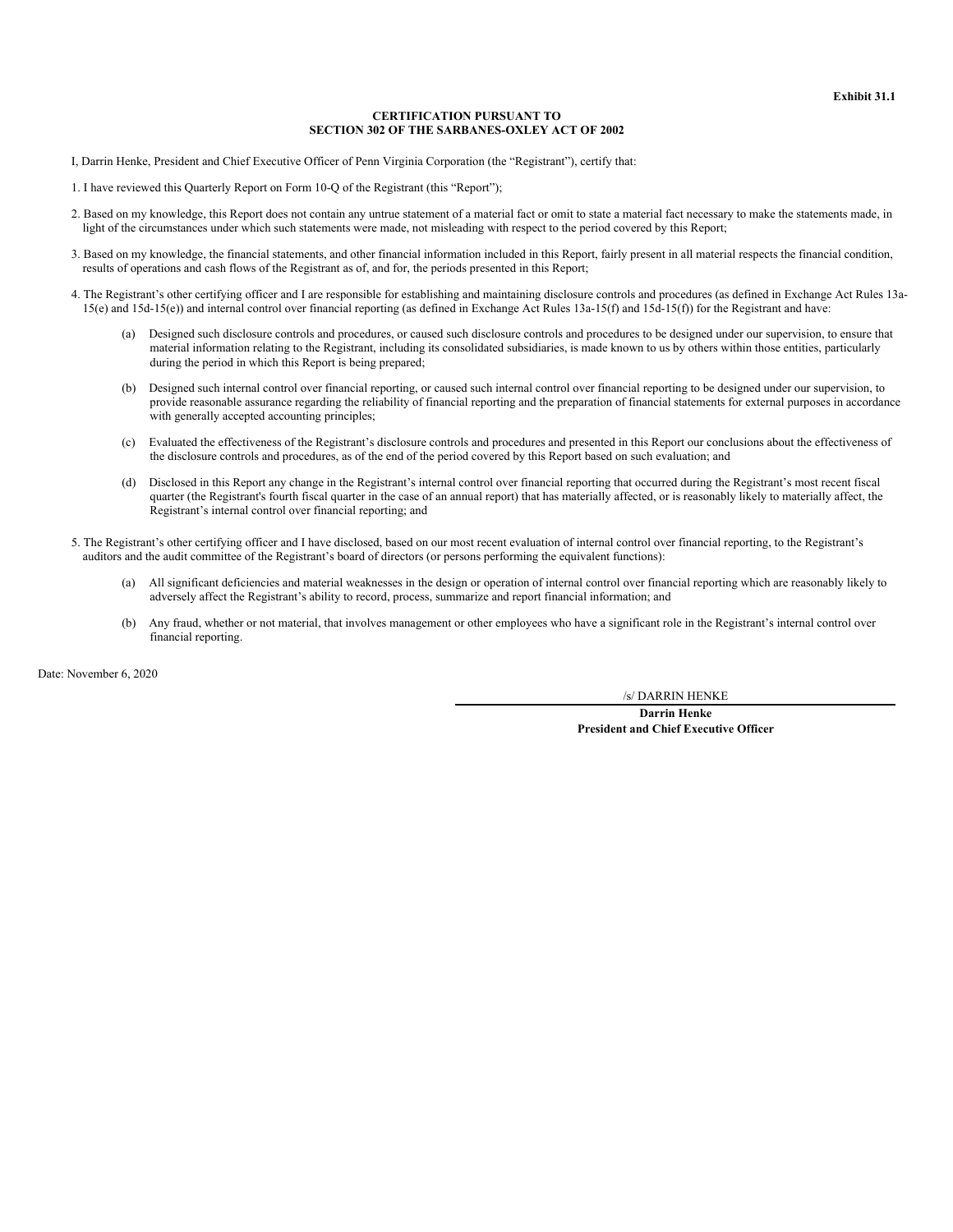**Exhibit 31.1**

**CERTIFICATION PURSUANT TO**
**SECTION 302 OF THE SARBANES-OXLEY ACT OF 2002**

I, Darrin Henke, President and Chief Executive Officer of Penn Virginia Corporation (the "Registrant"), certify that:

1. I have reviewed this Quarterly Report on Form 10-Q of the Registrant (this "Report");

2. Based on my knowledge, this Report does not contain any untrue statement of a material fact or omit to state a material fact necessary to make the statements made, in light of the circumstances under which such statements were made, not misleading with respect to the period covered by this Report;

3. Based on my knowledge, the financial statements, and other financial information included in this Report, fairly present in all material respects the financial condition, results of operations and cash flows of the Registrant as of, and for, the periods presented in this Report;

4. The Registrant's other certifying officer and I are responsible for establishing and maintaining disclosure controls and procedures (as defined in Exchange Act Rules 13a-15(e) and 15d-15(e)) and internal control over financial reporting (as defined in Exchange Act Rules 13a-15(f) and 15d-15(f)) for the Registrant and have:

   (a) Designed such disclosure controls and procedures, or caused such disclosure controls and procedures to be designed under our supervision, to ensure that material information relating to the Registrant, including its consolidated subsidiaries, is made known to us by others within those entities, particularly during the period in which this Report is being prepared;

   (b) Designed such internal control over financial reporting, or caused such internal control over financial reporting to be designed under our supervision, to provide reasonable assurance regarding the reliability of financial reporting and the preparation of financial statements for external purposes in accordance with generally accepted accounting principles;

   (c) Evaluated the effectiveness of the Registrant's disclosure controls and procedures and presented in this Report our conclusions about the effectiveness of the disclosure controls and procedures, as of the end of the period covered by this Report based on such evaluation; and

   (d) Disclosed in this Report any change in the Registrant's internal control over financial reporting that occurred during the Registrant's most recent fiscal quarter (the Registrant's fourth fiscal quarter in the case of an annual report) that has materially affected, or is reasonably likely to materially affect, the Registrant's internal control over financial reporting; and

5. The Registrant's other certifying officer and I have disclosed, based on our most recent evaluation of internal control over financial reporting, to the Registrant's auditors and the audit committee of the Registrant's board of directors (or persons performing the equivalent functions):

   (a) All significant deficiencies and material weaknesses in the design or operation of internal control over financial reporting which are reasonably likely to adversely affect the Registrant's ability to record, process, summarize and report financial information; and

   (b) Any fraud, whether or not material, that involves management or other employees who have a significant role in the Registrant's internal control over financial reporting.

Date: November 6, 2020

/s/ DARRIN HENKE

**Darrin Henke**
**President and Chief Executive Officer**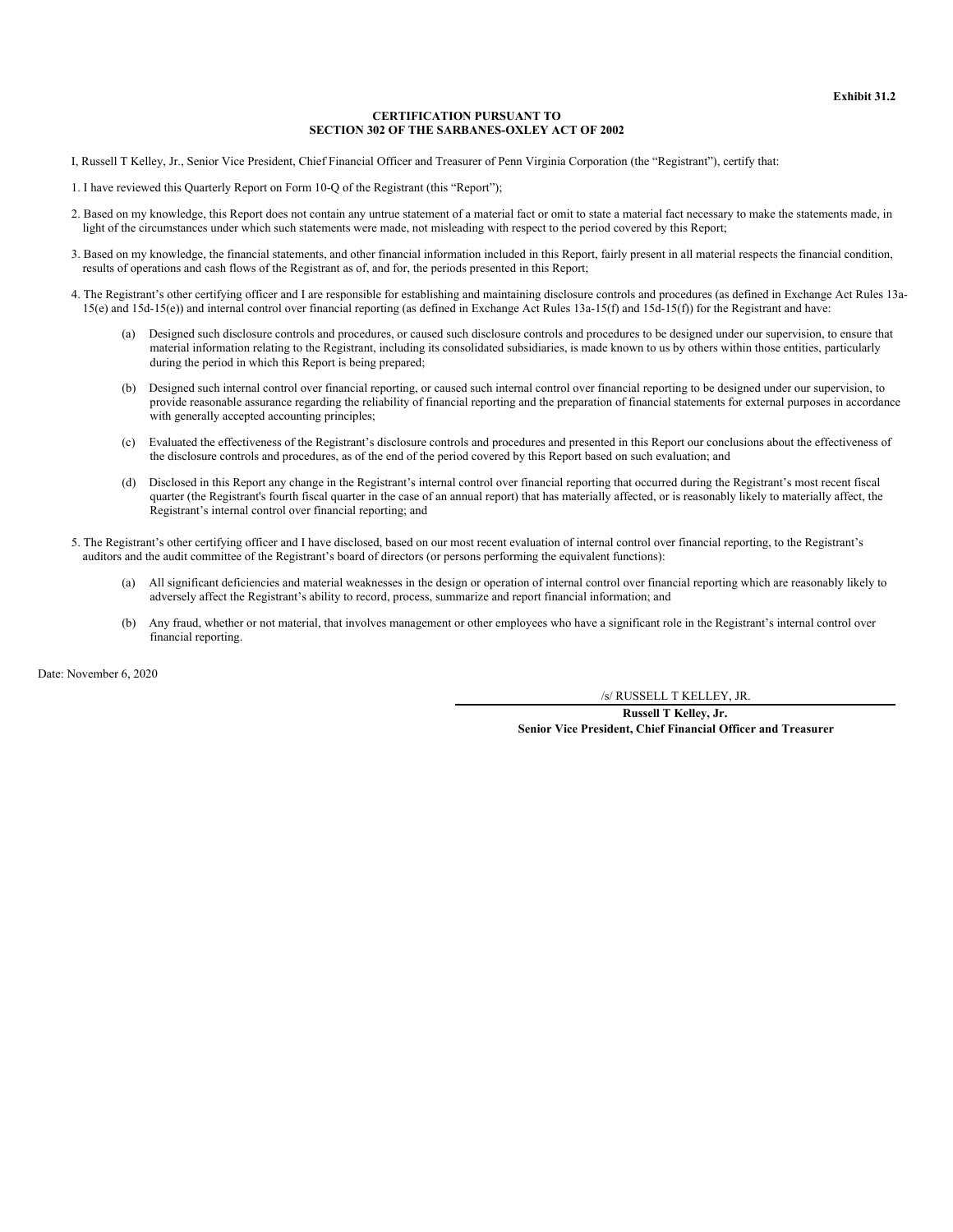**Exhibit 31.2**

**CERTIFICATION PURSUANT TO**
**SECTION 302 OF THE SARBANES-OXLEY ACT OF 2002**

I, Russell T Kelley, Jr., Senior Vice President, Chief Financial Officer and Treasurer of Penn Virginia Corporation (the "Registrant"), certify that:

1. I have reviewed this Quarterly Report on Form 10-Q of the Registrant (this "Report");

2. Based on my knowledge, this Report does not contain any untrue statement of a material fact or omit to state a material fact necessary to make the statements made, in light of the circumstances under which such statements were made, not misleading with respect to the period covered by this Report;

3. Based on my knowledge, the financial statements, and other financial information included in this Report, fairly present in all material respects the financial condition, results of operations and cash flows of the Registrant as of, and for, the periods presented in this Report;

4. The Registrant's other certifying officer and I are responsible for establishing and maintaining disclosure controls and procedures (as defined in Exchange Act Rules 13a-15(e) and 15d-15(e)) and internal control over financial reporting (as defined in Exchange Act Rules 13a-15(f) and 15d-15(f)) for the Registrant and have:

   (a) Designed such disclosure controls and procedures, or caused such disclosure controls and procedures to be designed under our supervision, to ensure that material information relating to the Registrant, including its consolidated subsidiaries, is made known to us by others within those entities, particularly during the period in which this Report is being prepared;

   (b) Designed such internal control over financial reporting, or caused such internal control over financial reporting to be designed under our supervision, to provide reasonable assurance regarding the reliability of financial reporting and the preparation of financial statements for external purposes in accordance with generally accepted accounting principles;

   (c) Evaluated the effectiveness of the Registrant's disclosure controls and procedures and presented in this Report our conclusions about the effectiveness of the disclosure controls and procedures, as of the end of the period covered by this Report based on such evaluation; and

   (d) Disclosed in this Report any change in the Registrant's internal control over financial reporting that occurred during the Registrant's most recent fiscal quarter (the Registrant's fourth fiscal quarter in the case of an annual report) that has materially affected, or is reasonably likely to materially affect, the Registrant's internal control over financial reporting; and

5. The Registrant's other certifying officer and I have disclosed, based on our most recent evaluation of internal control over financial reporting, to the Registrant's auditors and the audit committee of the Registrant's board of directors (or persons performing the equivalent functions):

   (a) All significant deficiencies and material weaknesses in the design or operation of internal control over financial reporting which are reasonably likely to adversely affect the Registrant's ability to record, process, summarize and report financial information; and

   (b) Any fraud, whether or not material, that involves management or other employees who have a significant role in the Registrant's internal control over financial reporting.

Date: November 6, 2020

/s/ RUSSELL T KELLEY, JR.

**Russell T Kelley, Jr.**
**Senior Vice President, Chief Financial Officer and Treasurer**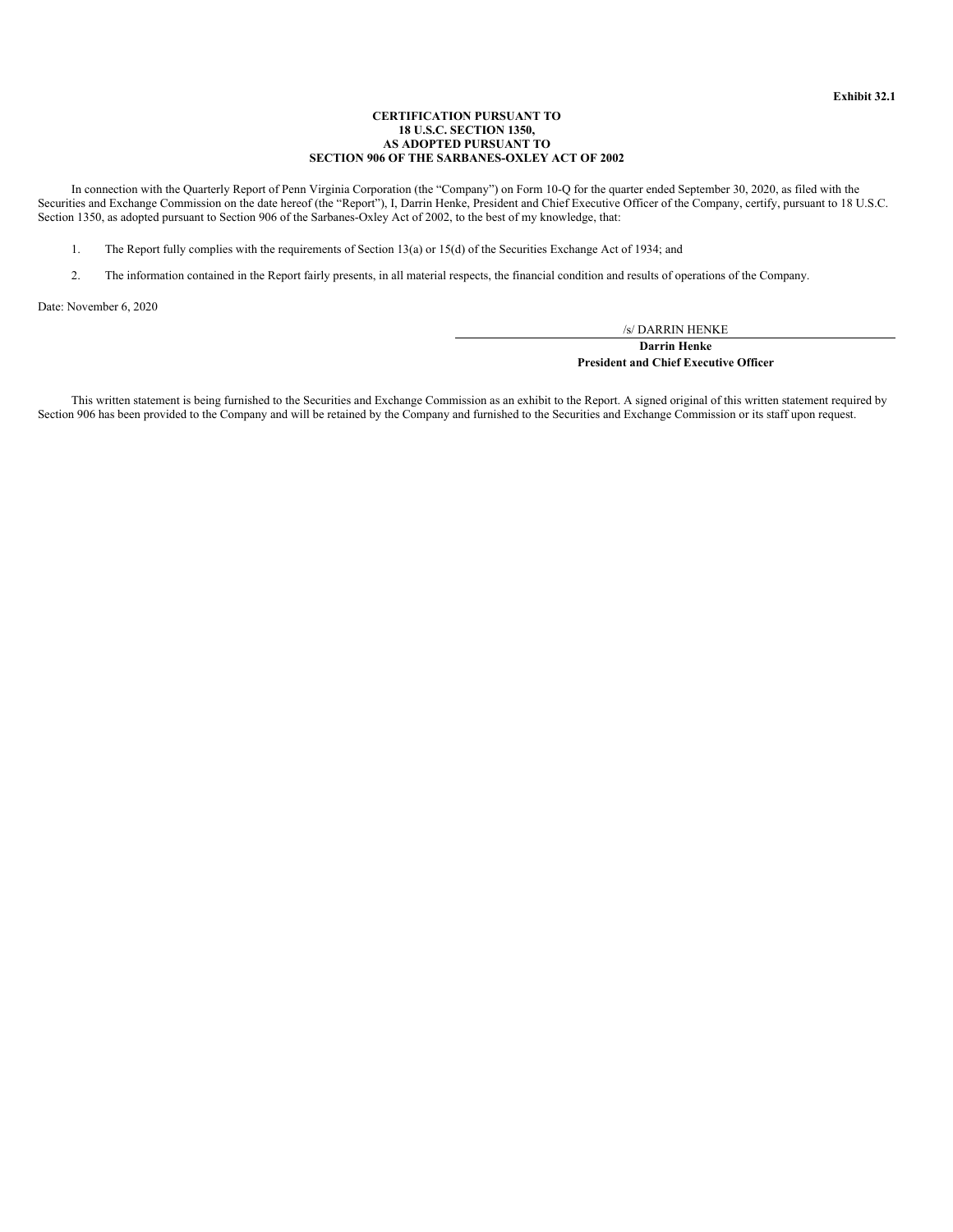**Exhibit 32.1**

**CERTIFICATION PURSUANT TO**
**18 U.S.C. SECTION 1350,**
**AS ADOPTED PURSUANT TO**
**SECTION 906 OF THE SARBANES-OXLEY ACT OF 2002**

In connection with the Quarterly Report of Penn Virginia Corporation (the "Company") on Form 10-Q for the quarter ended September 30, 2020, as filed with the Securities and Exchange Commission on the date hereof (the "Report"), I, Darrin Henke, President and Chief Executive Officer of the Company, certify, pursuant to 18 U.S.C. Section 1350, as adopted pursuant to Section 906 of the Sarbanes-Oxley Act of 2002, to the best of my knowledge, that:

1. The Report fully complies with the requirements of Section 13(a) or 15(d) of the Securities Exchange Act of 1934; and

2. The information contained in the Report fairly presents, in all material respects, the financial condition and results of operations of the Company.

Date: November 6, 2020

/s/ DARRIN HENKE

**Darrin Henke**
**President and Chief Executive Officer**

This written statement is being furnished to the Securities and Exchange Commission as an exhibit to the Report. A signed original of this written statement required by Section 906 has been provided to the Company and will be retained by the Company and furnished to the Securities and Exchange Commission or its staff upon request.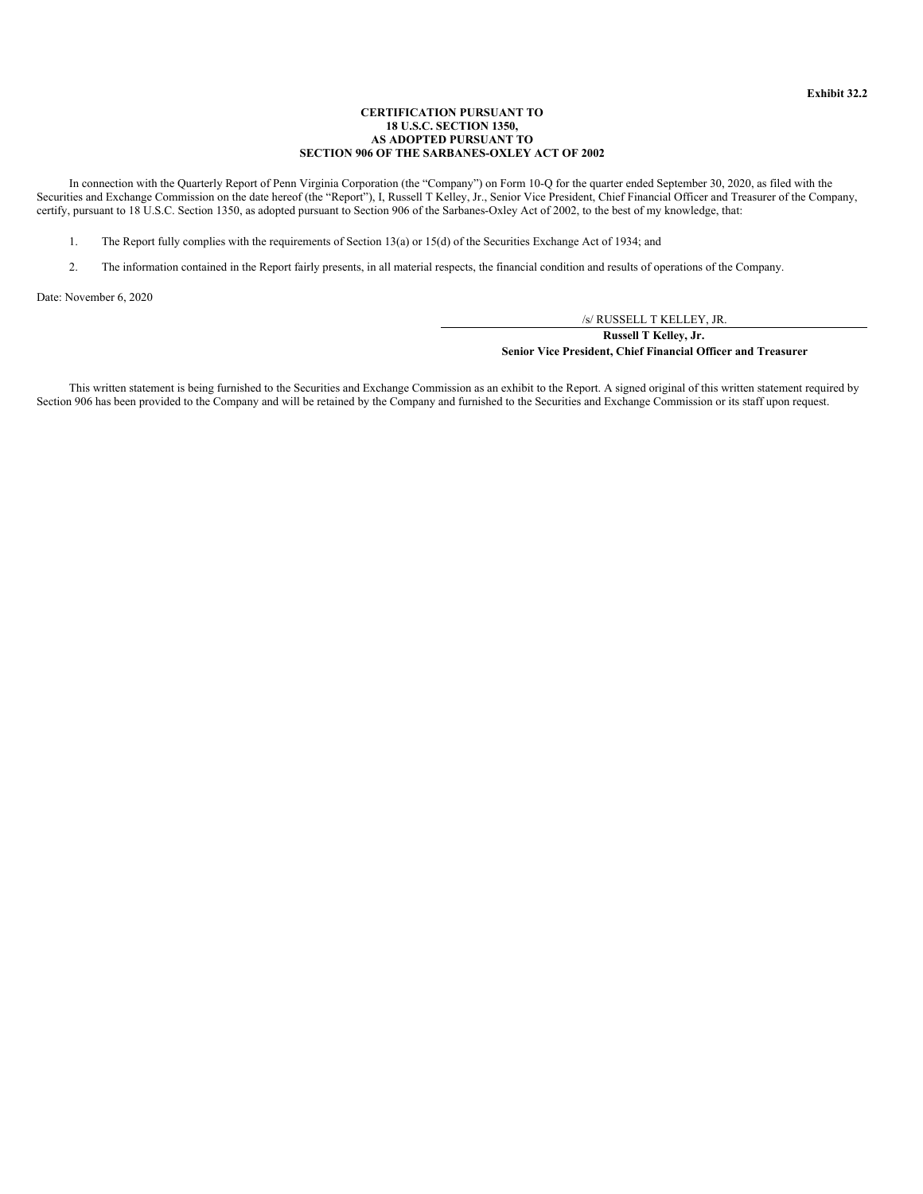**Exhibit 32.2**

**CERTIFICATION PURSUANT TO**
**18 U.S.C. SECTION 1350,**
**AS ADOPTED PURSUANT TO**
**SECTION 906 OF THE SARBANES-OXLEY ACT OF 2002**

In connection with the Quarterly Report of Penn Virginia Corporation (the "Company") on Form 10-Q for the quarter ended September 30, 2020, as filed with the Securities and Exchange Commission on the date hereof (the "Report"), I, Russell T Kelley, Jr., Senior Vice President, Chief Financial Officer and Treasurer of the Company, certify, pursuant to 18 U.S.C. Section 1350, as adopted pursuant to Section 906 of the Sarbanes-Oxley Act of 2002, to the best of my knowledge, that:

1. The Report fully complies with the requirements of Section 13(a) or 15(d) of the Securities Exchange Act of 1934; and

2. The information contained in the Report fairly presents, in all material respects, the financial condition and results of operations of the Company.

Date: November 6, 2020

/s/ RUSSELL T KELLEY, JR.

**Russell T Kelley, Jr.**

**Senior Vice President, Chief Financial Officer and Treasurer**

This written statement is being furnished to the Securities and Exchange Commission as an exhibit to the Report. A signed original of this written statement required by Section 906 has been provided to the Company and will be retained by the Company and furnished to the Securities and Exchange Commission or its staff upon request.